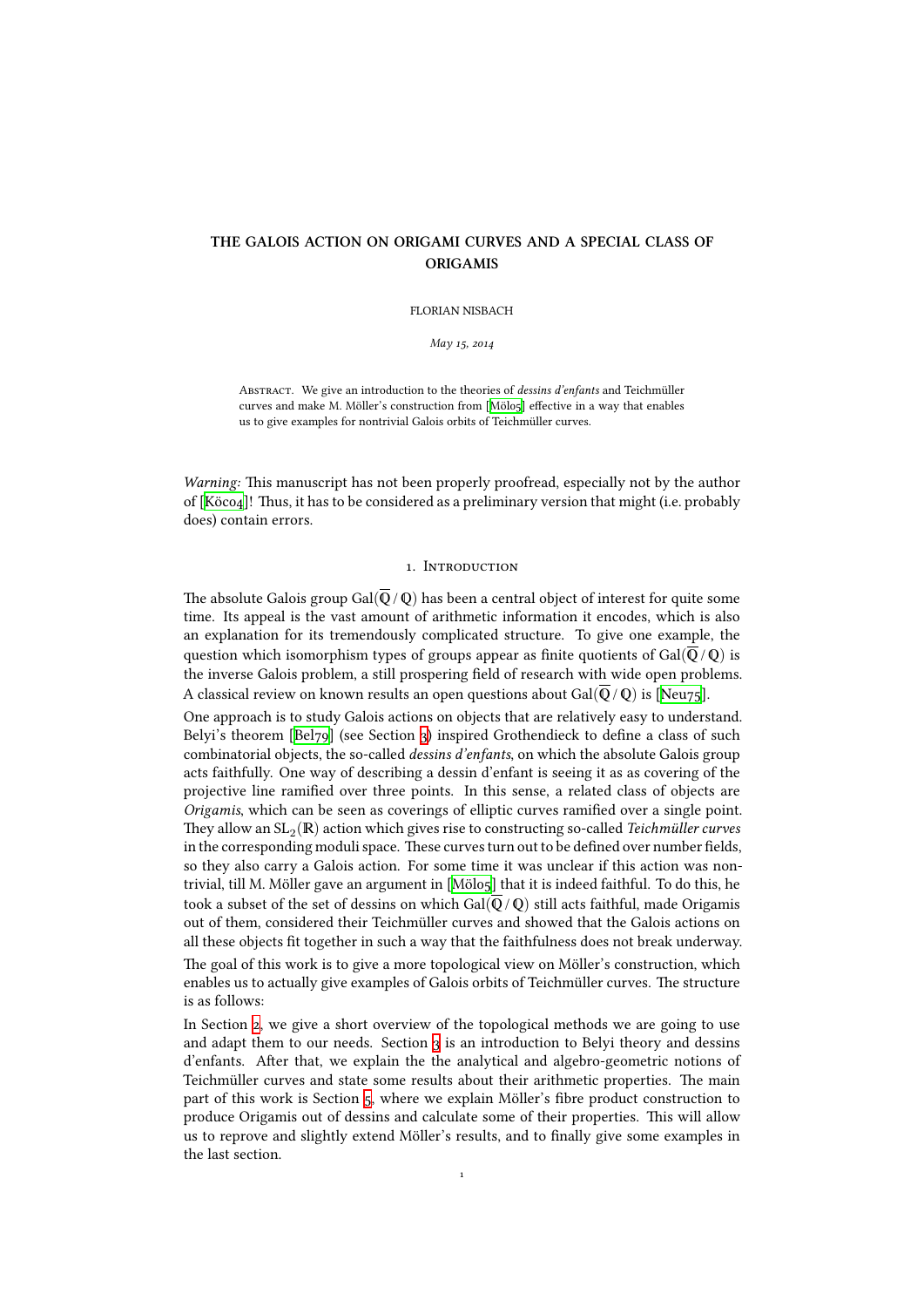# THE GALOIS ACTION ON ORIGAMI CURVES AND A SPECIAL CLASS OF ORIGAMIS

FLORIAN NISBACH

*May 15, 2014*

Abstract. We give an introduction to the theories of *dessins d'enfants* and Teichmüller curves and make M. Möller's construction from [Möl05] effective in a way that enables us to give examples for nontrivial Galois orbits of Teichmüller curves.

*Warning:* This manuscript has not been properly proofread, especially not by the author of [Köc04]! Thus, it has to be considered as a preliminary version that might (i.e. probably does) contain errors.

## 1. Introduction

The absolute Galois group $\text{Gal}(\overline{\mathbb{Q}}\,/\,\mathbb{Q})$ has been a central object of interest for quite some time. Its appeal is the vast amount of arithmetic information it encodes, which is also an explanation for its tremendously complicated structure. To give one example, the question which isomorphism types of groups appear as finite quotients of $\text{Gal}(\overline{\mathbb{Q}}\,/\,\mathbb{Q})$ is the inverse Galois problem, a still prospering field of research with wide open problems. A classical review on known results an open questions about $\text{Gal}(\overline{\mathbb{Q}}\,/\,\mathbb{Q})$ is [Neu75].

One approach is to study Galois actions on objects that are relatively easy to understand. Belyi's theorem [Bel79] (see Section 3) inspired Grothendieck to define a class of such combinatorial objects, the so-called *dessins d'enfants*, on which the absolute Galois group acts faithfully. One way of describing a dessin d'enfant is seeing it as as covering of the projective line ramified over three points. In this sense, a related class of objects are *Origamis*, which can be seen as coverings of elliptic curves ramified over a single point. They allow an $\text{SL}_2(\mathbb{R})$ action which gives rise to constructing so-called *Teichmüller curves* in the corresponding moduli space. These curves turn out to be defined over number fields, so they also carry a Galois action. For some time it was unclear if this action was non-trivial, till M. Möller gave an argument in [Möl05] that it is indeed faithful. To do this, he took a subset of the set of dessins on which $\text{Gal}(\overline{\mathbb{Q}}\,/\,\mathbb{Q})$ still acts faithful, made Origamis out of them, considered their Teichmüller curves and showed that the Galois actions on all these objects fit together in such a way that the faithfulness does not break underway.

The goal of this work is to give a more topological view on Möller's construction, which enables us to actually give examples of Galois orbits of Teichmüller curves. The structure is as follows:

In Section 2, we give a short overview of the topological methods we are going to use and adapt them to our needs. Section 3 is an introduction to Belyi theory and dessins d'enfants. After that, we explain the the analytical and algebro-geometric notions of Teichmüller curves and state some results about their arithmetic properties. The main part of this work is Section 5, where we explain Möller's fibre product construction to produce Origamis out of dessins and calculate some of their properties. This will allow us to reprove and slightly extend Möller's results, and to finally give some examples in the last section.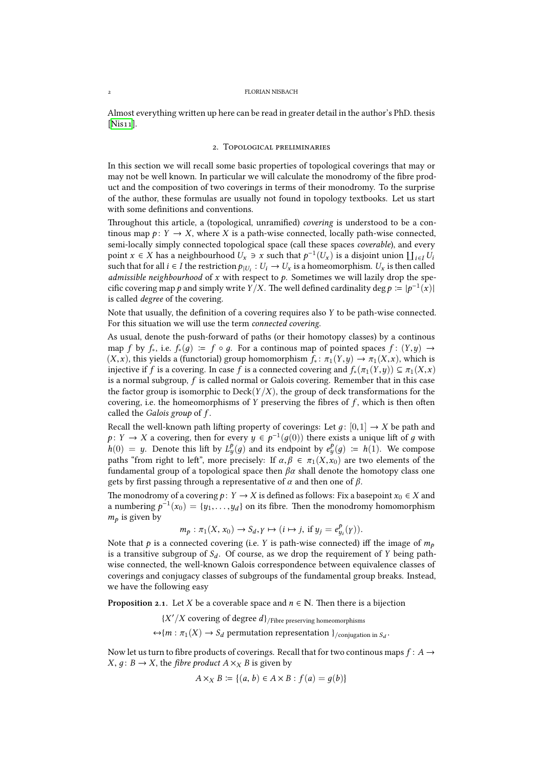Almost everything written up here can be read in greater detail in the author's PhD. thesis [Nis11].

## 2. Topological preliminaries

In this section we will recall some basic properties of topological coverings that may or may not be well known. In particular we will calculate the monodromy of the fibre product and the composition of two coverings in terms of their monodromy. To the surprise of the author, these formulas are usually not found in topology textbooks. Let us start with some definitions and conventions.

Throughout this article, a (topological, unramified) *covering* is understood to be a continous map $p\colon Y \to X$, where $X$ is a path-wise connected, locally path-wise connected, semi-locally simply connected topological space (call these spaces *coverable*), and every point $x \in X$ has a neighbourhood $U_x \ni x$ such that $p^{-1}(U_x)$ is a disjoint union $\coprod_{i\in I} U_i$ such that for all $i \in I$ the restriction $p_{|U_i}: U_i \to U_x$ is a homeomorphism. $U_x$ is then called *admissible neighbourhood* of $x$ with respect to $p$. Sometimes we will lazily drop the specific covering map $p$ and simply write $Y/X$. The well defined cardinality $\deg p := |p^{-1}(x)|$ is called *degree* of the covering.

Note that usually, the definition of a covering requires also $Y$ to be path-wise connected. For this situation we will use the term *connected covering*.

As usual, denote the push-forward of paths (or their homotopy classes) by a continous map $f$ by $f_*$, i.e. $f_*(g) := f \circ g$. For a continous map of pointed spaces $f\colon (Y, y) \to (X, x)$, this yields a (functorial) group homomorphism $f_*\colon \pi_1(Y, y) \to \pi_1(X, x)$, which is injective if $f$ is a covering. In case $f$ is a connected covering and $f_*(\pi_1(Y, y)) \subseteq \pi_1(X, x)$ is a normal subgroup, $f$ is called normal or Galois covering. Remember that in this case the factor group is isomorphic to $\mathrm{Deck}(Y/X)$, the group of deck transformations for the covering, i.e. the homeomorphisms of $Y$ preserving the fibres of $f$, which is then often called the *Galois group* of $f$.

Recall the well-known path lifting property of coverings: Let $g\colon [0, 1] \to X$ be path and $p\colon Y \to X$ a covering, then for every $y \in p^{-1}(g(0))$ there exists a unique lift of $g$ with $h(0) = y$. Denote this lift by $L^p_y(g)$ and its endpoint by $e^p_y(g) := h(1)$. We compose paths "from right to left", more precisely: If $\alpha, \beta \in \pi_1(X, x_0)$ are two elements of the fundamental group of a topological space then $\beta\alpha$ shall denote the homotopy class one gets by first passing through a representative of $\alpha$ and then one of $\beta$.

The monodromy of a covering $p\colon Y \to X$ is defined as follows: Fix a basepoint $x_0 \in X$ and a numbering $p^{-1}(x_0) = \{y_1, \ldots, y_d\}$ on its fibre. Then the monodromy homomorphism $m_p$ is given by

$$m_p : \pi_1(X, x_0) \to S_d, \gamma \mapsto (i \mapsto j, \text{ if } y_j = e^p_{y_i}(\gamma)).$$

Note that $p$ is a connected covering (i.e. $Y$ is path-wise connected) iff the image of $m_p$ is a transitive subgroup of $S_d$. Of course, as we drop the requirement of $Y$ being path-wise connected, the well-known Galois correspondence between equivalence classes of coverings and conjugacy classes of subgroups of the fundamental group breaks. Instead, we have the following easy

**Proposition 2.1.** Let $X$ be a coverable space and $n \in \mathbb{N}$. Then there is a bijection

$$\{X'/X \text{ covering of degree } d\}_{/\text{Fibre preserving homeomorphisms}}$$
$$\leftrightarrow \{m : \pi_1(X) \to S_d \text{ permutation representation }\}_{/\text{conjugation in } S_d}.$$

Now let us turn to fibre products of coverings. Recall that for two continous maps $f : A \to X$, $g\colon B \to X$, the *fibre product* $A \times_X B$ is given by

$$A \times_X B := \{(a, b) \in A \times B : f(a) = g(b)\}$$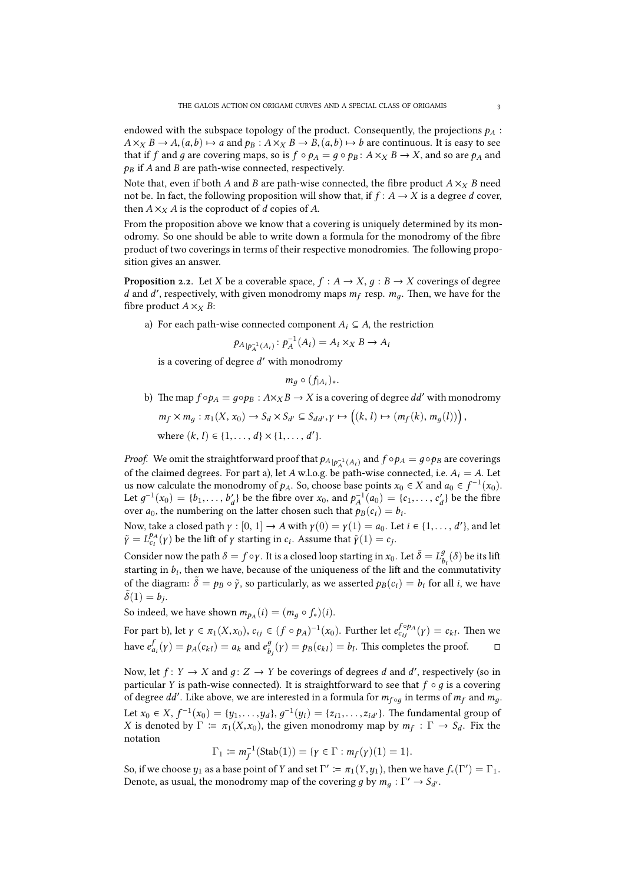endowed with the subspace topology of the product. Consequently, the projections $p_A : A \times_X B \to A, (a, b) \mapsto a$ and $p_B : A \times_X B \to B, (a, b) \mapsto b$ are continuous. It is easy to see that if $f$ and $g$ are covering maps, so is $f \circ p_A = g \circ p_B : A \times_X B \to X$, and so are $p_A$ and $p_B$ if $A$ and $B$ are path-wise connected, respectively.

Note that, even if both $A$ and $B$ are path-wise connected, the fibre product $A \times_X B$ need not be. In fact, the following proposition will show that, if $f : A \to X$ is a degree $d$ cover, then $A \times_X A$ is the coproduct of $d$ copies of $A$.

From the proposition above we know that a covering is uniquely determined by its monodromy. So one should be able to write down a formula for the monodromy of the fibre product of two coverings in terms of their respective monodromies. The following proposition gives an answer.

**Proposition 2.2.** Let $X$ be a coverable space, $f : A \to X$, $g : B \to X$ coverings of degree $d$ and $d'$, respectively, with given monodromy maps $m_f$ resp. $m_g$. Then, we have for the fibre product $A \times_X B$:

a) For each path-wise connected component $A_i \subseteq A$, the restriction

$$p_{A|p_A^{-1}(A_i)} : p_A^{-1}(A_i) = A_i \times_X B \to A_i$$

is a covering of degree $d'$ with monodromy

$$m_g \circ (f_{|A_i})_*.$$

b) The map $f \circ p_A = g \circ p_B : A \times_X B \to X$ is a covering of degree $dd'$ with monodromy

$$m_f \times m_g : \pi_1(X, x_0) \to S_d \times S_{d'} \subseteq S_{dd'}, \gamma \mapsto \Big( (k, l) \mapsto (m_f(k), m_g(l)) \Big),$$

where $(k, l) \in \{1, \ldots, d\} \times \{1, \ldots, d'\}$.

*Proof.* We omit the straightforward proof that $p_{A|p_A^{-1}(A_i)}$ and $f \circ p_A = g \circ p_B$ are coverings of the claimed degrees. For part a), let $A$ w.l.o.g. be path-wise connected, i.e. $A_i = A$. Let us now calculate the monodromy of $p_A$. So, choose base points $x_0 \in X$ and $a_0 \in f^{-1}(x_0)$. Let $g^{-1}(x_0) = \{b_1, \ldots, b'_d\}$ be the fibre over $x_0$, and $p_A^{-1}(a_0) = \{c_1, \ldots, c'_d\}$ be the fibre over $a_0$, the numbering on the latter chosen such that $p_B(c_i) = b_i$.

Now, take a closed path $\gamma : [0, 1] \to A$ with $\gamma(0) = \gamma(1) = a_0$. Let $i \in \{1, \ldots, d'\}$, and let $\tilde{\gamma} = L_{c_i}^{p_A}(\gamma)$ be the lift of $\gamma$ starting in $c_i$. Assume that $\tilde{\gamma}(1) = c_j$.

Consider now the path $\delta = f \circ \gamma$. It is a closed loop starting in $x_0$. Let $\tilde{\delta} = L_{b_i}^g(\delta)$ be its lift starting in $b_i$, then we have, because of the uniqueness of the lift and the commutativity of the diagram: $\tilde{\delta} = p_B \circ \tilde{\gamma}$, so particularly, as we asserted $p_B(c_i) = b_i$ for all $i$, we have $\tilde{\delta}(1) = b_j$.

So indeed, we have shown $m_{p_A}(i) = (m_g \circ f_*)(i)$.

For part b), let $\gamma \in \pi_1(X, x_0)$, $c_{ij} \in (f \circ p_A)^{-1}(x_0)$. Further let $e_{c_{ij}}^{f \circ p_A}(\gamma) = c_{kl}$. Then we have $e_{a_i}^f(\gamma) = p_A(c_{kl}) = a_k$ and $e_{b_j}^g(\gamma) = p_B(c_{kl}) = b_l$. This completes the proof. $\square$

Now, let $f : Y \to X$ and $g : Z \to Y$ be coverings of degrees $d$ and $d'$, respectively (so in particular $Y$ is path-wise connected). It is straightforward to see that $f \circ g$ is a covering of degree $dd'$. Like above, we are interested in a formula for $m_{f \circ g}$ in terms of $m_f$ and $m_g$. Let $x_0 \in X$, $f^{-1}(x_0) = \{y_1, \ldots, y_d\}$, $g^{-1}(y_i) = \{z_{i1}, \ldots, z_{id'}\}$. The fundamental group of $X$ is denoted by $\Gamma := \pi_1(X, x_0)$, the given monodromy map by $m_f : \Gamma \to S_d$. Fix the notation

$$\Gamma_1 := m_f^{-1}(\mathrm{Stab}(1)) = \{\gamma \in \Gamma : m_f(\gamma)(1) = 1\}.$$

So, if we choose $y_1$ as a base point of $Y$ and set $\Gamma' := \pi_1(Y, y_1)$, then we have $f_*(\Gamma') = \Gamma_1$. Denote, as usual, the monodromy map of the covering $g$ by $m_g : \Gamma' \to S_{d'}$.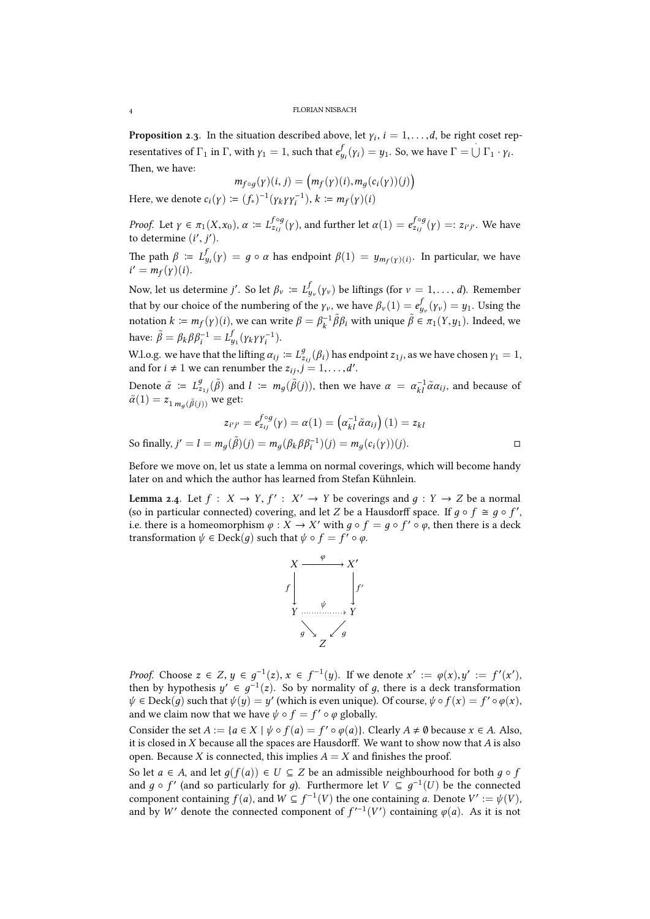**Proposition 2.3.** In the situation described above, let $\gamma_i$, $i = 1, \ldots, d$, be right coset representatives of $\Gamma_1$ in $\Gamma$, with $\gamma_1 = 1$, such that $e^f_{y_i}(\gamma_i) = y_1$. So, we have $\Gamma = \dot{\bigcup} \, \Gamma_1 \cdot \gamma_i$. Then, we have:

$$m_{f \circ g}(\gamma)(i, j) = \left(m_f(\gamma)(i), m_g(c_i(\gamma))(j)\right)$$

Here, we denote $c_i(\gamma) := (f_*)^{-1}(\gamma_k \gamma \gamma_i^{-1})$, $k := m_f(\gamma)(i)$

*Proof.* Let $\gamma \in \pi_1(X, x_0)$, $\alpha := L^{f \circ g}_{z_{ij}}(\gamma)$, and further let $\alpha(1) = e^{f \circ g}_{z_{ij}}(\gamma) =: z_{i'j'}$. We have to determine $(i', j')$.

The path $\beta := L^f_{y_i}(\gamma) = g \circ \alpha$ has endpoint $\beta(1) = y_{m_f(\gamma)(i)}$. In particular, we have $i' = m_f(\gamma)(i)$.

Now, let us determine $j'$. So let $\beta_\nu := L^f_{y_\nu}(\gamma_\nu)$ be liftings (for $\nu = 1, \ldots, d$). Remember that by our choice of the numbering of the $\gamma_\nu$, we have $\beta_\nu(1) = e^f_{y_\nu}(\gamma_\nu) = y_1$. Using the notation $k := m_f(\gamma)(i)$, we can write $\beta = \beta_k^{-1} \tilde{\beta} \beta_i$ with unique $\tilde{\beta} \in \pi_1(Y, y_1)$. Indeed, we have: $\tilde{\beta} = \beta_k \beta \beta_i^{-1} = L^f_{y_1}(\gamma_k \gamma \gamma_i^{-1})$.

W.l.o.g. we have that the lifting $\alpha_{ij} := L^g_{z_{ij}}(\beta_i)$ has endpoint $z_{1j}$, as we have chosen $\gamma_1 = 1$, and for $i \neq 1$ we can renumber the $z_{ij}, j = 1, \ldots, d'$.

Denote $\tilde{\alpha} := L^g_{z_{1j}}(\tilde{\beta})$ and $l := m_g(\tilde{\beta}(j))$, then we have $\alpha = \alpha_{kl}^{-1} \tilde{\alpha} \alpha_{ij}$, and because of $\tilde{\alpha}(1) = z_{1\, m_g(\tilde{\beta}(j))}$ we get:

$$z_{i'j'} = e^{f \circ g}_{z_{ij}}(\gamma) = \alpha(1) = \left(\alpha_{kl}^{-1} \tilde{\alpha} \alpha_{ij}\right)(1) = z_{kl}$$

So finally, $j' = l = m_g(\tilde{\beta})(j) = m_g(\beta_k \beta \beta_i^{-1})(j) = m_g(c_i(\gamma))(j)$. ◻

Before we move on, let us state a lemma on normal coverings, which will become handy later on and which the author has learned from Stefan Kühnlein.

**Lemma 2.4.** Let $f : X \to Y$, $f' : X' \to Y$ be coverings and $g : Y \to Z$ be a normal (so in particular connected) covering, and let $Z$ be a Hausdorff space. If $g \circ f \cong g \circ f'$, i.e. there is a homeomorphism $\varphi : X \to X'$ with $g \circ f = g \circ f' \circ \varphi$, then there is a deck transformation $\psi \in \mathrm{Deck}(g)$ such that $\psi \circ f = f' \circ \varphi$.

$$\begin{array}{ccc} X & \xrightarrow{\ \varphi\ } & X' \\ {\scriptstyle f}\downarrow & & \downarrow{\scriptstyle f'} \\ Y & \overset{\psi}{\dashrightarrow} & Y \\ & {\scriptstyle g}\searrow \quad \swarrow{\scriptstyle g} & \\ & Z & \end{array}$$

*Proof.* Choose $z \in Z$, $y \in g^{-1}(z)$, $x \in f^{-1}(y)$. If we denote $x' := \varphi(x), y' := f'(x')$, then by hypothesis $y' \in g^{-1}(z)$. So by normality of $g$, there is a deck transformation $\psi \in \mathrm{Deck}(g)$ such that $\psi(y) = y'$ (which is even unique). Of course, $\psi \circ f(x) = f' \circ \varphi(x)$, and we claim now that we have $\psi \circ f = f' \circ \varphi$ globally.

Consider the set $A := \{a \in X \mid \psi \circ f(a) = f' \circ \varphi(a)\}$. Clearly $A \neq \emptyset$ because $x \in A$. Also, it is closed in $X$ because all the spaces are Hausdorff. We want to show now that $A$ is also open. Because $X$ is connected, this implies $A = X$ and finishes the proof.

So let $a \in A$, and let $g(f(a)) \in U \subseteq Z$ be an admissible neighbourhood for both $g \circ f$ and $g \circ f'$ (and so particularly for $g$). Furthermore let $V \subseteq g^{-1}(U)$ be the connected component containing $f(a)$, and $W \subseteq f^{-1}(V)$ the one containing $a$. Denote $V' := \psi(V)$, and by $W'$ denote the connected component of $f'^{-1}(V')$ containing $\varphi(a)$. As it is not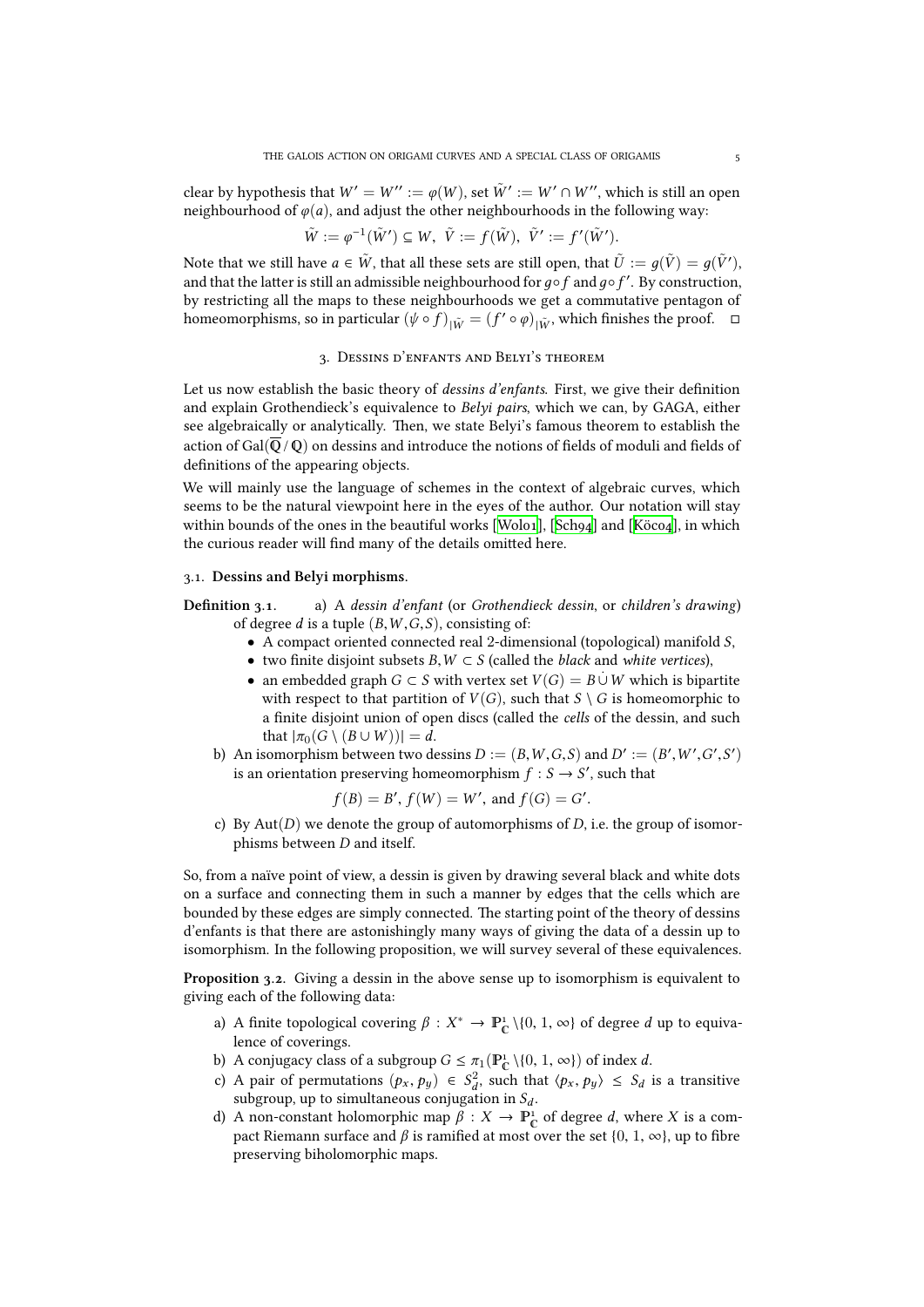clear by hypothesis that $W' = W'' := \varphi(W)$, set $\tilde{W}' := W' \cap W''$, which is still an open neighbourhood of $\varphi(a)$, and adjust the other neighbourhoods in the following way:

$$\tilde{W} := \varphi^{-1}(\tilde{W}') \subseteq W, \ \tilde{V} := f(\tilde{W}), \ \tilde{V}' := f'(\tilde{W}').$$

Note that we still have $a \in \tilde{W}$, that all these sets are still open, that $\tilde{U} := g(\tilde{V}) = g(\tilde{V}')$, and that the latter is still an admissible neighbourhood for $g \circ f$ and $g \circ f'$. By construction, by restricting all the maps to these neighbourhoods we get a commutative pentagon of homeomorphisms, so in particular $(\psi \circ f)_{|\tilde{W}} = (f' \circ \varphi)_{|\tilde{W}}$, which finishes the proof. $\square$

## 3. Dessins d'enfants and Belyi's theorem

Let us now establish the basic theory of *dessins d'enfants*. First, we give their definition and explain Grothendieck's equivalence to *Belyi pairs*, which we can, by GAGA, either see algebraically or analytically. Then, we state Belyi's famous theorem to establish the action of $\mathrm{Gal}(\overline{\mathbb{Q}}/\mathbb{Q})$ on dessins and introduce the notions of fields of moduli and fields of definitions of the appearing objects.

We will mainly use the language of schemes in the context of algebraic curves, which seems to be the natural viewpoint here in the eyes of the author. Our notation will stay within bounds of the ones in the beautiful works [Wol01], [Sch94] and [Köc04], in which the curious reader will find many of the details omitted here.

### 3.1. Dessins and Belyi morphisms.

**Definition 3.1.** a) A *dessin d'enfant* (or *Grothendieck dessin*, or *children's drawing*) of degree $d$ is a tuple $(B, W, G, S)$, consisting of:

- A compact oriented connected real 2-dimensional (topological) manifold $S$,
- two finite disjoint subsets $B, W \subset S$ (called the *black* and *white vertices*),
- an embedded graph $G \subset S$ with vertex set $V(G) = B \dot\cup W$ which is bipartite with respect to that partition of $V(G)$, such that $S \setminus G$ is homeomorphic to a finite disjoint union of open discs (called the *cells* of the dessin, and such that $|\pi_0(G \setminus (B \cup W))| = d$.

b) An isomorphism between two dessins $D := (B, W, G, S)$ and $D' := (B', W', G', S')$ is an orientation preserving homeomorphism $f : S \to S'$, such that

$$f(B) = B', \ f(W) = W', \text{ and } f(G) = G'.$$

c) By $\mathrm{Aut}(D)$ we denote the group of automorphisms of $D$, i.e. the group of isomorphisms between $D$ and itself.

So, from a naïve point of view, a dessin is given by drawing several black and white dots on a surface and connecting them in such a manner by edges that the cells which are bounded by these edges are simply connected. The starting point of the theory of dessins d'enfants is that there are astonishingly many ways of giving the data of a dessin up to isomorphism. In the following proposition, we will survey several of these equivalences.

**Proposition 3.2.** Giving a dessin in the above sense up to isomorphism is equivalent to giving each of the following data:

a) A finite topological covering $\beta : X^* \to \mathbb{P}^1_{\mathbb{C}} \setminus \{0, 1, \infty\}$ of degree $d$ up to equivalence of coverings.

b) A conjugacy class of a subgroup $G \leq \pi_1(\mathbb{P}^1_{\mathbb{C}} \setminus \{0, 1, \infty\})$ of index $d$.

c) A pair of permutations $(p_x, p_y) \in S_d^2$, such that $\langle p_x, p_y \rangle \leq S_d$ is a transitive subgroup, up to simultaneous conjugation in $S_d$.

d) A non-constant holomorphic map $\beta : X \to \mathbb{P}^1_{\mathbb{C}}$ of degree $d$, where $X$ is a compact Riemann surface and $\beta$ is ramified at most over the set $\{0, 1, \infty\}$, up to fibre preserving biholomorphic maps.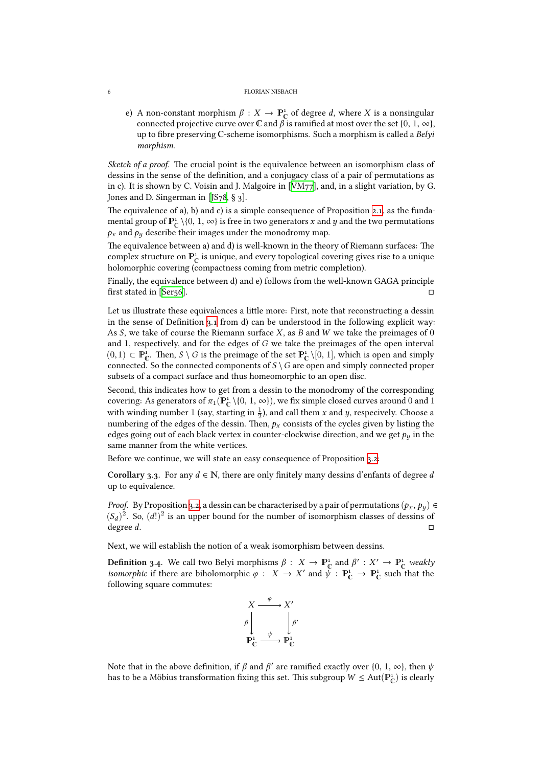e) A non-constant morphism $\beta : X \to \mathbb{P}^1_{\mathbb{C}}$ of degree $d$, where $X$ is a nonsingular connected projective curve over $\mathbb{C}$ and $\beta$ is ramified at most over the set $\{0, 1, \infty\}$, up to fibre preserving $\mathbb{C}$-scheme isomorphisms. Such a morphism is called a *Belyi morphism*.

*Sketch of a proof.* The crucial point is the equivalence between an isomorphism class of dessins in the sense of the definition, and a conjugacy class of a pair of permutations as in c). It is shown by C. Voisin and J. Malgoire in [VM77], and, in a slight variation, by G. Jones and D. Singerman in [JS78, § 3].

The equivalence of a), b) and c) is a simple consequence of Proposition 2.1, as the fundamental group of $\mathbb{P}^1_{\mathbb{C}} \setminus \{0, 1, \infty\}$ is free in two generators $x$ and $y$ and the two permutations $p_x$ and $p_y$ describe their images under the monodromy map.

The equivalence between a) and d) is well-known in the theory of Riemann surfaces: The complex structure on $\mathbb{P}^1_{\mathbb{C}}$ is unique, and every topological covering gives rise to a unique holomorphic covering (compactness coming from metric completion).

Finally, the equivalence between d) and e) follows from the well-known GAGA principle first stated in [Ser56]. □

Let us illustrate these equivalences a little more: First, note that reconstructing a dessin in the sense of Definition 3.1 from d) can be understood in the following explicit way: As $S$, we take of course the Riemann surface $X$, as $B$ and $W$ we take the preimages of 0 and 1, respectively, and for the edges of $G$ we take the preimages of the open interval $(0, 1) \subset \mathbb{P}^1_{\mathbb{C}}$. Then, $S \setminus G$ is the preimage of the set $\mathbb{P}^1_{\mathbb{C}} \setminus [0, 1]$, which is open and simply connected. So the connected components of $S \setminus G$ are open and simply connected proper subsets of a compact surface and thus homeomorphic to an open disc.

Second, this indicates how to get from a dessin to the monodromy of the corresponding covering: As generators of $\pi_1(\mathbb{P}^1_{\mathbb{C}} \setminus \{0, 1, \infty\})$, we fix simple closed curves around 0 and 1 with winding number 1 (say, starting in $\frac{1}{2}$), and call them $x$ and $y$, respecively. Choose a numbering of the edges of the dessin. Then, $p_x$ consists of the cycles given by listing the edges going out of each black vertex in counter-clockwise direction, and we get $p_y$ in the same manner from the white vertices.

Before we continue, we will state an easy consequence of Proposition 3.2:

**Corollary 3.3.** For any $d \in \mathbb{N}$, there are only finitely many dessins d'enfants of degree $d$ up to equivalence.

*Proof.* By Proposition 3.2, a dessin can be characterised by a pair of permutations $(p_x, p_y) \in (S_d)^2$. So, $(d!)^2$ is an upper bound for the number of isomorphism classes of dessins of degree $d$. □

Next, we will establish the notion of a weak isomorphism between dessins.

**Definition 3.4.** We call two Belyi morphisms $\beta : X \to \mathbb{P}^1_{\mathbb{C}}$ and $\beta' : X' \to \mathbb{P}^1_{\mathbb{C}}$ *weakly isomorphic* if there are biholomorphic $\varphi : X \to X'$ and $\psi : \mathbb{P}^1_{\mathbb{C}} \to \mathbb{P}^1_{\mathbb{C}}$ such that the following square commutes:

$$\begin{array}{ccc} X & \xrightarrow{\varphi} & X' \\ \beta \downarrow & & \downarrow \beta' \\ \mathbb{P}^1_{\mathbb{C}} & \xrightarrow{\psi} & \mathbb{P}^1_{\mathbb{C}} \end{array}$$

Note that in the above definition, if $\beta$ and $\beta'$ are ramified exactly over $\{0, 1, \infty\}$, then $\psi$ has to be a Möbius transformation fixing this set. This subgroup $W \leq \mathrm{Aut}(\mathbb{P}^1_{\mathbb{C}})$ is clearly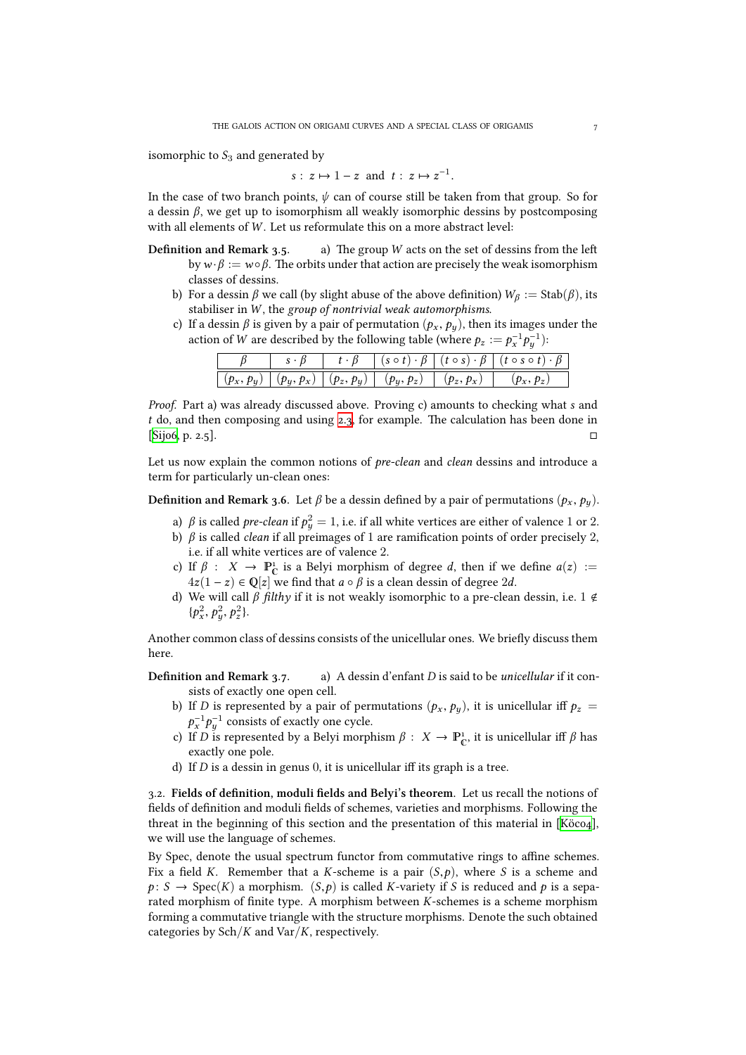isomorphic to $S_3$ and generated by

$$s : z \mapsto 1 - z \text{ and } t : z \mapsto z^{-1}.$$

In the case of two branch points, $\psi$ can of course still be taken from that group. So for a dessin $\beta$, we get up to isomorphism all weakly isomorphic dessins by postcomposing with all elements of $W$. Let us reformulate this on a more abstract level:

**Definition and Remark 3.5.**

a) The group $W$ acts on the set of dessins from the left by $w \cdot \beta := w \circ \beta$. The orbits under that action are precisely the weak isomorphism classes of dessins.

b) For a dessin $\beta$ we call (by slight abuse of the above definition) $W_\beta := \mathrm{Stab}(\beta)$, its stabiliser in $W$, the *group of nontrivial weak automorphisms*.

c) If a dessin $\beta$ is given by a pair of permutation $(p_x, p_y)$, then its images under the action of $W$ are described by the following table (where $p_z := p_x^{-1} p_y^{-1}$):

| $\beta$ | $s \cdot \beta$ | $t \cdot \beta$ | $(s \circ t) \cdot \beta$ | $(t \circ s) \cdot \beta$ | $(t \circ s \circ t) \cdot \beta$ |
|---|---|---|---|---|---|
| $(p_x, p_y)$ | $(p_y, p_x)$ | $(p_z, p_y)$ | $(p_y, p_z)$ | $(p_z, p_x)$ | $(p_x, p_z)$ |

*Proof.* Part a) was already discussed above. Proving c) amounts to checking what $s$ and $t$ do, and then composing and using 2.3, for example. The calculation has been done in [Sij06, p. 2.5]. $\square$

Let us now explain the common notions of *pre-clean* and *clean* dessins and introduce a term for particularly un-clean ones:

**Definition and Remark 3.6.** Let $\beta$ be a dessin defined by a pair of permutations $(p_x, p_y)$.

a) $\beta$ is called *pre-clean* if $p_y^2 = 1$, i.e. if all white vertices are either of valence 1 or 2.

b) $\beta$ is called *clean* if all preimages of 1 are ramification points of order precisely 2, i.e. if all white vertices are of valence 2.

c) If $\beta : X \to \mathbb{P}^1_{\mathbb{C}}$ is a Belyi morphism of degree $d$, then if we define $a(z) := 4z(1-z) \in \mathbb{Q}[z]$ we find that $a \circ \beta$ is a clean dessin of degree $2d$.

d) We will call $\beta$ *filthy* if it is not weakly isomorphic to a pre-clean dessin, i.e. $1 \notin \{p_x^2, p_y^2, p_z^2\}$.

Another common class of dessins consists of the unicellular ones. We briefly discuss them here.

**Definition and Remark 3.7.**

a) A dessin d'enfant $D$ is said to be *unicellular* if it consists of exactly one open cell.

b) If $D$ is represented by a pair of permutations $(p_x, p_y)$, it is unicellular iff $p_z = p_x^{-1} p_y^{-1}$ consists of exactly one cycle.

c) If $D$ is represented by a Belyi morphism $\beta : X \to \mathbb{P}^1_{\mathbb{C}}$, it is unicellular iff $\beta$ has exactly one pole.

d) If $D$ is a dessin in genus 0, it is unicellular iff its graph is a tree.

3.2. **Fields of definition, moduli fields and Belyi's theorem**. Let us recall the notions of fields of definition and moduli fields of schemes, varieties and morphisms. Following the threat in the beginning of this section and the presentation of this material in [Köc04], we will use the language of schemes.

By Spec, denote the usual spectrum functor from commutative rings to affine schemes. Fix a field $K$. Remember that a $K$-scheme is a pair $(S, p)$, where $S$ is a scheme and $p : S \to \mathrm{Spec}(K)$ a morphism. $(S, p)$ is called $K$-variety if $S$ is reduced and $p$ is a separated morphism of finite type. A morphism between $K$-schemes is a scheme morphism forming a commutative triangle with the structure morphisms. Denote the such obtained categories by $\mathrm{Sch}/K$ and $\mathrm{Var}/K$, respectively.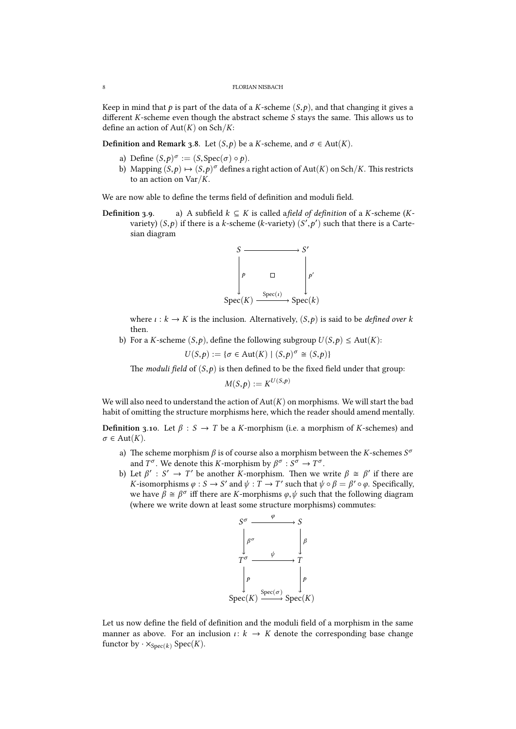Keep in mind that $p$ is part of the data of a $K$-scheme $(S,p)$, and that changing it gives a different $K$-scheme even though the abstract scheme $S$ stays the same. This allows us to define an action of $\mathrm{Aut}(K)$ on $\mathrm{Sch}/K$:

**Definition and Remark 3.8.** Let $(S,p)$ be a $K$-scheme, and $\sigma \in \mathrm{Aut}(K)$.

a) Define $(S,p)^\sigma := (S, \mathrm{Spec}(\sigma) \circ p)$.
b) Mapping $(S,p) \mapsto (S,p)^\sigma$ defines a right action of $\mathrm{Aut}(K)$ on $\mathrm{Sch}/K$. This restricts to an action on $\mathrm{Var}/K$.

We are now able to define the terms field of definition and moduli field.

**Definition 3.9.** a) A subfield $k \subseteq K$ is called a *field of definition* of a $K$-scheme ($K$-variety) $(S,p)$ if there is a $k$-scheme ($k$-variety) $(S',p')$ such that there is a Cartesian diagram

$$\begin{array}{ccc} S & \longrightarrow & S' \\ \downarrow p & \square & \downarrow p' \\ \mathrm{Spec}(K) & \xrightarrow{\mathrm{Spec}(\iota)} & \mathrm{Spec}(k) \end{array}$$

where $\iota : k \to K$ is the inclusion. Alternatively, $(S,p)$ is said to be *defined over $k$* then.

b) For a $K$-scheme $(S,p)$, define the following subgroup $U(S,p) \leq \mathrm{Aut}(K)$:

$$U(S,p) := \{\sigma \in \mathrm{Aut}(K) \mid (S,p)^\sigma \cong (S,p)\}$$

The *moduli field* of $(S,p)$ is then defined to be the fixed field under that group:

$$M(S,p) := K^{U(S,p)}$$

We will also need to understand the action of $\mathrm{Aut}(K)$ on morphisms. We will start the bad habit of omitting the structure morphisms here, which the reader should amend mentally.

**Definition 3.10.** Let $\beta : S \to T$ be a $K$-morphism (i.e. a morphism of $K$-schemes) and $\sigma \in \mathrm{Aut}(K)$.

a) The scheme morphism $\beta$ is of course also a morphism between the $K$-schemes $S^\sigma$ and $T^\sigma$. We denote this $K$-morphism by $\beta^\sigma : S^\sigma \to T^\sigma$.
b) Let $\beta' : S' \to T'$ be another $K$-morphism. Then we write $\beta \cong \beta'$ if there are $K$-isomorphisms $\varphi : S \to S'$ and $\psi : T \to T'$ such that $\psi \circ \beta = \beta' \circ \varphi$. Specifically, we have $\beta \cong \beta^\sigma$ iff there are $K$-morphisms $\varphi, \psi$ such that the following diagram (where we write down at least some structure morphisms) commutes:

$$\begin{array}{ccc} S^\sigma & \xrightarrow{\varphi} & S \\ \downarrow \beta^\sigma & & \downarrow \beta \\ T^\sigma & \xrightarrow{\psi} & T \\ \downarrow p & & \downarrow p \\ \mathrm{Spec}(K) & \xrightarrow{\mathrm{Spec}(\sigma)} & \mathrm{Spec}(K) \end{array}$$

Let us now define the field of definition and the moduli field of a morphism in the same manner as above. For an inclusion $\iota : k \to K$ denote the corresponding base change functor by $\cdot \times_{\mathrm{Spec}(k)} \mathrm{Spec}(K)$.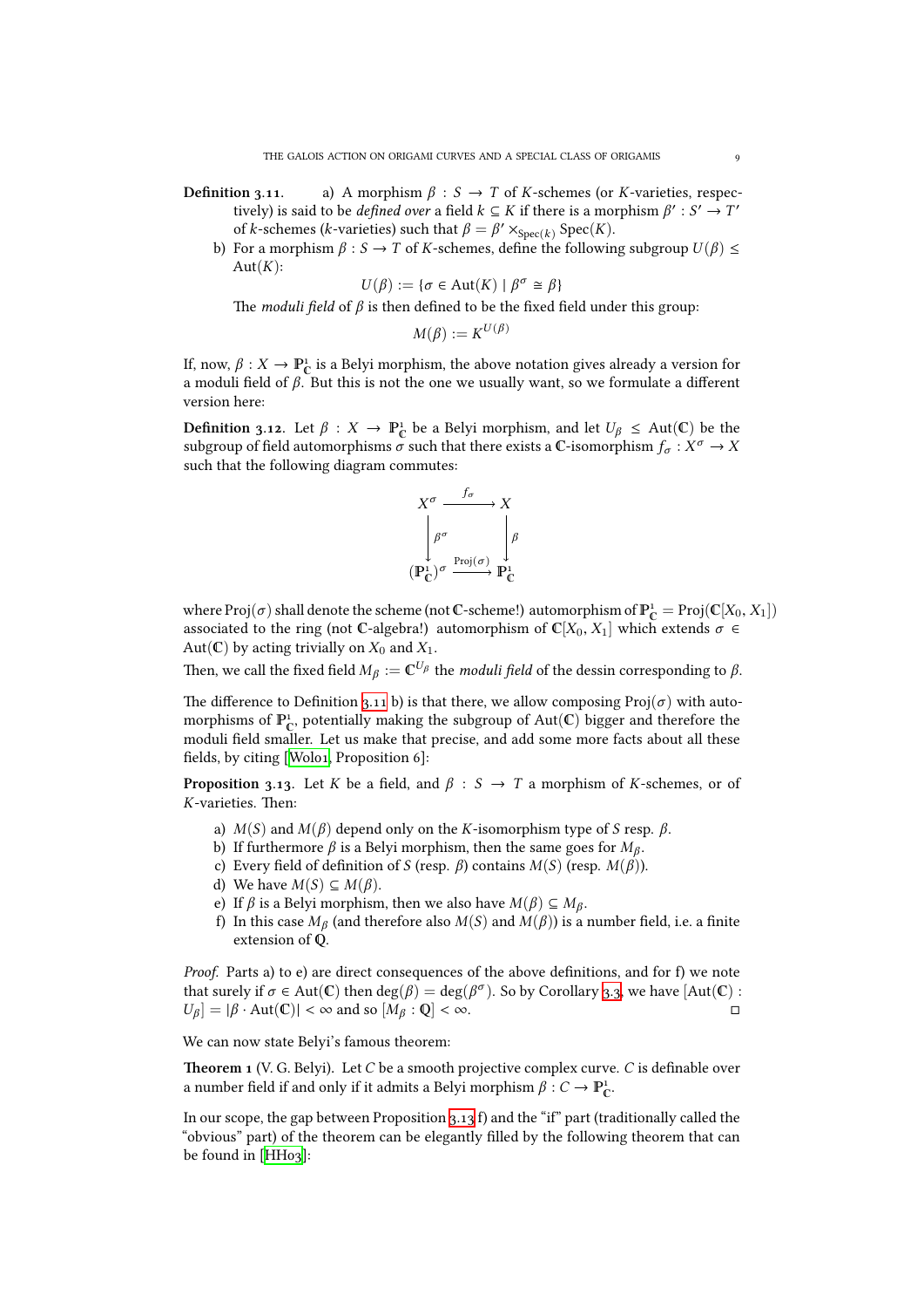**Definition 3.11.** a) A morphism $\beta : S \to T$ of $K$-schemes (or $K$-varieties, respectively) is said to be *defined over* a field $k \subseteq K$ if there is a morphism $\beta' : S' \to T'$ of $k$-schemes ($k$-varieties) such that $\beta = \beta' \times_{\operatorname{Spec}(k)} \operatorname{Spec}(K)$.

b) For a morphism $\beta : S \to T$ of $K$-schemes, define the following subgroup $U(\beta) \leq \operatorname{Aut}(K)$:

$$U(\beta) := \{\sigma \in \operatorname{Aut}(K) \mid \beta^\sigma \cong \beta\}$$

The *moduli field* of $\beta$ is then defined to be the fixed field under this group:

$$M(\beta) := K^{U(\beta)}$$

If, now, $\beta : X \to \mathbb{P}^1_{\mathbb{C}}$ is a Belyi morphism, the above notation gives already a version for a moduli field of $\beta$. But this is not the one we usually want, so we formulate a different version here:

**Definition 3.12.** Let $\beta : X \to \mathbb{P}^1_{\mathbb{C}}$ be a Belyi morphism, and let $U_\beta \leq \operatorname{Aut}(\mathbb{C})$ be the subgroup of field automorphisms $\sigma$ such that there exists a $\mathbb{C}$-isomorphism $f_\sigma : X^\sigma \to X$ such that the following diagram commutes:

$$\begin{array}{ccc} X^\sigma & \xrightarrow{f_\sigma} & X \\ \downarrow{\scriptstyle \beta^\sigma} & & \downarrow{\scriptstyle \beta} \\ (\mathbb{P}^1_{\mathbb{C}})^\sigma & \xrightarrow{\operatorname{Proj}(\sigma)} & \mathbb{P}^1_{\mathbb{C}} \end{array}$$

where $\operatorname{Proj}(\sigma)$ shall denote the scheme (not $\mathbb{C}$-scheme!) automorphism of $\mathbb{P}^1_{\mathbb{C}} = \operatorname{Proj}(\mathbb{C}[X_0, X_1])$ associated to the ring (not $\mathbb{C}$-algebra!) automorphism of $\mathbb{C}[X_0, X_1]$ which extends $\sigma \in \operatorname{Aut}(\mathbb{C})$ by acting trivially on $X_0$ and $X_1$.

Then, we call the fixed field $M_\beta := \mathbb{C}^{U_\beta}$ the *moduli field* of the dessin corresponding to $\beta$.

The difference to Definition 3.11 b) is that there, we allow composing $\operatorname{Proj}(\sigma)$ with automorphisms of $\mathbb{P}^1_{\mathbb{C}}$, potentially making the subgroup of $\operatorname{Aut}(\mathbb{C})$ bigger and therefore the moduli field smaller. Let us make that precise, and add some more facts about all these fields, by citing [Wol01, Proposition 6]:

**Proposition 3.13.** Let $K$ be a field, and $\beta : S \to T$ a morphism of $K$-schemes, or of $K$-varieties. Then:

a) $M(S)$ and $M(\beta)$ depend only on the $K$-isomorphism type of $S$ resp. $\beta$.
b) If furthermore $\beta$ is a Belyi morphism, then the same goes for $M_\beta$.
c) Every field of definition of $S$ (resp. $\beta$) contains $M(S)$ (resp. $M(\beta)$).
d) We have $M(S) \subseteq M(\beta)$.
e) If $\beta$ is a Belyi morphism, then we also have $M(\beta) \subseteq M_\beta$.
f) In this case $M_\beta$ (and therefore also $M(S)$ and $M(\beta)$) is a number field, i.e. a finite extension of $\mathbb{Q}$.

*Proof.* Parts a) to e) are direct consequences of the above definitions, and for f) we note that surely if $\sigma \in \operatorname{Aut}(\mathbb{C})$ then $\deg(\beta) = \deg(\beta^\sigma)$. So by Corollary 3.3, we have $[\operatorname{Aut}(\mathbb{C}) : U_\beta] = |\beta \cdot \operatorname{Aut}(\mathbb{C})| < \infty$ and so $[M_\beta : \mathbb{Q}] < \infty$. □

We can now state Belyi's famous theorem:

**Theorem 1** (V. G. Belyi). Let $C$ be a smooth projective complex curve. $C$ is definable over a number field if and only if it admits a Belyi morphism $\beta : C \to \mathbb{P}^1_{\mathbb{C}}$.

In our scope, the gap between Proposition 3.13 f) and the "if" part (traditionally called the "obvious" part) of the theorem can be elegantly filled by the following theorem that can be found in [HH03]: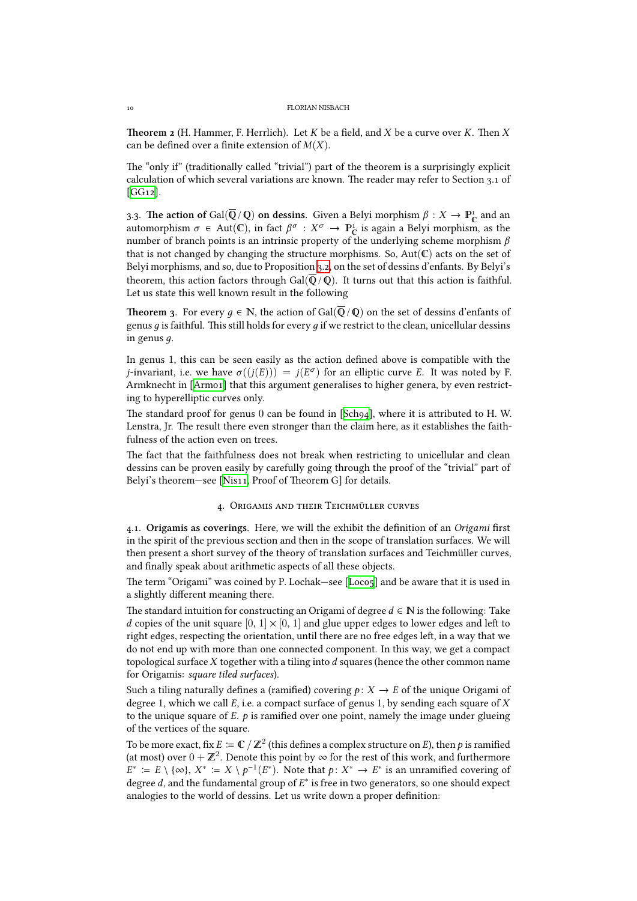**Theorem 2** (H. Hammer, F. Herrlich). Let $K$ be a field, and $X$ be a curve over $K$. Then $X$ can be defined over a finite extension of $M(X)$.

The "only if" (traditionally called "trivial") part of the theorem is a surprisingly explicit calculation of which several variations are known. The reader may refer to Section 3.1 of [GG12].

### 3.3. The action of $\mathrm{Gal}(\overline{\mathbb{Q}}/\mathbb{Q})$ on dessins.

Given a Belyi morphism $\beta : X \to \mathbb{P}^1_{\mathbb{C}}$ and an automorphism $\sigma \in \mathrm{Aut}(\mathbb{C})$, in fact $\beta^\sigma : X^\sigma \to \mathbb{P}^1_{\mathbb{C}}$ is again a Belyi morphism, as the number of branch points is an intrinsic property of the underlying scheme morphism $\beta$ that is not changed by changing the structure morphisms. So, $\mathrm{Aut}(\mathbb{C})$ acts on the set of Belyi morphisms, and so, due to Proposition 3.2, on the set of dessins d'enfants. By Belyi's theorem, this action factors through $\mathrm{Gal}(\overline{\mathbb{Q}}/\mathbb{Q})$. It turns out that this action is faithful. Let us state this well known result in the following

**Theorem 3.** For every $g \in \mathbb{N}$, the action of $\mathrm{Gal}(\overline{\mathbb{Q}}/\mathbb{Q})$ on the set of dessins d'enfants of genus $g$ is faithful. This still holds for every $g$ if we restrict to the clean, unicellular dessins in genus $g$.

In genus 1, this can be seen easily as the action defined above is compatible with the $j$-invariant, i.e. we have $\sigma((j(E))) = j(E^\sigma)$ for an elliptic curve $E$. It was noted by F. Armknecht in [Arm01] that this argument generalises to higher genera, by even restricting to hyperelliptic curves only.

The standard proof for genus 0 can be found in [Sch94], where it is attributed to H. W. Lenstra, Jr. The result there even stronger than the claim here, as it establishes the faithfulness of the action even on trees.

The fact that the faithfulness does not break when restricting to unicellular and clean dessins can be proven easily by carefully going through the proof of the "trivial" part of Belyi's theorem—see [Nis11, Proof of Theorem G] for details.

## 4. Origamis and their Teichmüller curves

### 4.1. Origamis as coverings.

Here, we will the exhibit the definition of an *Origami* first in the spirit of the previous section and then in the scope of translation surfaces. We will then present a short survey of the theory of translation surfaces and Teichmüller curves, and finally speak about arithmetic aspects of all these objects.

The term "Origami" was coined by P. Lochak—see [Loc05] and be aware that it is used in a slightly different meaning there.

The standard intuition for constructing an Origami of degree $d \in \mathbb{N}$ is the following: Take $d$ copies of the unit square $[0, 1] \times [0, 1]$ and glue upper edges to lower edges and left to right edges, respecting the orientation, until there are no free edges left, in a way that we do not end up with more than one connected component. In this way, we get a compact topological surface $X$ together with a tiling into $d$ squares (hence the other common name for Origamis: *square tiled surfaces*).

Such a tiling naturally defines a (ramified) covering $p\colon X \to E$ of the unique Origami of degree 1, which we call $E$, i.e. a compact surface of genus 1, by sending each square of $X$ to the unique square of $E$. $p$ is ramified over one point, namely the image under glueing of the vertices of the square.

To be more exact, fix $E := \mathbb{C}/\mathbb{Z}^2$ (this defines a complex structure on $E$), then $p$ is ramified (at most) over $0 + \mathbb{Z}^2$. Denote this point by $\infty$ for the rest of this work, and furthermore $E^* := E \setminus \{\infty\}$, $X^* := X \setminus p^{-1}(E^*)$. Note that $p\colon X^* \to E^*$ is an unramified covering of degree $d$, and the fundamental group of $E^*$ is free in two generators, so one should expect analogies to the world of dessins. Let us write down a proper definition: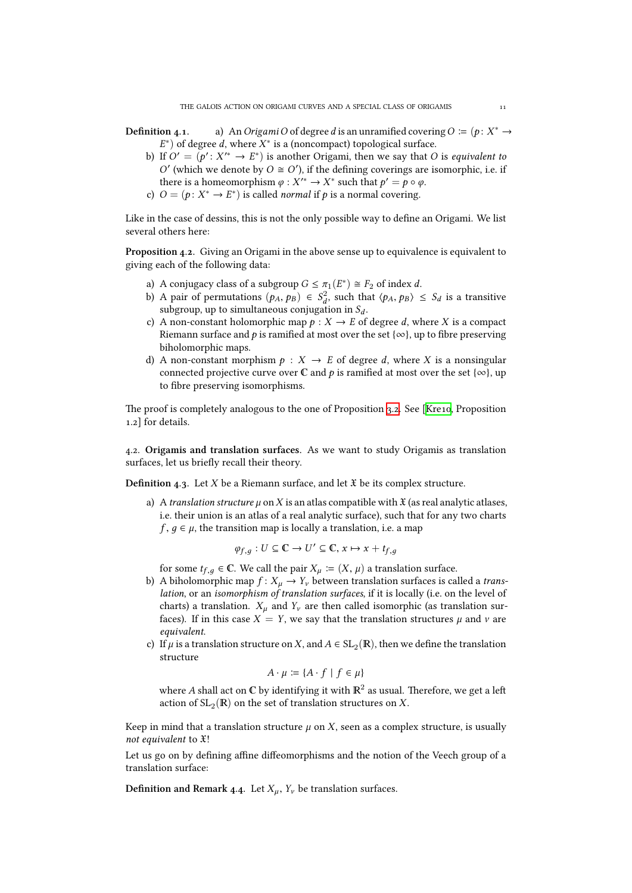**Definition 4.1.** a) An *Origami* $O$ of degree $d$ is an unramified covering $O := (p\colon X^* \to E^*)$ of degree $d$, where $X^*$ is a (noncompact) topological surface.

b) If $O' = (p'\colon X'^* \to E^*)$ is another Origami, then we say that $O$ is *equivalent to* $O'$ (which we denote by $O \cong O'$), if the defining coverings are isomorphic, i.e. if there is a homeomorphism $\varphi : X'^* \to X^*$ such that $p' = p \circ \varphi$.

c) $O = (p\colon X^* \to E^*)$ is called *normal* if $p$ is a normal covering.

Like in the case of dessins, this is not the only possible way to define an Origami. We list several others here:

**Proposition 4.2.** Giving an Origami in the above sense up to equivalence is equivalent to giving each of the following data:

a) A conjugacy class of a subgroup $G \le \pi_1(E^*) \cong F_2$ of index $d$.

b) A pair of permutations $(p_A, p_B) \in S_d^2$, such that $\langle p_A, p_B \rangle \le S_d$ is a transitive subgroup, up to simultaneous conjugation in $S_d$.

c) A non-constant holomorphic map $p : X \to E$ of degree $d$, where $X$ is a compact Riemann surface and $p$ is ramified at most over the set $\{\infty\}$, up to fibre preserving biholomorphic maps.

d) A non-constant morphism $p : X \to E$ of degree $d$, where $X$ is a nonsingular connected projective curve over $\mathbb{C}$ and $p$ is ramified at most over the set $\{\infty\}$, up to fibre preserving isomorphisms.

The proof is completely analogous to the one of Proposition 3.2. See [Kre10, Proposition 1.2] for details.

### 4.2. Origamis and translation surfaces.

As we want to study Origamis as translation surfaces, let us briefly recall their theory.

**Definition 4.3.** Let $X$ be a Riemann surface, and let $\mathfrak{X}$ be its complex structure.

a) A *translation structure* $\mu$ on $X$ is an atlas compatible with $\mathfrak{X}$ (as real analytic atlases, i.e. their union is an atlas of a real analytic surface), such that for any two charts $f, g \in \mu$, the transition map is locally a translation, i.e. a map

$$\varphi_{f,g} : U \subseteq \mathbb{C} \to U' \subseteq \mathbb{C},\ x \mapsto x + t_{f,g}$$

for some $t_{f,g} \in \mathbb{C}$. We call the pair $X_\mu := (X, \mu)$ a translation surface.

b) A biholomorphic map $f : X_\mu \to Y_\nu$ between translation surfaces is called a *translation*, or an *isomorphism of translation surfaces*, if it is locally (i.e. on the level of charts) a translation. $X_\mu$ and $Y_\nu$ are then called isomorphic (as translation surfaces). If in this case $X = Y$, we say that the translation structures $\mu$ and $\nu$ are *equivalent*.

c) If $\mu$ is a translation structure on $X$, and $A \in \mathrm{SL}_2(\mathbb{R})$, then we define the translation structure

$$A \cdot \mu := \{A \cdot f \mid f \in \mu\}$$

where $A$ shall act on $\mathbb{C}$ by identifying it with $\mathbb{R}^2$ as usual. Therefore, we get a left action of $\mathrm{SL}_2(\mathbb{R})$ on the set of translation structures on $X$.

Keep in mind that a translation structure $\mu$ on $X$, seen as a complex structure, is usually *not equivalent* to $\mathfrak{X}$!

Let us go on by defining affine diffeomorphisms and the notion of the Veech group of a translation surface:

**Definition and Remark 4.4.** Let $X_\mu$, $Y_\nu$ be translation surfaces.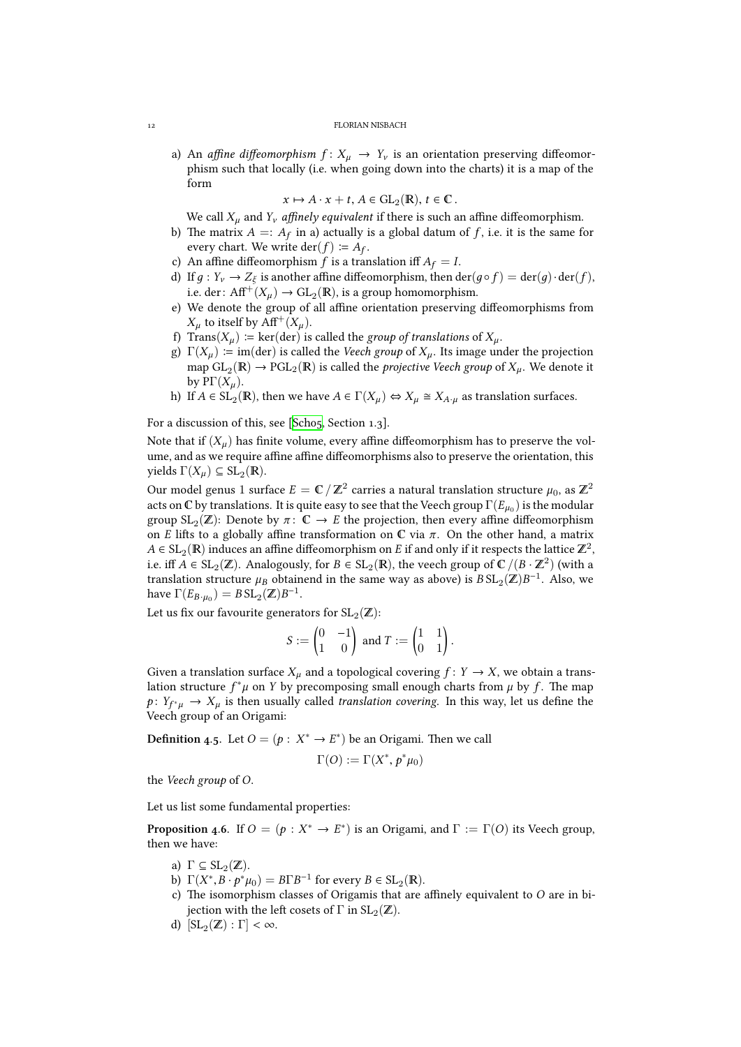a) An *affine diffeomorphism* $f\colon X_\mu \to Y_\nu$ is an orientation preserving diffeomorphism such that locally (i.e. when going down into the charts) it is a map of the form

$$x \mapsto A \cdot x + t,\, A \in \mathrm{GL}_2(\mathbb{R}),\, t \in \mathbb{C}\,.$$

We call $X_\mu$ and $Y_\nu$ *affinely equivalent* if there is such an affine diffeomorphism.

b) The matrix $A =: A_f$ in a) actually is a global datum of $f$, i.e. it is the same for every chart. We write $\mathrm{der}(f) := A_f$.

c) An affine diffeomorphism $f$ is a translation iff $A_f = I$.

d) If $g : Y_\nu \to Z_\xi$ is another affine diffeomorphism, then $\mathrm{der}(g \circ f) = \mathrm{der}(g) \cdot \mathrm{der}(f)$, i.e. $\mathrm{der}\colon \mathrm{Aff}^+(X_\mu) \to \mathrm{GL}_2(\mathbb{R})$, is a group homomorphism.

e) We denote the group of all affine orientation preserving diffeomorphisms from $X_\mu$ to itself by $\mathrm{Aff}^+(X_\mu)$.

f) $\mathrm{Trans}(X_\mu) := \ker(\mathrm{der})$ is called the *group of translations* of $X_\mu$.

g) $\Gamma(X_\mu) := \mathrm{im}(\mathrm{der})$ is called the *Veech group* of $X_\mu$. Its image under the projection map $\mathrm{GL}_2(\mathbb{R}) \to \mathrm{PGL}_2(\mathbb{R})$ is called the *projective Veech group* of $X_\mu$. We denote it by $\mathrm{P}\Gamma(X_\mu)$.

h) If $A \in \mathrm{SL}_2(\mathbb{R})$, then we have $A \in \Gamma(X_\mu) \Leftrightarrow X_\mu \cong X_{A\cdot\mu}$ as translation surfaces.

For a discussion of this, see [Sch05, Section 1.3].

Note that if $(X_\mu)$ has finite volume, every affine diffeomorphism has to preserve the volume, and as we require affine affine diffeomorphisms also to preserve the orientation, this yields $\Gamma(X_\mu) \subseteq \mathrm{SL}_2(\mathbb{R})$.

Our model genus 1 surface $E = \mathbb{C} / \mathbb{Z}^2$ carries a natural translation structure $\mu_0$, as $\mathbb{Z}^2$ acts on $\mathbb{C}$ by translations. It is quite easy to see that the Veech group $\Gamma(E_{\mu_0})$ is the modular group $\mathrm{SL}_2(\mathbb{Z})$: Denote by $\pi\colon \mathbb{C} \to E$ the projection, then every affine diffeomorphism on $E$ lifts to a globally affine transformation on $\mathbb{C}$ via $\pi$. On the other hand, a matrix $A \in \mathrm{SL}_2(\mathbb{R})$ induces an affine diffeomorphism on $E$ if and only if it respects the lattice $\mathbb{Z}^2$, i.e. iff $A \in \mathrm{SL}_2(\mathbb{Z})$. Analogously, for $B \in \mathrm{SL}_2(\mathbb{R})$, the veech group of $\mathbb{C} / (B \cdot \mathbb{Z}^2)$ (with a translation structure $\mu_B$ obtainend in the same way as above) is $B\,\mathrm{SL}_2(\mathbb{Z})B^{-1}$. Also, we have $\Gamma(E_{B\cdot\mu_0}) = B\,\mathrm{SL}_2(\mathbb{Z})B^{-1}$.

Let us fix our favourite generators for $\mathrm{SL}_2(\mathbb{Z})$:

$$S := \begin{pmatrix} 0 & -1 \\ 1 & 0 \end{pmatrix} \text{ and } T := \begin{pmatrix} 1 & 1 \\ 0 & 1 \end{pmatrix}.$$

Given a translation surface $X_\mu$ and a topological covering $f\colon Y \to X$, we obtain a translation structure $f^*\mu$ on $Y$ by precomposing small enough charts from $\mu$ by $f$. The map $p\colon Y_{f^*\mu} \to X_\mu$ is then usually called *translation covering*. In this way, let us define the Veech group of an Origami:

**Definition 4.5.** Let $O = (p : X^* \to E^*)$ be an Origami. Then we call

$$\Gamma(O) := \Gamma(X^*, p^*\mu_0)$$

the *Veech group* of $O$.

Let us list some fundamental properties:

**Proposition 4.6.** If $O = (p : X^* \to E^*)$ is an Origami, and $\Gamma := \Gamma(O)$ its Veech group, then we have:

a) $\Gamma \subseteq \mathrm{SL}_2(\mathbb{Z})$.

b) $\Gamma(X^*, B \cdot p^*\mu_0) = B\Gamma B^{-1}$ for every $B \in \mathrm{SL}_2(\mathbb{R})$.

c) The isomorphism classes of Origamis that are affinely equivalent to $O$ are in bijection with the left cosets of $\Gamma$ in $\mathrm{SL}_2(\mathbb{Z})$.

d) $[\mathrm{SL}_2(\mathbb{Z}) : \Gamma] < \infty$.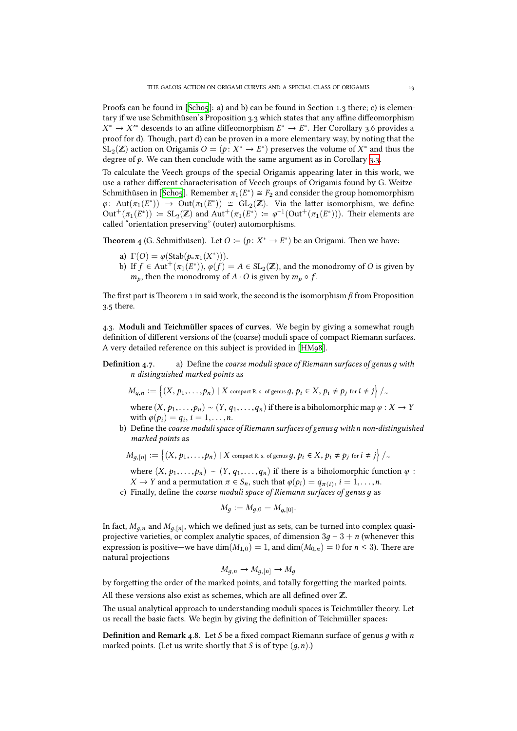Proofs can be found in [Scho5]: a) and b) can be found in Section 1.3 there; c) is elementary if we use Schmithüsen's Proposition 3.3 which states that any affine diffeomorphism $X^* \to X'^*$ descends to an affine diffeomorphism $E^* \to E^*$. Her Corollary 3.6 provides a proof for d). Though, part d) can be proven in a more elementary way, by noting that the $\mathrm{SL}_2(\mathbb{Z})$ action on Origamis $O = (p\colon X^* \to E^*)$ preserves the volume of $X^*$ and thus the degree of $p$. We can then conclude with the same argument as in Corollary 3.3.

To calculate the Veech groups of the special Origamis appearing later in this work, we use a rather different characterisation of Veech groups of Origamis found by G. Weitze-Schmithüsen in [Scho5]. Remember $\pi_1(E^*) \cong F_2$ and consider the group homomorphism $\varphi\colon \mathrm{Aut}(\pi_1(E^*)) \to \mathrm{Out}(\pi_1(E^*)) \cong \mathrm{GL}_2(\mathbb{Z})$. Via the latter isomorphism, we define $\mathrm{Out}^+(\pi_1(E^*)) := \mathrm{SL}_2(\mathbb{Z})$ and $\mathrm{Aut}^+(\pi_1(E^*)) := \varphi^{-1}(\mathrm{Out}^+(\pi_1(E^*)))$. Their elements are called "orientation preserving" (outer) automorphisms.

**Theorem 4** (G. Schmithüsen). Let $O := (p\colon X^* \to E^*)$ be an Origami. Then we have:

a) $\Gamma(O) = \varphi(\mathrm{Stab}(p_*\pi_1(X^*)))$.
b) If $f \in \mathrm{Aut}^+(\pi_1(E^*))$, $\varphi(f) = A \in \mathrm{SL}_2(\mathbb{Z})$, and the monodromy of $O$ is given by $m_p$, then the monodromy of $A \cdot O$ is given by $m_p \circ f$.

The first part is Theorem 1 in said work, the second is the isomorphism $\beta$ from Proposition 3.5 there.

4.3. **Moduli and Teichmüller spaces of curves**. We begin by giving a somewhat rough definition of different versions of the (coarse) moduli space of compact Riemann surfaces. A very detailed reference on this subject is provided in [HM98].

**Definition 4.7.** a) Define the *coarse moduli space of Riemann surfaces of genus $g$ with $n$ distinguished marked points* as

$$M_{g,n} := \left\{(X, p_1, \dots, p_n) \mid X \text{ compact R. s. of genus } g,\ p_i \in X,\ p_i \neq p_j \text{ for } i \neq j\right\} /_{\sim}$$

where $(X, p_1, \dots, p_n) \sim (Y, q_1, \dots, q_n)$ if there is a biholomorphic map $\varphi : X \to Y$ with $\varphi(p_i) = q_i$, $i = 1, \dots, n$.

b) Define the *coarse moduli space of Riemann surfaces of genus $g$ with $n$ non-distinguished marked points* as

$$M_{g,[n]} := \left\{(X, p_1, \dots, p_n) \mid X \text{ compact R. s. of genus } g,\ p_i \in X,\ p_i \neq p_j \text{ for } i \neq j\right\} /_{\sim}$$

where $(X, p_1, \dots, p_n) \sim (Y, q_1, \dots, q_n)$ if there is a biholomorphic function $\varphi : X \to Y$ and a permutation $\pi \in S_n$, such that $\varphi(p_i) = q_{\pi(i)}$, $i = 1, \dots, n$.

c) Finally, define the *coarse moduli space of Riemann surfaces of genus $g$* as

$$M_g := M_{g,0} = M_{g,[0]}.$$

In fact, $M_{g,n}$ and $M_{g,[n]}$, which we defined just as sets, can be turned into complex quasi-projective varieties, or complex analytic spaces, of dimension $3g - 3 + n$ (whenever this expression is positive—we have $\dim(M_{1,0}) = 1$, and $\dim(M_{0,n}) = 0$ for $n \leq 3$). There are natural projections

$$M_{g,n} \to M_{g,[n]} \to M_g$$

by forgetting the order of the marked points, and totally forgetting the marked points.

All these versions also exist as schemes, which are all defined over $\mathbb{Z}$.

The usual analytical approach to understanding moduli spaces is Teichmüller theory. Let us recall the basic facts. We begin by giving the definition of Teichmüller spaces:

**Definition and Remark 4.8.** Let $S$ be a fixed compact Riemann surface of genus $g$ with $n$ marked points. (Let us write shortly that $S$ is of type $(g, n)$.)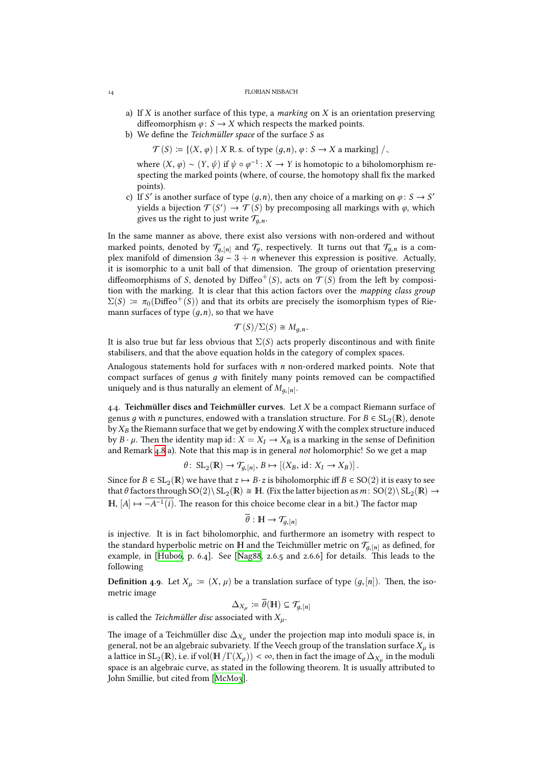a) If $X$ is another surface of this type, a *marking* on $X$ is an orientation preserving diffeomorphism $\varphi\colon S \to X$ which respects the marked points.
b) We define the *Teichmüller space* of the surface $S$ as

$$\mathcal{T}(S) := \{(X, \varphi) \mid X \text{ R. s. of type } (g, n),\ \varphi\colon S \to X \text{ a marking}\} /_{\sim}$$

where $(X, \varphi) \sim (Y, \psi)$ if $\psi \circ \varphi^{-1}\colon X \to Y$ is homotopic to a biholomorphism respecting the marked points (where, of course, the homotopy shall fix the marked points).
c) If $S'$ is another surface of type $(g, n)$, then any choice of a marking on $\varphi\colon S \to S'$ yields a bijection $\mathcal{T}(S') \to \mathcal{T}(S)$ by precomposing all markings with $\varphi$, which gives us the right to just write $\mathcal{T}_{g,n}$.

In the same manner as above, there exist also versions with non-ordered and without marked points, denoted by $\mathcal{T}_{g,[n]}$ and $\mathcal{T}_g$, respectively. It turns out that $\mathcal{T}_{g,n}$ is a complex manifold of dimension $3g - 3 + n$ whenever this expression is positive. Actually, it is isomorphic to a unit ball of that dimension. The group of orientation preserving diffeomorphisms of $S$, denoted by $\mathrm{Diffeo}^+(S)$, acts on $\mathcal{T}(S)$ from the left by composition with the marking. It is clear that this action factors over the *mapping class group* $\Sigma(S) := \pi_0(\mathrm{Diffeo}^+(S))$ and that its orbits are precisely the isomorphism types of Riemann surfaces of type $(g, n)$, so that we have

$$\mathcal{T}(S)/\Sigma(S) \cong M_{g,n}.$$

It is also true but far less obvious that $\Sigma(S)$ acts properly discontinous and with finite stabilisers, and that the above equation holds in the category of complex spaces.

Analogous statements hold for surfaces with $n$ non-ordered marked points. Note that compact surfaces of genus $g$ with finitely many points removed can be compactified uniquely and is thus naturally an element of $M_{g,[n]}$.

4.4. **Teichmüller discs and Teichmüller curves**. Let $X$ be a compact Riemann surface of genus $g$ with $n$ punctures, endowed with a translation structure. For $B \in \mathrm{SL}_2(\mathbb{R})$, denote by $X_B$ the Riemann surface that we get by endowing $X$ with the complex structure induced by $B \cdot \mu$. Then the identity map $\mathrm{id}\colon X = X_I \to X_B$ is a marking in the sense of Definition and Remark 4.8 a). Note that this map is in general *not* holomorphic! So we get a map

$$\theta\colon\ \mathrm{SL}_2(\mathbb{R}) \to \mathcal{T}_{g,[n]},\ B \mapsto [(X_B, \mathrm{id}\colon X_I \to X_B)].$$

Since for $B \in \mathrm{SL}_2(\mathbb{R})$ we have that $z \mapsto B \cdot z$ is biholomorphic iff $B \in \mathrm{SO}(2)$ it is easy to see that $\theta$ factors through $\mathrm{SO}(2)\backslash \mathrm{SL}_2(\mathbb{R}) \cong \mathbb{H}$. (Fix the latter bijection as $m\colon \mathrm{SO}(2)\backslash \mathrm{SL}_2(\mathbb{R}) \to \mathbb{H}$, $[A] \mapsto \overline{-A^{-1}(i)}$. The reason for this choice become clear in a bit.) The factor map

$$\overline{\theta}\colon \mathbb{H} \to \mathcal{T}_{g,[n]}$$

is injective. It is in fact biholomorphic, and furthermore an isometry with respect to the standard hyperbolic metric on $\mathbb{H}$ and the Teichmüller metric on $\mathcal{T}_{g,[n]}$ as defined, for example, in [Hub06, p. 6.4]. See [Nag88, 2.6.5 and 2.6.6] for details. This leads to the following

**Definition 4.9**. Let $X_\mu := (X, \mu)$ be a translation surface of type $(g, [n])$. Then, the isometric image

$$\Delta_{X_\mu} := \overline{\theta}(\mathbb{H}) \subseteq \mathcal{T}_{g,[n]}$$

is called the *Teichmüller disc* associated with $X_\mu$.

The image of a Teichmüller disc $\Delta_{X_\mu}$ under the projection map into moduli space is, in general, not be an algebraic subvariety. If the Veech group of the translation surface $X_\mu$ is a lattice in $\mathrm{SL}_2(\mathbb{R})$, i.e. if $\mathrm{vol}(\mathbb{H}/\Gamma(X_\mu)) < \infty$, then in fact the image of $\Delta_{X_\mu}$ in the moduli space is an algebraic curve, as stated in the following theorem. It is usually attributed to John Smillie, but cited from [McM03].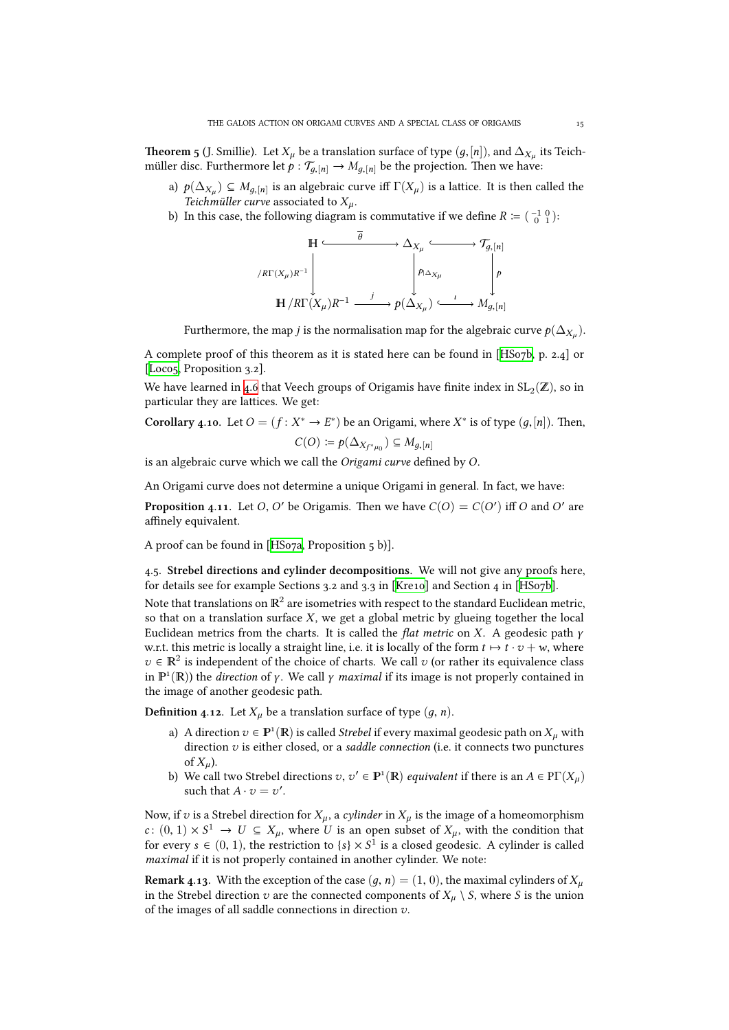**Theorem 5** (J. Smillie). Let $X_\mu$ be a translation surface of type $(g,[n])$, and $\Delta_{X_\mu}$ its Teichmüller disc. Furthermore let $p : \mathcal{T}_{g,[n]} \to M_{g,[n]}$ be the projection. Then we have:

a) $p(\Delta_{X_\mu}) \subseteq M_{g,[n]}$ is an algebraic curve iff $\Gamma(X_\mu)$ is a lattice. It is then called the *Teichmüller curve* associated to $X_\mu$.
b) In this case, the following diagram is commutative if we define $R := \begin{pmatrix} -1 & 0 \\ 0 & 1 \end{pmatrix}$:

$$\begin{array}{ccccc}
\mathbb{H} & \xhookrightarrow{\overline{\theta}} & \Delta_{X_\mu} & \hookrightarrow & \mathcal{T}_{g,[n]} \\
\downarrow {\scriptstyle /R\Gamma(X_\mu)R^{-1}} & & \downarrow {\scriptstyle p_{|\Delta_{X_\mu}}} & & \downarrow {\scriptstyle p} \\
\mathbb{H}/R\Gamma(X_\mu)R^{-1} & \xrightarrow{j} & p(\Delta_{X_\mu}) & \xhookrightarrow{\iota} & M_{g,[n]}
\end{array}$$

Furthermore, the map $j$ is the normalisation map for the algebraic curve $p(\Delta_{X_\mu})$.

A complete proof of this theorem as it is stated here can be found in [HS07b, p. 2.4] or [Loc05, Proposition 3.2].

We have learned in 4.6 that Veech groups of Origamis have finite index in $\mathrm{SL}_2(\mathbb{Z})$, so in particular they are lattices. We get:

**Corollary 4.10.** Let $O = (f : X^* \to E^*)$ be an Origami, where $X^*$ is of type $(g,[n])$. Then,

$$C(O) := p(\Delta_{X_{f^*\mu_0}}) \subseteq M_{g,[n]}$$

is an algebraic curve which we call the *Origami curve* defined by $O$.

An Origami curve does not determine a unique Origami in general. In fact, we have:

**Proposition 4.11.** Let $O$, $O'$ be Origamis. Then we have $C(O) = C(O')$ iff $O$ and $O'$ are affinely equivalent.

A proof can be found in [HS07a, Proposition 5 b)].

4.5. **Strebel directions and cylinder decompositions**. We will not give any proofs here, for details see for example Sections 3.2 and 3.3 in [Kre10] and Section 4 in [HS07b].

Note that translations on $\mathbb{R}^2$ are isometries with respect to the standard Euclidean metric, so that on a translation surface $X$, we get a global metric by glueing together the local Euclidean metrics from the charts. It is called the *flat metric* on $X$. A geodesic path $\gamma$ w.r.t. this metric is locally a straight line, i.e. it is locally of the form $t \mapsto t \cdot v + w$, where $v \in \mathbb{R}^2$ is independent of the choice of charts. We call $v$ (or rather its equivalence class in $\mathbb{P}^1(\mathbb{R})$) the *direction* of $\gamma$. We call $\gamma$ *maximal* if its image is not properly contained in the image of another geodesic path.

**Definition 4.12.** Let $X_\mu$ be a translation surface of type $(g, n)$.

a) A direction $v \in \mathbb{P}^1(\mathbb{R})$ is called *Strebel* if every maximal geodesic path on $X_\mu$ with direction $v$ is either closed, or a *saddle connection* (i.e. it connects two punctures of $X_\mu$).
b) We call two Strebel directions $v, v' \in \mathbb{P}^1(\mathbb{R})$ *equivalent* if there is an $A \in \mathrm{P}\Gamma(X_\mu)$ such that $A \cdot v = v'$.

Now, if $v$ is a Strebel direction for $X_\mu$, a *cylinder* in $X_\mu$ is the image of a homeomorphism $c\colon (0,1) \times S^1 \to U \subseteq X_\mu$, where $U$ is an open subset of $X_\mu$, with the condition that for every $s \in (0,1)$, the restriction to $\{s\} \times S^1$ is a closed geodesic. A cylinder is called *maximal* if it is not properly contained in another cylinder. We note:

**Remark 4.13.** With the exception of the case $(g, n) = (1, 0)$, the maximal cylinders of $X_\mu$ in the Strebel direction $v$ are the connected components of $X_\mu \setminus S$, where $S$ is the union of the images of all saddle connections in direction $v$.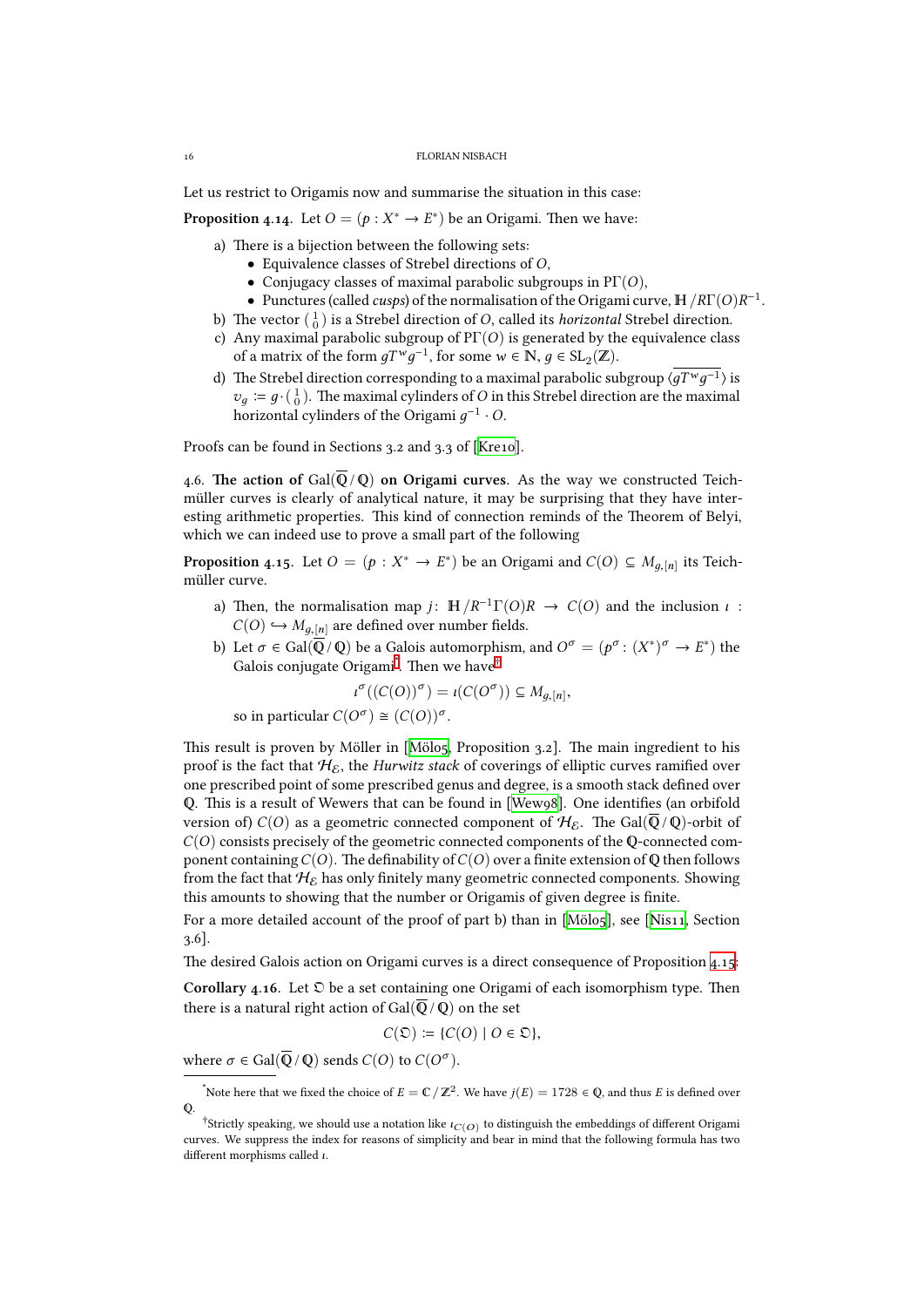Let us restrict to Origamis now and summarise the situation in this case:

**Proposition 4.14.** Let $O = (p : X^* \to E^*)$ be an Origami. Then we have:

a) There is a bijection between the following sets:
   - Equivalence classes of Strebel directions of $O$,
   - Conjugacy classes of maximal parabolic subgroups in $\mathrm{P}\Gamma(O)$,
   - Punctures (called *cusps*) of the normalisation of the Origami curve, $\mathbb{H}/R\Gamma(O)R^{-1}$.

b) The vector $\binom{1}{0}$ is a Strebel direction of $O$, called its *horizontal* Strebel direction.

c) Any maximal parabolic subgroup of $\mathrm{P}\Gamma(O)$ is generated by the equivalence class of a matrix of the form $gT^w g^{-1}$, for some $w \in \mathbb{N}$, $g \in \mathrm{SL}_2(\mathbb{Z})$.

d) The Strebel direction corresponding to a maximal parabolic subgroup $\langle \overline{gT^w g^{-1}} \rangle$ is $v_g := g \cdot \binom{1}{0}$. The maximal cylinders of $O$ in this Strebel direction are the maximal horizontal cylinders of the Origami $g^{-1} \cdot O$.

Proofs can be found in Sections 3.2 and 3.3 of [Kre10].

4.6. **The action of $\mathrm{Gal}(\overline{\mathbb{Q}}/\mathbb{Q})$ on Origami curves.** As the way we constructed Teichmüller curves is clearly of analytical nature, it may be surprising that they have interesting arithmetic properties. This kind of connection reminds of the Theorem of Belyi, which we can indeed use to prove a small part of the following

**Proposition 4.15.** Let $O = (p : X^* \to E^*)$ be an Origami and $C(O) \subseteq M_{g,[n]}$ its Teichmüller curve.

a) Then, the normalisation map $j\colon \mathbb{H}/R^{-1}\Gamma(O)R \to C(O)$ and the inclusion $\iota : C(O) \hookrightarrow M_{g,[n]}$ are defined over number fields.

b) Let $\sigma \in \mathrm{Gal}(\overline{\mathbb{Q}}/\mathbb{Q})$ be a Galois automorphism, and $O^\sigma = (p^\sigma : (X^*)^\sigma \to E^*)$ the Galois conjugate Origami[*]. Then we have[†]
$$\iota^\sigma((C(O))^\sigma) = \iota(C(O^\sigma)) \subseteq M_{g,[n]},$$
so in particular $C(O^\sigma) \cong (C(O))^\sigma$.

This result is proven by Möller in [Möl05, Proposition 3.2]. The main ingredient to his proof is the fact that $\mathcal{H}_\mathcal{E}$, the *Hurwitz stack* of coverings of elliptic curves ramified over one prescribed point of some prescribed genus and degree, is a smooth stack defined over $\mathbb{Q}$. This is a result of Wewers that can be found in [Wew98]. One identifies (an orbifold version of) $C(O)$ as a geometric connected component of $\mathcal{H}_\mathcal{E}$. The $\mathrm{Gal}(\overline{\mathbb{Q}}/\mathbb{Q})$-orbit of $C(O)$ consists precisely of the geometric connected components of the $\mathbb{Q}$-connected component containing $C(O)$. The definability of $C(O)$ over a finite extension of $\mathbb{Q}$ then follows from the fact that $\mathcal{H}_\mathcal{E}$ has only finitely many geometric connected components. Showing this amounts to showing that the number or Origamis of given degree is finite.

For a more detailed account of the proof of part b) than in [Möl05], see [Nis11, Section 3.6].

The desired Galois action on Origami curves is a direct consequence of Proposition 4.15:

**Corollary 4.16.** Let $\mathfrak{O}$ be a set containing one Origami of each isomorphism type. Then there is a natural right action of $\mathrm{Gal}(\overline{\mathbb{Q}}/\mathbb{Q})$ on the set
$$C(\mathfrak{O}) := \{C(O) \mid O \in \mathfrak{O}\},$$
where $\sigma \in \mathrm{Gal}(\overline{\mathbb{Q}}/\mathbb{Q})$ sends $C(O)$ to $C(O^\sigma)$.

---

[*] Note here that we fixed the choice of $E = \mathbb{C}/\mathbb{Z}^2$. We have $j(E) = 1728 \in \mathbb{Q}$, and thus $E$ is defined over $\mathbb{Q}$.

[†] Strictly speaking, we should use a notation like $\iota_{C(O)}$ to distinguish the embeddings of different Origami curves. We suppress the index for reasons of simplicity and bear in mind that the following formula has two different morphisms called $\iota$.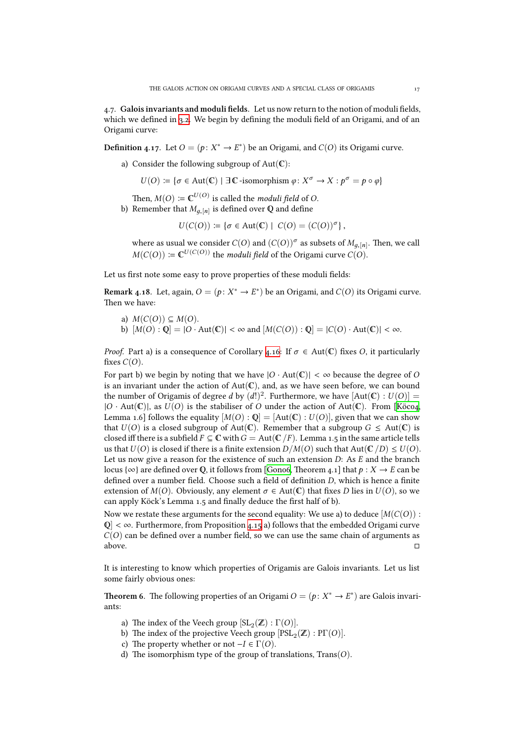### 4.7. Galois invariants and moduli fields.

Let us now return to the notion of moduli fields, which we defined in 3.2. We begin by defining the moduli field of an Origami, and of an Origami curve:

**Definition 4.17.** Let $O = (p\colon X^* \to E^*)$ be an Origami, and $C(O)$ its Origami curve.

a) Consider the following subgroup of $\mathrm{Aut}(\mathbb{C})$:

$$U(O) := \{\sigma \in \mathrm{Aut}(\mathbb{C}) \mid \exists\, \mathbb{C}\text{-isomorphism } \varphi\colon X^\sigma \to X : p^\sigma = p \circ \varphi\}$$

Then, $M(O) := \mathbb{C}^{U(O)}$ is called the *moduli field* of $O$.

b) Remember that $M_{g,[n]}$ is defined over $\mathbb{Q}$ and define

$$U(C(O)) := \{\sigma \in \mathrm{Aut}(\mathbb{C}) \mid\ C(O) = (C(O))^\sigma\},$$

where as usual we consider $C(O)$ and $(C(O))^\sigma$ as subsets of $M_{g,[n]}$. Then, we call $M(C(O)) := \mathbb{C}^{U(C(O))}$ the *moduli field* of the Origami curve $C(O)$.

Let us first note some easy to prove properties of these moduli fields:

**Remark 4.18.** Let, again, $O = (p\colon X^* \to E^*)$ be an Origami, and $C(O)$ its Origami curve. Then we have:

a) $M(C(O)) \subseteq M(O)$.

b) $[M(O) : \mathbb{Q}] = |O \cdot \mathrm{Aut}(\mathbb{C})| < \infty$ and $[M(C(O)) : \mathbb{Q}] = |C(O) \cdot \mathrm{Aut}(\mathbb{C})| < \infty$.

*Proof.* Part a) is a consequence of Corollary 4.16: If $\sigma \in \mathrm{Aut}(\mathbb{C})$ fixes $O$, it particularly fixes $C(O)$.

For part b) we begin by noting that we have $|O \cdot \mathrm{Aut}(\mathbb{C})| < \infty$ because the degree of $O$ is an invariant under the action of $\mathrm{Aut}(\mathbb{C})$, and, as we have seen before, we can bound the number of Origamis of degree $d$ by $(d!)^2$. Furthermore, we have $[\mathrm{Aut}(\mathbb{C}) : U(O)] = |O \cdot \mathrm{Aut}(\mathbb{C})|$, as $U(O)$ is the stabiliser of $O$ under the action of $\mathrm{Aut}(\mathbb{C})$. From [Köc04, Lemma 1.6] follows the equality $[M(O) : \mathbb{Q}] = [\mathrm{Aut}(\mathbb{C}) : U(O)]$, given that we can show that $U(O)$ is a closed subgroup of $\mathrm{Aut}(\mathbb{C})$. Remember that a subgroup $G \leq \mathrm{Aut}(\mathbb{C})$ is closed iff there is a subfield $F \subseteq \mathbb{C}$ with $G = \mathrm{Aut}(\mathbb{C}/F)$. Lemma 1.5 in the same article tells us that $U(O)$ is closed if there is a finite extension $D/M(O)$ such that $\mathrm{Aut}(\mathbb{C}/D) \leq U(O)$. Let us now give a reason for the existence of such an extension $D$: As $E$ and the branch locus $\{\infty\}$ are defined over $\mathbb{Q}$, it follows from [Gon06, Theorem 4.1] that $p : X \to E$ can be defined over a number field. Choose such a field of definition $D$, which is hence a finite extension of $M(O)$. Obviously, any element $\sigma \in \mathrm{Aut}(\mathbb{C})$ that fixes $D$ lies in $U(O)$, so we can apply Köck's Lemma 1.5 and finally deduce the first half of b).

Now we restate these arguments for the second equality: We use a) to deduce $[M(C(O)) : \mathbb{Q}] < \infty$. Furthermore, from Proposition 4.15 a) follows that the embedded Origami curve $C(O)$ can be defined over a number field, so we can use the same chain of arguments as above. ◻

It is interesting to know which properties of Origamis are Galois invariants. Let us list some fairly obvious ones:

**Theorem 6.** The following properties of an Origami $O = (p\colon X^* \to E^*)$ are Galois invariants:

a) The index of the Veech group $[\mathrm{SL}_2(\mathbb{Z}) : \Gamma(O)]$.

b) The index of the projective Veech group $[\mathrm{PSL}_2(\mathbb{Z}) : \mathrm{P}\Gamma(O)]$.

c) The property whether or not $-I \in \Gamma(O)$.

d) The isomorphism type of the group of translations, $\mathrm{Trans}(O)$.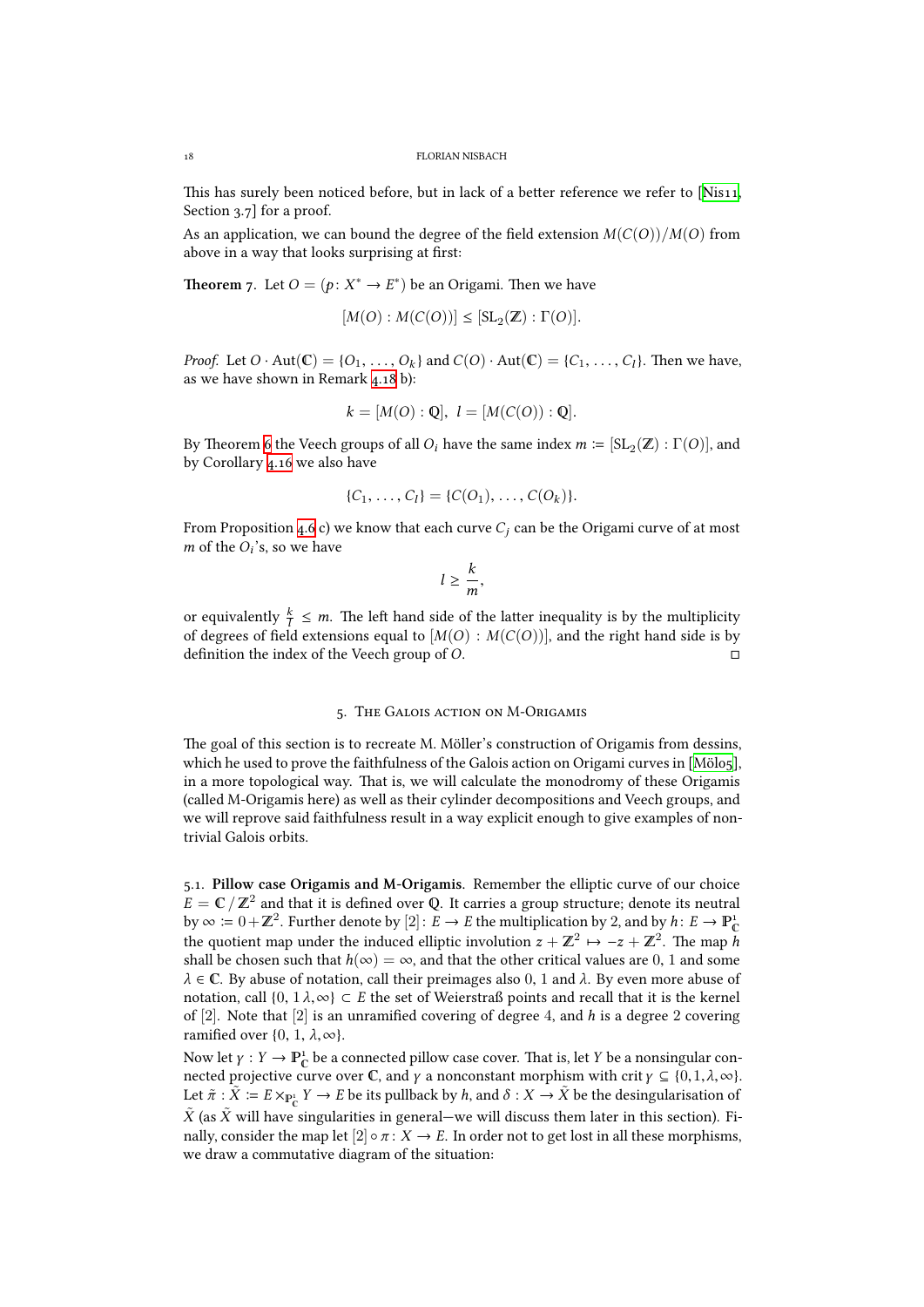This has surely been noticed before, but in lack of a better reference we refer to [Nis11, Section 3.7] for a proof.

As an application, we can bound the degree of the field extension $M(C(O))/M(O)$ from above in a way that looks surprising at first:

**Theorem 7.** Let $O = (p\colon X^* \to E^*)$ be an Origami. Then we have

$$[M(O) : M(C(O))] \le [\mathrm{SL}_2(\mathbb{Z}) : \Gamma(O)].$$

*Proof.* Let $O \cdot \mathrm{Aut}(\mathbb{C}) = \{O_1, \ldots, O_k\}$ and $C(O) \cdot \mathrm{Aut}(\mathbb{C}) = \{C_1, \ldots, C_l\}$. Then we have, as we have shown in Remark 4.18 b):

$$k = [M(O) : \mathbb{Q}], \;\; l = [M(C(O)) : \mathbb{Q}].$$

By Theorem 6 the Veech groups of all $O_i$ have the same index $m := [\mathrm{SL}_2(\mathbb{Z}) : \Gamma(O)]$, and by Corollary 4.16 we also have

$$\{C_1, \ldots, C_l\} = \{C(O_1), \ldots, C(O_k)\}.$$

From Proposition 4.6 c) we know that each curve $C_j$ can be the Origami curve of at most $m$ of the $O_i$'s, so we have

$$l \ge \frac{k}{m},$$

or equivalently $\frac{k}{l} \le m$. The left hand side of the latter inequality is by the multiplicity of degrees of field extensions equal to $[M(O) : M(C(O))]$, and the right hand side is by definition the index of the Veech group of $O$. ◻

## 5. The Galois action on M-Origamis

The goal of this section is to recreate M. Möller's construction of Origamis from dessins, which he used to prove the faithfulness of the Galois action on Origami curves in [Möl05], in a more topological way. That is, we will calculate the monodromy of these Origamis (called M-Origamis here) as well as their cylinder decompositions and Veech groups, and we will reprove said faithfulness result in a way explicit enough to give examples of non-trivial Galois orbits.

### 5.1. Pillow case Origamis and M-Origamis.

Remember the elliptic curve of our choice $E = \mathbb{C}\,/\,\mathbb{Z}^2$ and that it is defined over $\mathbb{Q}$. It carries a group structure; denote its neutral by $\infty := 0 + \mathbb{Z}^2$. Further denote by $[2]\colon E \to E$ the multiplication by 2, and by $h\colon E \to \mathbb{P}^1_{\mathbb{C}}$ the quotient map under the induced elliptic involution $z + \mathbb{Z}^2 \mapsto -z + \mathbb{Z}^2$. The map $h$ shall be chosen such that $h(\infty) = \infty$, and that the other critical values are 0, 1 and some $\lambda \in \mathbb{C}$. By abuse of notation, call their preimages also 0, 1 and $\lambda$. By even more abuse of notation, call $\{0, 1\, \lambda, \infty\} \subset E$ the set of Weierstraß points and recall that it is the kernel of $[2]$. Note that $[2]$ is an unramified covering of degree 4, and $h$ is a degree 2 covering ramified over $\{0,\, 1,\, \lambda, \infty\}$.

Now let $\gamma : Y \to \mathbb{P}^1_{\mathbb{C}}$ be a connected pillow case cover. That is, let $Y$ be a nonsingular connected projective curve over $\mathbb{C}$, and $\gamma$ a nonconstant morphism with crit $\gamma \subseteq \{0, 1, \lambda, \infty\}$. Let $\tilde{\pi} : \tilde{X} := E \times_{\mathbb{P}^1_{\mathbb{C}}} Y \to E$ be its pullback by $h$, and $\delta : X \to \tilde{X}$ be the desingularisation of $\tilde{X}$ (as $\tilde{X}$ will have singularities in general—we will discuss them later in this section). Finally, consider the map let $[2] \circ \pi : X \to E$. In order not to get lost in all these morphisms, we draw a commutative diagram of the situation: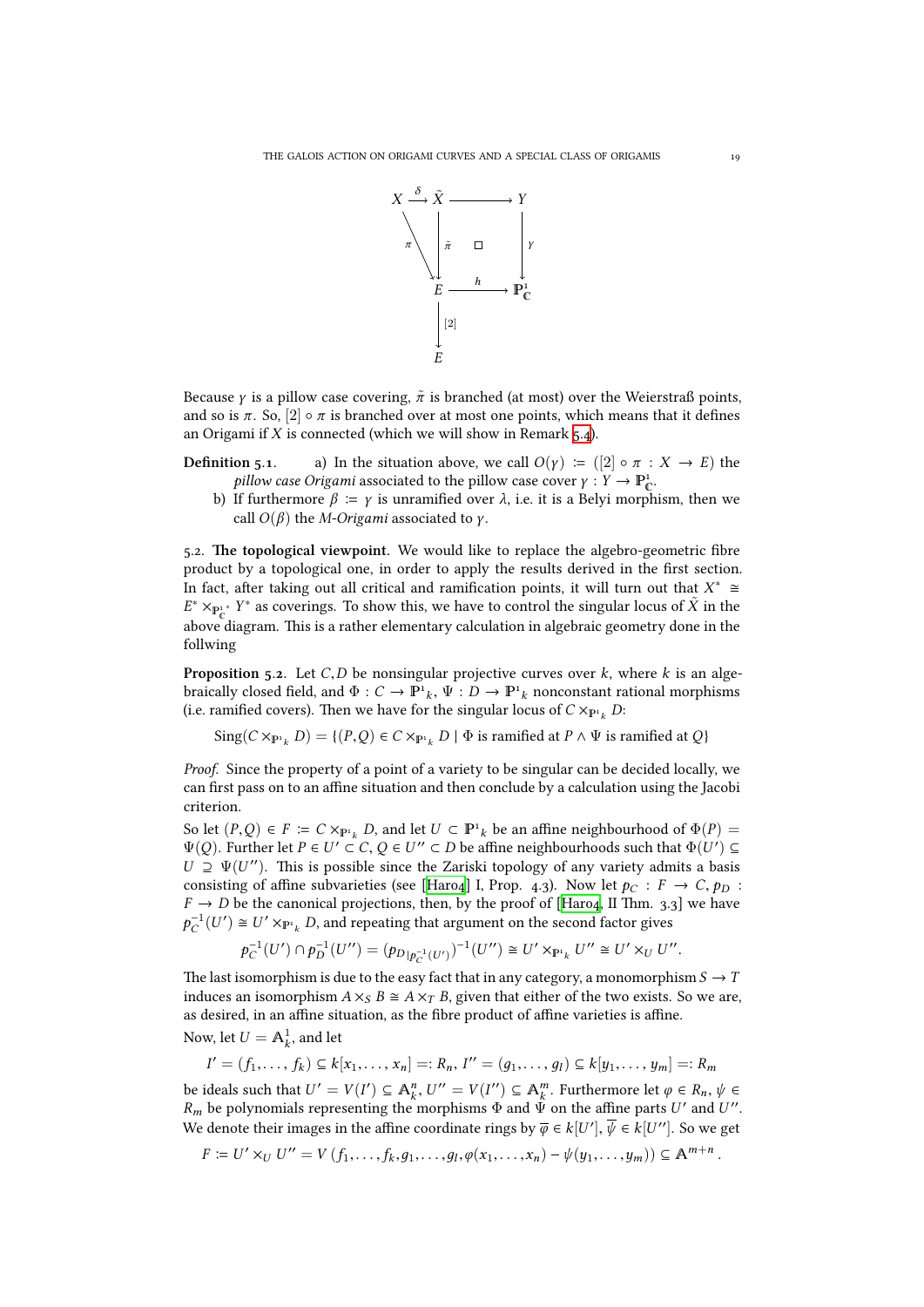$$
\begin{array}{ccccc}
X & \xrightarrow{\delta} & \tilde{X} & \longrightarrow & Y \\
& {\scriptstyle\pi}\searrow & \downarrow{\scriptstyle\tilde{\pi}} & \square & \downarrow{\scriptstyle\gamma} \\
& & E & \xrightarrow{h} & \mathbb{P}^1_{\mathbb{C}} \\
& & \downarrow{\scriptstyle[2]} & & \\
& & E & &
\end{array}
$$

Because $\gamma$ is a pillow case covering, $\tilde{\pi}$ is branched (at most) over the Weierstraß points, and so is $\pi$. So, $[2] \circ \pi$ is branched over at most one points, which means that it defines an Origami if $X$ is connected (which we will show in Remark 5.4).

**Definition 5.1.** a) In the situation above, we call $O(\gamma) := ([2] \circ \pi : X \to E)$ the *pillow case Origami* associated to the pillow case cover $\gamma : Y \to \mathbb{P}^1_{\mathbb{C}}$.

b) If furthermore $\beta := \gamma$ is unramified over $\lambda$, i.e. it is a Belyi morphism, then we call $O(\beta)$ the *M-Origami* associated to $\gamma$.

5.2. **The topological viewpoint.** We would like to replace the algebro-geometric fibre product by a topological one, in order to apply the results derived in the first section. In fact, after taking out all critical and ramification points, it will turn out that $X^* \cong E^* \times_{\mathbb{P}^{1*}_{\mathbb{C}}} Y^*$ as coverings. To show this, we have to control the singular locus of $\tilde{X}$ in the above diagram. This is a rather elementary calculation in algebraic geometry done in the follwing

**Proposition 5.2.** Let $C, D$ be nonsingular projective curves over $k$, where $k$ is an algebraically closed field, and $\Phi : C \to \mathbb{P}^1{}_k$, $\Psi : D \to \mathbb{P}^1{}_k$ nonconstant rational morphisms (i.e. ramified covers). Then we have for the singular locus of $C \times_{\mathbb{P}^1{}_k} D$:

$$
\operatorname{Sing}(C \times_{\mathbb{P}^1{}_k} D) = \{(P, Q) \in C \times_{\mathbb{P}^1{}_k} D \mid \Phi \text{ is ramified at } P \wedge \Psi \text{ is ramified at } Q\}
$$

*Proof.* Since the property of a point of a variety to be singular can be decided locally, we can first pass on to an affine situation and then conclude by a calculation using the Jacobi criterion.

So let $(P, Q) \in F := C \times_{\mathbb{P}^1{}_k} D$, and let $U \subset \mathbb{P}^1{}_k$ be an affine neighbourhood of $\Phi(P) = \Psi(Q)$. Further let $P \in U' \subset C$, $Q \in U'' \subset D$ be affine neighbourhoods such that $\Phi(U') \subseteq U \supseteq \Psi(U'')$. This is possible since the Zariski topology of any variety admits a basis consisting of affine subvarieties (see [Har04] I, Prop. 4.3). Now let $p_C : F \to C$, $p_D : F \to D$ be the canonical projections, then, by the proof of [Har04, II Thm. 3.3] we have $p_C^{-1}(U') \cong U' \times_{\mathbb{P}^1{}_k} D$, and repeating that argument on the second factor gives

$$
p_C^{-1}(U') \cap p_D^{-1}(U'') = \left(p_{D|p_C^{-1}(U')}\right)^{-1}(U'') \cong U' \times_{\mathbb{P}^1{}_k} U'' \cong U' \times_U U''.
$$

The last isomorphism is due to the easy fact that in any category, a monomorphism $S \to T$ induces an isomorphism $A \times_S B \cong A \times_T B$, given that either of the two exists. So we are, as desired, in an affine situation, as the fibre product of affine varieties is affine.

Now, let $U = \mathbb{A}^1_k$, and let

$$
I' = (f_1, \ldots, f_k) \subseteq k[x_1, \ldots, x_n] =: R_n,\ I'' = (g_1, \ldots, g_l) \subseteq k[y_1, \ldots, y_m] =: R_m
$$

be ideals such that $U' = V(I') \subseteq \mathbb{A}^n_k$, $U'' = V(I'') \subseteq \mathbb{A}^m_k$. Furthermore let $\varphi \in R_n$, $\psi \in R_m$ be polynomials representing the morphisms $\Phi$ and $\Psi$ on the affine parts $U'$ and $U''$. We denote their images in the affine coordinate rings by $\overline{\varphi} \in k[U']$, $\overline{\psi} \in k[U'']$. So we get

$$
F := U' \times_U U'' = V\left(f_1, \ldots, f_k, g_1, \ldots, g_l, \varphi(x_1, \ldots, x_n) - \psi(y_1, \ldots, y_m)\right) \subseteq \mathbb{A}^{m+n}.
$$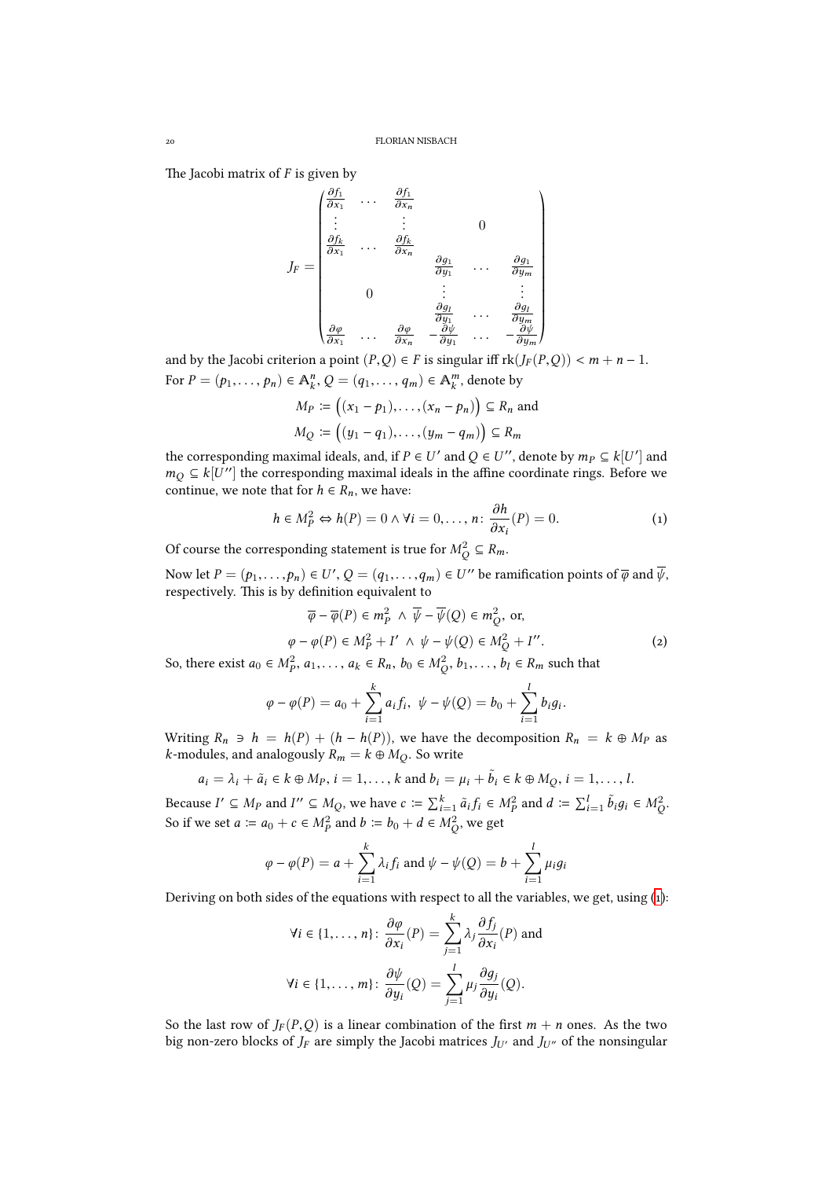The Jacobi matrix of $F$ is given by

$$J_F = \begin{pmatrix} \frac{\partial f_1}{\partial x_1} & \cdots & \frac{\partial f_1}{\partial x_n} & & & \\ \vdots & & \vdots & & 0 & \\ \frac{\partial f_k}{\partial x_1} & \cdots & \frac{\partial f_k}{\partial x_n} & & & \\ & & & \frac{\partial g_1}{\partial y_1} & \cdots & \frac{\partial g_1}{\partial y_m} \\ & 0 & & \vdots & & \vdots \\ & & & \frac{\partial g_l}{\partial y_1} & \cdots & \frac{\partial g_l}{\partial y_m} \\ \frac{\partial \varphi}{\partial x_1} & \cdots & \frac{\partial \varphi}{\partial x_n} & -\frac{\partial \psi}{\partial y_1} & \cdots & -\frac{\partial \psi}{\partial y_m} \end{pmatrix}$$

and by the Jacobi criterion a point $(P,Q) \in F$ is singular iff $\operatorname{rk}(J_F(P,Q)) < m+n-1$.

For $P = (p_1, \ldots, p_n) \in \mathbb{A}_k^n$, $Q = (q_1, \ldots, q_m) \in \mathbb{A}_k^m$, denote by

$$M_P := \big((x_1 - p_1), \ldots, (x_n - p_n)\big) \subseteq R_n \text{ and}$$
$$M_Q := \big((y_1 - q_1), \ldots, (y_m - q_m)\big) \subseteq R_m$$

the corresponding maximal ideals, and, if $P \in U'$ and $Q \in U''$, denote by $m_P \subseteq k[U']$ and $m_Q \subseteq k[U'']$ the corresponding maximal ideals in the affine coordinate rings. Before we continue, we note that for $h \in R_n$, we have:

$$h \in M_P^2 \Leftrightarrow h(P) = 0 \wedge \forall i = 0, \ldots, n\colon \frac{\partial h}{\partial x_i}(P) = 0. \tag{1}$$

Of course the corresponding statement is true for $M_Q^2 \subseteq R_m$.

Now let $P = (p_1, \ldots, p_n) \in U'$, $Q = (q_1, \ldots, q_m) \in U''$ be ramification points of $\overline{\varphi}$ and $\overline{\psi}$, respectively. This is by definition equivalent to

$$\overline{\varphi} - \overline{\varphi}(P) \in m_P^2 \;\wedge\; \overline{\psi} - \overline{\psi}(Q) \in m_Q^2, \text{ or,}$$
$$\varphi - \varphi(P) \in M_P^2 + I' \;\wedge\; \psi - \psi(Q) \in M_Q^2 + I''. \tag{2}$$

So, there exist $a_0 \in M_P^2$, $a_1, \ldots, a_k \in R_n$, $b_0 \in M_Q^2$, $b_1, \ldots, b_l \in R_m$ such that

$$\varphi - \varphi(P) = a_0 + \sum_{i=1}^k a_i f_i,\;\; \psi - \psi(Q) = b_0 + \sum_{i=1}^l b_i g_i.$$

Writing $R_n \ni h = h(P) + (h - h(P))$, we have the decomposition $R_n = k \oplus M_P$ as $k$-modules, and analogously $R_m = k \oplus M_Q$. So write

$$a_i = \lambda_i + \tilde{a}_i \in k \oplus M_P,\; i = 1, \ldots, k \text{ and } b_i = \mu_i + \tilde{b}_i \in k \oplus M_Q,\; i = 1, \ldots, l.$$

Because $I' \subseteq M_P$ and $I'' \subseteq M_Q$, we have $c := \sum_{i=1}^k \tilde{a}_i f_i \in M_P^2$ and $d := \sum_{i=1}^l \tilde{b}_i g_i \in M_Q^2$. So if we set $a := a_0 + c \in M_P^2$ and $b := b_0 + d \in M_Q^2$, we get

$$\varphi - \varphi(P) = a + \sum_{i=1}^k \lambda_i f_i \text{ and } \psi - \psi(Q) = b + \sum_{i=1}^l \mu_i g_i$$

Deriving on both sides of the equations with respect to all the variables, we get, using (1):

$$\forall i \in \{1, \ldots, n\}\colon \frac{\partial \varphi}{\partial x_i}(P) = \sum_{j=1}^k \lambda_j \frac{\partial f_j}{\partial x_i}(P) \text{ and}$$
$$\forall i \in \{1, \ldots, m\}\colon \frac{\partial \psi}{\partial y_i}(Q) = \sum_{j=1}^l \mu_j \frac{\partial g_j}{\partial y_i}(Q).$$

So the last row of $J_F(P,Q)$ is a linear combination of the first $m+n$ ones. As the two big non-zero blocks of $J_F$ are simply the Jacobi matrices $J_{U'}$ and $J_{U''}$ of the nonsingular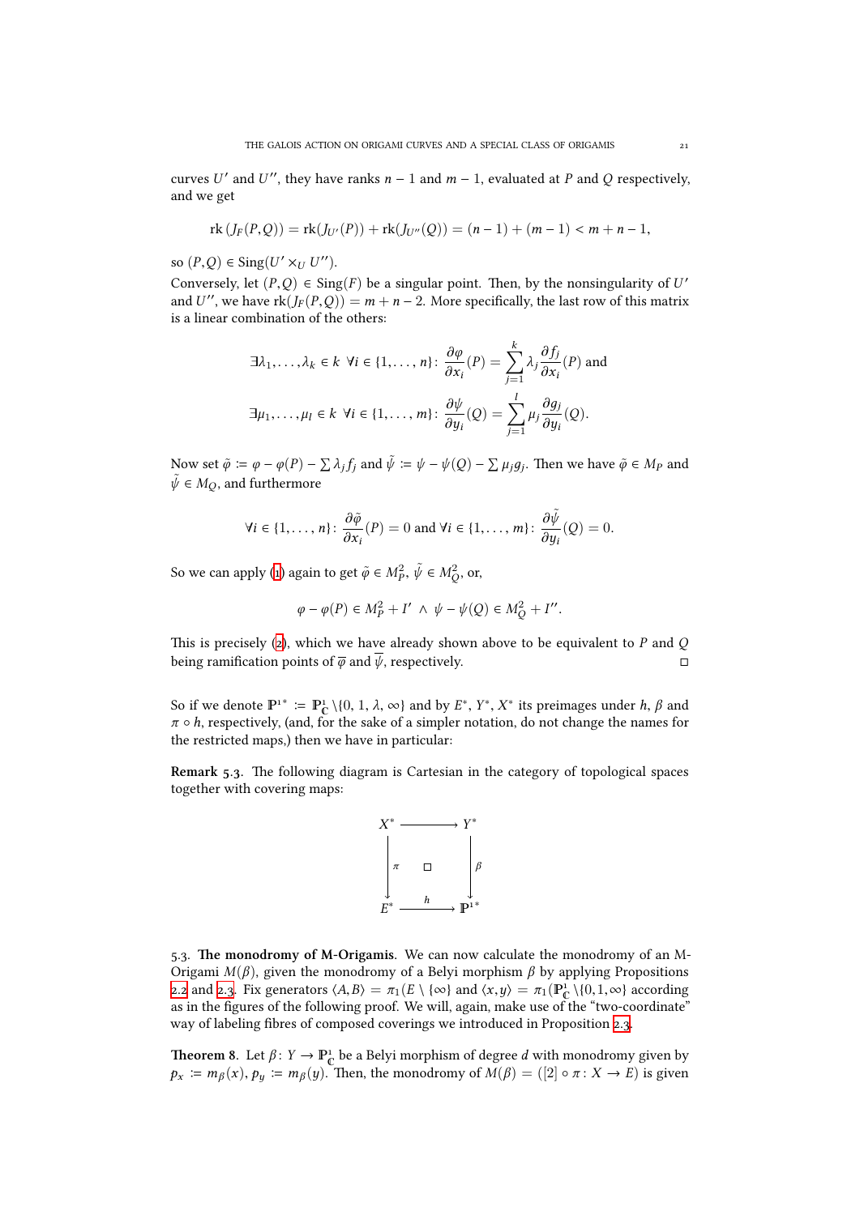curves $U'$ and $U''$, they have ranks $n-1$ and $m-1$, evaluated at $P$ and $Q$ respectively, and we get

$$\operatorname{rk}(J_F(P,Q)) = \operatorname{rk}(J_{U'}(P)) + \operatorname{rk}(J_{U''}(Q)) = (n-1) + (m-1) < m+n-1,$$

so $(P,Q) \in \operatorname{Sing}(U' \times_U U'')$.

Conversely, let $(P,Q) \in \operatorname{Sing}(F)$ be a singular point. Then, by the nonsingularity of $U'$ and $U''$, we have $\operatorname{rk}(J_F(P,Q)) = m+n-2$. More specifically, the last row of this matrix is a linear combination of the others:

$$\exists \lambda_1, \ldots, \lambda_k \in k \ \forall i \in \{1, \ldots, n\} \colon \frac{\partial \varphi}{\partial x_i}(P) = \sum_{j=1}^{k} \lambda_j \frac{\partial f_j}{\partial x_i}(P) \text{ and}$$

$$\exists \mu_1, \ldots, \mu_l \in k \ \forall i \in \{1, \ldots, m\} \colon \frac{\partial \psi}{\partial y_i}(Q) = \sum_{j=1}^{l} \mu_j \frac{\partial g_j}{\partial y_i}(Q).$$

Now set $\tilde{\varphi} := \varphi - \varphi(P) - \sum \lambda_j f_j$ and $\tilde{\psi} := \psi - \psi(Q) - \sum \mu_j g_j$. Then we have $\tilde{\varphi} \in M_P$ and $\tilde{\psi} \in M_Q$, and furthermore

$$\forall i \in \{1, \ldots, n\} \colon \frac{\partial \tilde{\varphi}}{\partial x_i}(P) = 0 \text{ and } \forall i \in \{1, \ldots, m\} \colon \frac{\partial \tilde{\psi}}{\partial y_i}(Q) = 0.$$

So we can apply (1) again to get $\tilde{\varphi} \in M_P^2$, $\tilde{\psi} \in M_Q^2$, or,

$$\varphi - \varphi(P) \in M_P^2 + I' \ \wedge \ \psi - \psi(Q) \in M_Q^2 + I''.$$

This is precisely (2), which we have already shown above to be equivalent to $P$ and $Q$ being ramification points of $\overline{\varphi}$ and $\overline{\psi}$, respectively. □

So if we denote $\mathbb{P}^{1*} := \mathbb{P}^1_{\mathbb{C}} \setminus \{0, 1, \lambda, \infty\}$ and by $E^*$, $Y^*$, $X^*$ its preimages under $h$, $\beta$ and $\pi \circ h$, respectively, (and, for the sake of a simpler notation, do not change the names for the restricted maps,) then we have in particular:

**Remark 5.3.** The following diagram is Cartesian in the category of topological spaces together with covering maps:

$$\begin{array}{ccc} X^* & \longrightarrow & Y^* \\ \downarrow{\scriptstyle \pi} & \square & \downarrow{\scriptstyle \beta} \\ E^* & \xrightarrow{\ h\ } & \mathbb{P}^{1*} \end{array}$$

5.3. **The monodromy of M-Origamis.** We can now calculate the monodromy of an M-Origami $M(\beta)$, given the monodromy of a Belyi morphism $\beta$ by applying Propositions 2.2 and 2.3. Fix generators $\langle A,B \rangle = \pi_1(E \setminus \{\infty\})$ and $\langle x,y \rangle = \pi_1(\mathbb{P}^1_{\mathbb{C}} \setminus \{0,1,\infty\})$ according as in the figures of the following proof. We will, again, make use of the "two-coordinate" way of labeling fibres of composed coverings we introduced in Proposition 2.3.

**Theorem 8.** Let $\beta \colon Y \to \mathbb{P}^1_{\mathbb{C}}$ be a Belyi morphism of degree $d$ with monodromy given by $p_x := m_\beta(x)$, $p_y := m_\beta(y)$. Then, the monodromy of $M(\beta) = ([2] \circ \pi \colon X \to E)$ is given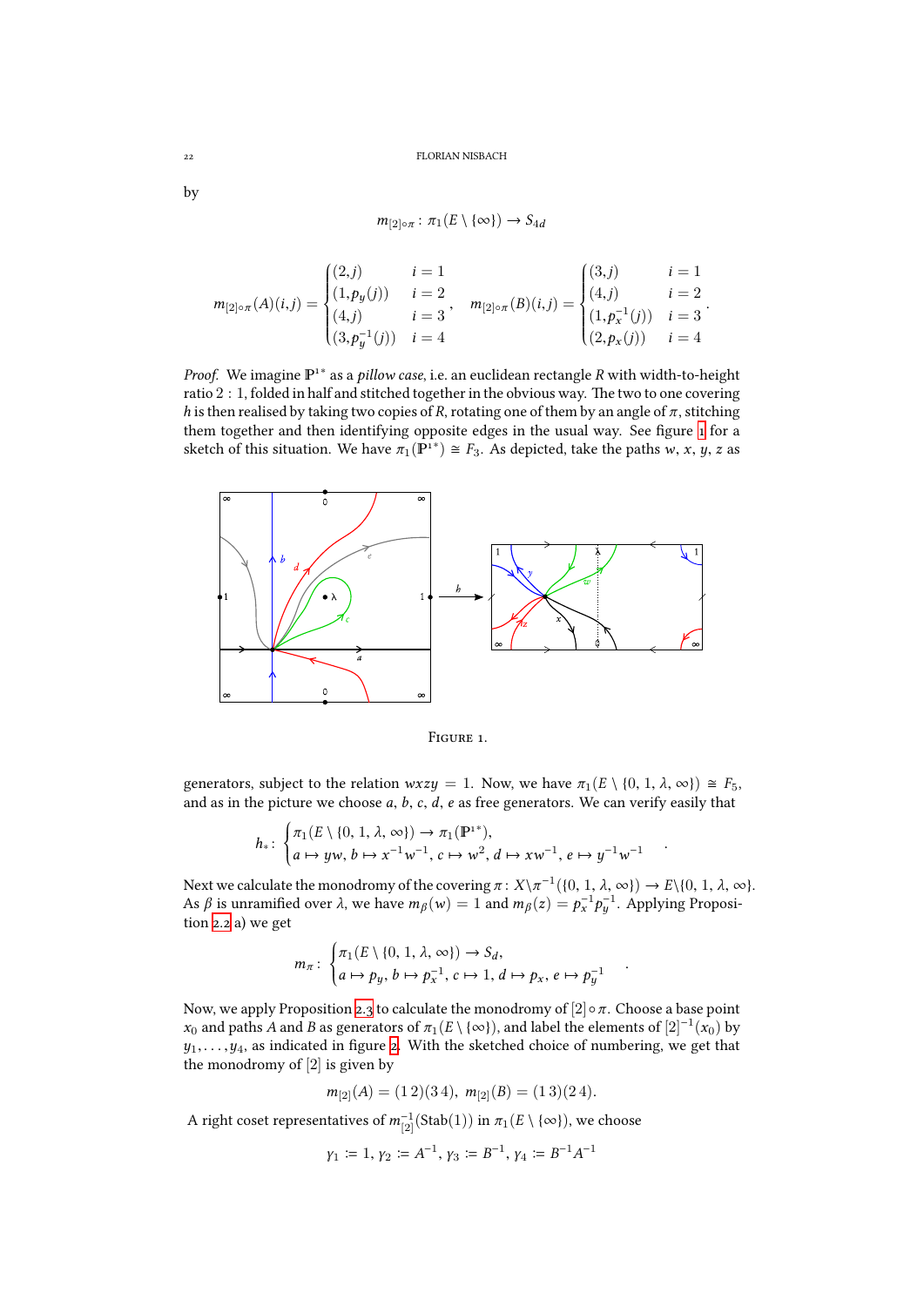by

$$m_{[2]\circ\pi}\colon \pi_1(E\setminus\{\infty\}) \to S_{4d}$$

$$m_{[2]\circ\pi}(A)(i,j) = \begin{cases} (2,j) & i=1 \\ (1,p_y(j)) & i=2 \\ (4,j) & i=3 \\ (3,p_y^{-1}(j)) & i=4 \end{cases}, \quad m_{[2]\circ\pi}(B)(i,j) = \begin{cases} (3,j) & i=1 \\ (4,j) & i=2 \\ (1,p_x^{-1}(j)) & i=3 \\ (2,p_x(j)) & i=4 \end{cases}.$$

*Proof.* We imagine $\mathbb{P}^{1*}$ as a *pillow case*, i.e. an euclidean rectangle $R$ with width-to-height ratio $2:1$, folded in half and stitched together in the obvious way. The two to one covering $h$ is then realised by taking two copies of $R$, rotating one of them by an angle of $\pi$, stitching them together and then identifying opposite edges in the usual way. See figure 1 for a sketch of this situation. We have $\pi_1(\mathbb{P}^{1*}) \cong F_3$. As depicted, take the paths $w$, $x$, $y$, $z$ as

Figure 1.

generators, subject to the relation $wxzy = 1$. Now, we have $\pi_1(E\setminus\{0,1,\lambda,\infty\}) \cong F_5$, and as in the picture we choose $a$, $b$, $c$, $d$, $e$ as free generators. We can verify easily that

$$h_*\colon \begin{cases} \pi_1(E\setminus\{0,1,\infty\}) \to \pi_1(\mathbb{P}^{1*}), \\ a\mapsto yw,\ b\mapsto x^{-1}w^{-1},\ c\mapsto w^2,\ d\mapsto xw^{-1},\ e\mapsto y^{-1}w^{-1} \end{cases}.$$

Next we calculate the monodromy of the covering $\pi\colon X\setminus\pi^{-1}(\{0,1,\lambda,\infty\}) \to E\setminus\{0,1,\lambda,\infty\}$. As $\beta$ is unramified over $\lambda$, we have $m_\beta(w) = 1$ and $m_\beta(z) = p_x^{-1}p_y^{-1}$. Applying Proposition 2.2 a) we get

$$m_\pi\colon \begin{cases} \pi_1(E\setminus\{0,1,\lambda,\infty\}) \to S_d, \\ a\mapsto p_y,\ b\mapsto p_x^{-1},\ c\mapsto 1,\ d\mapsto p_x,\ e\mapsto p_y^{-1} \end{cases}.$$

Now, we apply Proposition 2.3 to calculate the monodromy of $[2]\circ\pi$. Choose a base point $x_0$ and paths $A$ and $B$ as generators of $\pi_1(E\setminus\{\infty\})$, and label the elements of $[2]^{-1}(x_0)$ by $y_1,\ldots,y_4$, as indicated in figure 2. With the sketched choice of numbering, we get that the monodromy of $[2]$ is given by

$$m_{[2]}(A) = (1\,2)(3\,4),\ m_{[2]}(B) = (1\,3)(2\,4).$$

A right coset representatives of $m_{[2]}^{-1}(\mathrm{Stab}(1))$ in $\pi_1(E\setminus\{\infty\})$, we choose

$$\gamma_1 := 1,\ \gamma_2 := A^{-1},\ \gamma_3 := B^{-1},\ \gamma_4 := B^{-1}A^{-1}$$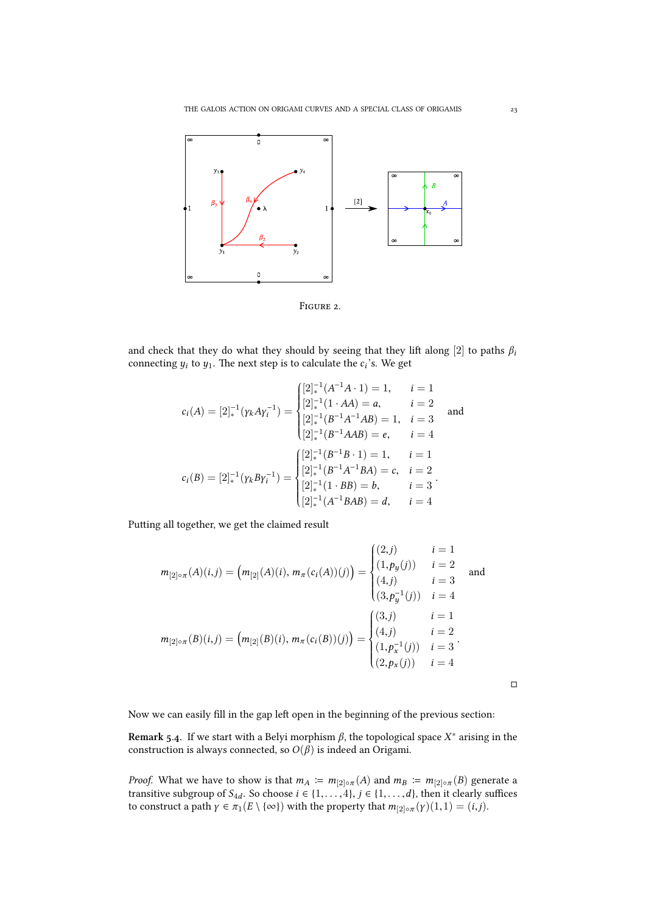FIGURE 2.

and check that they do what they should by seeing that they lift along $[2]$ to paths $\beta_i$ connecting $y_i$ to $y_1$. The next step is to calculate the $c_i$'s. We get

$$c_i(A) = [2]_*^{-1}(\gamma_k A \gamma_i^{-1}) = \begin{cases} [2]_*^{-1}(A^{-1}A \cdot 1) = 1, & i = 1 \\ [2]_*^{-1}(1 \cdot AA) = a, & i = 2 \\ [2]_*^{-1}(B^{-1}A^{-1}AB) = 1, & i = 3 \\ [2]_*^{-1}(B^{-1}AAB) = e, & i = 4 \end{cases} \quad \text{and}$$

$$c_i(B) = [2]_*^{-1}(\gamma_k B \gamma_i^{-1}) = \begin{cases} [2]_*^{-1}(B^{-1}B \cdot 1) = 1, & i = 1 \\ [2]_*^{-1}(B^{-1}A^{-1}BA) = c, & i = 2 \\ [2]_*^{-1}(1 \cdot BB) = b, & i = 3 \\ [2]_*^{-1}(A^{-1}BAB) = d, & i = 4 \end{cases}.$$

Putting all together, we get the claimed result

$$m_{[2]\circ\pi}(A)(i,j) = \big(m_{[2]}(A)(i),\, m_\pi(c_i(A))(j)\big) = \begin{cases} (2,j) & i = 1 \\ (1,p_y(j)) & i = 2 \\ (4,j) & i = 3 \\ (3,p_y^{-1}(j)) & i = 4 \end{cases} \quad \text{and}$$

$$m_{[2]\circ\pi}(B)(i,j) = \big(m_{[2]}(B)(i),\, m_\pi(c_i(B))(j)\big) = \begin{cases} (3,j) & i = 1 \\ (4,j) & i = 2 \\ (1,p_x^{-1}(j)) & i = 3 \\ (2,p_x(j)) & i = 4 \end{cases}.$$

□

Now we can easily fill in the gap left open in the beginning of the previous section:

**Remark 5.4.** If we start with a Belyi morphism $\beta$, the topological space $X^*$ arising in the construction is always connected, so $O(\beta)$ is indeed an Origami.

*Proof.* What we have to show is that $m_A := m_{[2]\circ\pi}(A)$ and $m_B := m_{[2]\circ\pi}(B)$ generate a transitive subgroup of $S_{4d}$. So choose $i \in \{1,\ldots,4\}$, $j \in \{1,\ldots,d\}$, then it clearly suffices to construct a path $\gamma \in \pi_1(E \setminus \{\infty\})$ with the property that $m_{[2]\circ\pi}(\gamma)(1,1) = (i,j)$.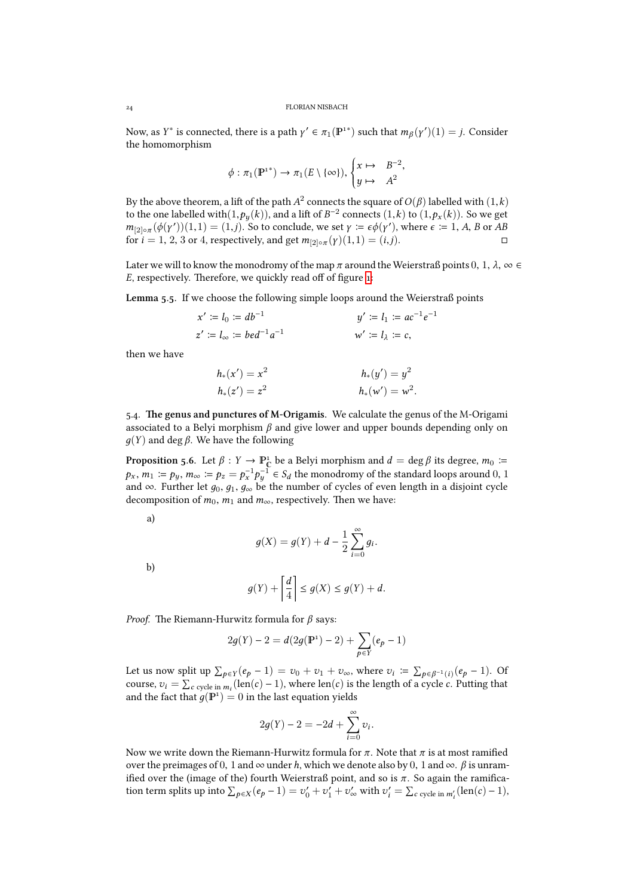Now, as $Y^*$ is connected, there is a path $\gamma' \in \pi_1(\mathbb{P}^{1*})$ such that $m_\beta(\gamma')(1) = j$. Consider the homomorphism

$$\phi : \pi_1(\mathbb{P}^{1*}) \to \pi_1(E \setminus \{\infty\}), \begin{cases} x \mapsto & B^{-2}, \\ y \mapsto & A^2 \end{cases}$$

By the above theorem, a lift of the path $A^2$ connects the square of $O(\beta)$ labelled with $(1,k)$ to the one labelled with$(1, p_y(k))$, and a lift of $B^{-2}$ connects $(1,k)$ to $(1, p_x(k))$. So we get $m_{[2]\circ\pi}(\phi(\gamma'))(1,1) = (1,j)$. So to conclude, we set $\gamma := \epsilon\phi(\gamma')$, where $\epsilon := 1$, $A$, $B$ or $AB$ for $i = 1$, 2, 3 or 4, respectively, and get $m_{[2]\circ\pi}(\gamma)(1,1) = (i,j)$. $\square$

Later we will to know the monodromy of the map $\pi$ around the Weierstraß points $0$, $1$, $\lambda$, $\infty \in E$, respectively. Therefore, we quickly read off of figure 1:

**Lemma 5.5.** If we choose the following simple loops around the Weierstraß points

$$x' := l_0 := db^{-1} \qquad\qquad y' := l_1 := ac^{-1}e^{-1}$$
$$z' := l_\infty := bed^{-1}a^{-1} \qquad\qquad w' := l_\lambda := c,$$

then we have

$$h_*(x') = x^2 \qquad\qquad h_*(y') = y^2$$
$$h_*(z') = z^2 \qquad\qquad h_*(w') = w^2.$$

## 5.4. The genus and punctures of M-Origamis.

We calculate the genus of the M-Origami associated to a Belyi morphism $\beta$ and give lower and upper bounds depending only on $g(Y)$ and $\deg\beta$. We have the following

**Proposition 5.6.** Let $\beta : Y \to \mathbb{P}^1_{\mathbb{C}}$ be a Belyi morphism and $d = \deg\beta$ its degree, $m_0 := p_x$, $m_1 := p_y$, $m_\infty := p_z = p_x^{-1}p_y^{-1} \in S_d$ the monodromy of the standard loops around 0, 1 and $\infty$. Further let $g_0$, $g_1$, $g_\infty$ be the number of cycles of even length in a disjoint cycle decomposition of $m_0$, $m_1$, $m_\infty$, respectively. Then we have:

a)
$$g(X) = g(Y) + d - \frac{1}{2}\sum_{i=0}^{\infty} g_i.$$

b)
$$g(Y) + \left\lceil \frac{d}{4} \right\rceil \leq g(X) \leq g(Y) + d.$$

*Proof.* The Riemann-Hurwitz formula for $\beta$ says:

$$2g(Y) - 2 = d(2g(\mathbb{P}^1) - 2) + \sum_{p\in Y}(e_p - 1)$$

Let us now split up $\sum_{p\in Y}(e_p - 1) = v_0 + v_1 + v_\infty$, where $v_i := \sum_{p\in\beta^{-1}(i)}(e_p - 1)$. Of course, $v_i = \sum_{c \text{ cycle in } m_i}(\text{len}(c) - 1)$, where $\text{len}(c)$ is the length of a cycle $c$. Putting that and the fact that $g(\mathbb{P}^1) = 0$ in the last equation yields

$$2g(Y) - 2 = -2d + \sum_{i=0}^{\infty} v_i.$$

Now we write down the Riemann-Hurwitz formula for $\pi$. Note that $\pi$ is at most ramified over the preimages of 0, 1 and $\infty$ under $h$, which we denote also by 0, 1 and $\infty$. $\beta$ is unramified over the (image of the) fourth Weierstraß point, and so is $\pi$. So again the ramification term splits up into $\sum_{p\in X}(e_p - 1) = v_0' + v_1' + v_\infty'$ with $v_i' = \sum_{c \text{ cycle in } m_i'}(\text{len}(c) - 1)$,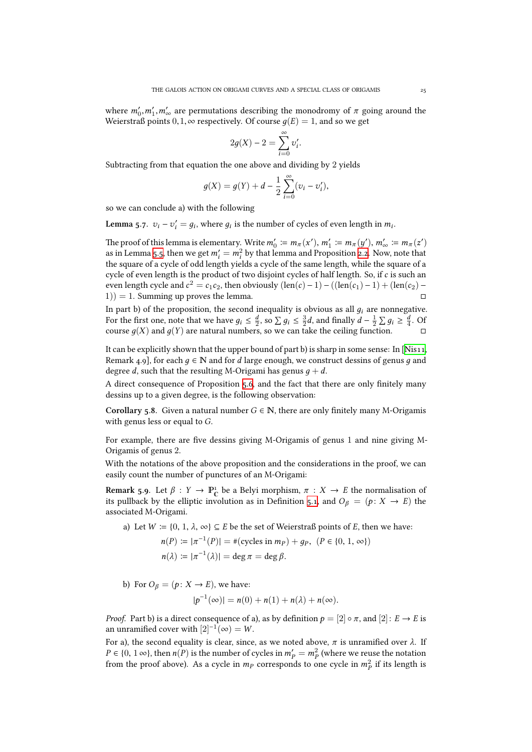where $m'_0, m'_1, m'_\infty$ are permutations describing the monodromy of $\pi$ going around the Weierstraß points $0, 1, \infty$ respectively. Of course $g(E) = 1$, and so we get

$$2g(X) - 2 = \sum_{i=0}^{\infty} v'_i.$$

Subtracting from that equation the one above and dividing by 2 yields

$$g(X) = g(Y) + d - \frac{1}{2}\sum_{i=0}^{\infty}(v_i - v'_i),$$

so we can conclude a) with the following

**Lemma 5.7.** $v_i - v'_i = g_i$, where $g_i$ is the number of cycles of even length in $m_i$.

The proof of this lemma is elementary. Write $m'_0 := m_\pi(x')$, $m'_1 := m_\pi(y')$, $m'_\infty := m_\pi(z')$ as in Lemma 5.5, then we get $m'_i = m_i^2$ by that lemma and Proposition 2.2. Now, note that the square of a cycle of odd length yields a cycle of the same length, while the square of a cycle of even length is the product of two disjoint cycles of half length. So, if $c$ is such an even length cycle and $c^2 = c_1 c_2$, then obviously $(\operatorname{len}(c) - 1) - ((\operatorname{len}(c_1) - 1) + (\operatorname{len}(c_2) - 1)) = 1$. Summing up proves the lemma. ◻

In part b) of the proposition, the second inequality is obvious as all $g_i$ are nonnegative. For the first one, note that we have $g_i \le \frac{d}{2}$, so $\sum g_i \le \frac{3}{2}d$, and finally $d - \frac{1}{2}\sum g_i \ge \frac{d}{4}$. Of course $g(X)$ and $g(Y)$ are natural numbers, so we can take the ceiling function. ◻

It can be explicitly shown that the upper bound of part b) is sharp in some sense: In [Nis11, Remark 4.9], for each $g \in \mathbb{N}$ and for $d$ large enough, we construct dessins of genus $g$ and degree $d$, such that the resulting M-Origami has genus $g + d$.

A direct consequence of Proposition 5.6, and the fact that there are only finitely many dessins up to a given degree, is the following observation:

**Corollary 5.8.** Given a natural number $G \in \mathbb{N}$, there are only finitely many M-Origamis with genus less or equal to $G$.

For example, there are five dessins giving M-Origamis of genus 1 and nine giving M-Origamis of genus 2.

With the notations of the above proposition and the considerations in the proof, we can easily count the number of punctures of an M-Origami:

**Remark 5.9.** Let $\beta : Y \to \mathbb{P}^1_{\mathbb{C}}$ be a Belyi morphism, $\pi : X \to E$ the normalisation of its pullback by the elliptic involution as in Definition 5.1, and $O_\beta = (p\colon X \to E)$ the associated M-Origami.

a) Let $W := \{0, 1, \lambda, \infty\} \subseteq E$ be the set of Weierstraß points of $E$, then we have:

$$n(P) := |\pi^{-1}(P)| = \#(\text{cycles in } m_P) + g_P, \quad (P \in \{0, 1, \infty\})$$
$$n(\lambda) := |\pi^{-1}(\lambda)| = \deg \pi = \deg \beta.$$

b) For $O_\beta = (p\colon X \to E)$, we have:

$$|p^{-1}(\infty)| = n(0) + n(1) + n(\lambda) + n(\infty).$$

*Proof.* Part b) is a direct consequence of a), as by definition $p = [2] \circ \pi$, and $[2]\colon E \to E$ is an unramified cover with $[2]^{-1}(\infty) = W$.

For a), the second equality is clear, since, as we noted above, $\pi$ is unramified over $\lambda$. If $P \in \{0, 1\, \infty\}$, then $n(P)$ is the number of cycles in $m'_P = m_P^2$ (where we reuse the notation from the proof above). As a cycle in $m_P$ corresponds to one cycle in $m_P^2$ if its length is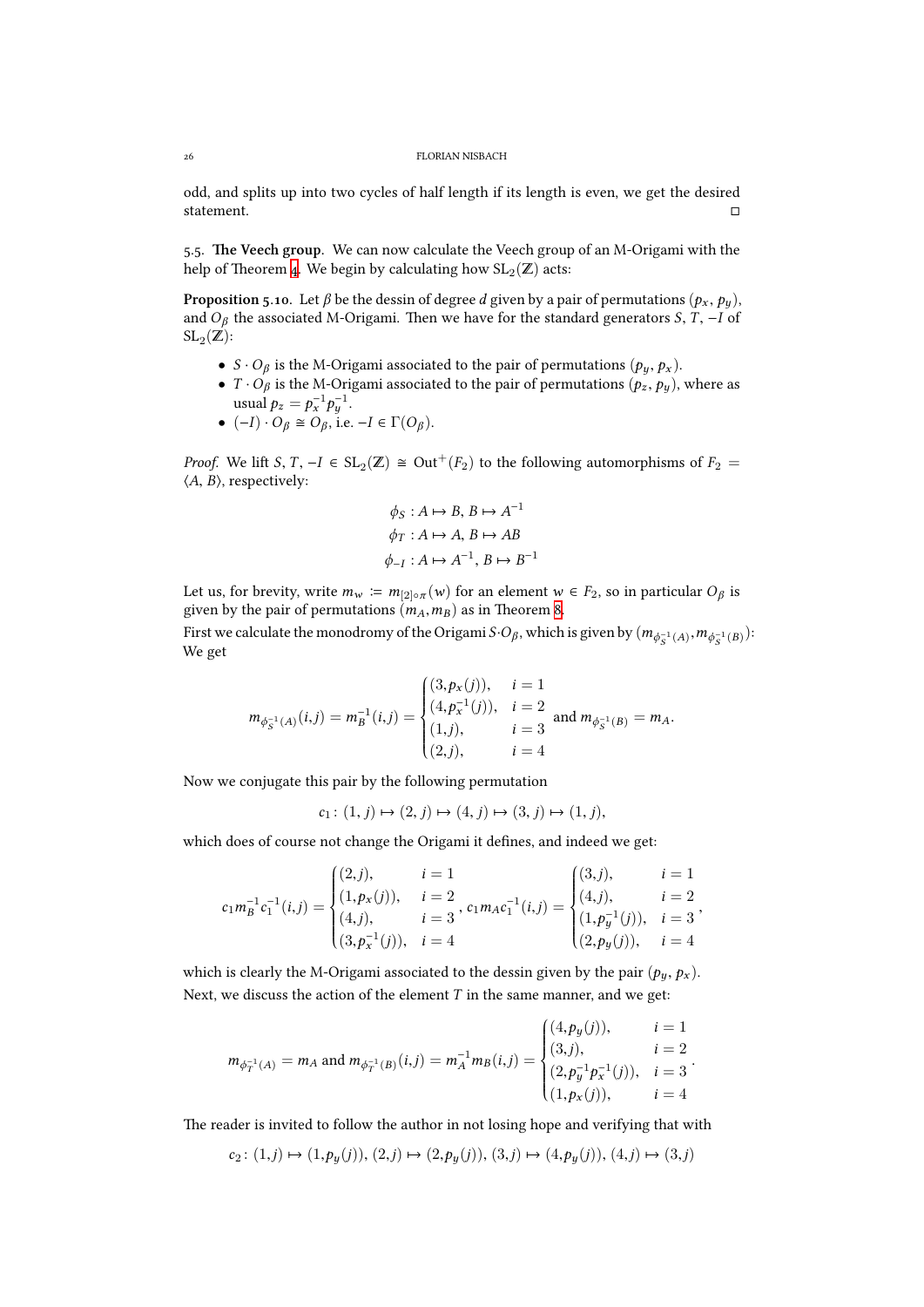odd, and splits up into two cycles of half length if its length is even, we get the desired statement. ◻

5.5. **The Veech group**. We can now calculate the Veech group of an M-Origami with the help of Theorem 4. We begin by calculating how $\mathrm{SL}_2(\mathbb{Z})$ acts:

**Proposition 5.10.** *Let $\beta$ be the dessin of degree $d$ given by a pair of permutations $(p_x, p_y)$, and $O_\beta$ the associated M-Origami. Then we have for the standard generators $S$, $T$, $-I$ of $\mathrm{SL}_2(\mathbb{Z})$:*

- *$S \cdot O_\beta$ is the M-Origami associated to the pair of permutations $(p_y, p_x)$.*
- *$T \cdot O_\beta$ is the M-Origami associated to the pair of permutations $(p_z, p_y)$, where as usual $p_z = p_x^{-1} p_y^{-1}$.*
- *$(-I) \cdot O_\beta \cong O_\beta$, i.e. $-I \in \Gamma(O_\beta)$.*

*Proof.* We lift $S, T, -I \in \mathrm{SL}_2(\mathbb{Z}) \cong \mathrm{Out}^+(F_2)$ to the following automorphisms of $F_2 = \langle A, B \rangle$, respectively:

$$\phi_S : A \mapsto B,\ B \mapsto A^{-1}$$
$$\phi_T : A \mapsto A,\ B \mapsto AB$$
$$\phi_{-I} : A \mapsto A^{-1},\ B \mapsto B^{-1}$$

Let us, for brevity, write $m_w := m_{[2]\circ\pi}(w)$ for an element $w \in F_2$, so in particular $O_\beta$ is given by the pair of permutations $(m_A, m_B)$ as in Theorem 8.

First we calculate the monodromy of the Origami $S \cdot O_\beta$, which is given by $(m_{\phi_S^{-1}(A)}, m_{\phi_S^{-1}(B)})$: We get

$$m_{\phi_S^{-1}(A)}(i,j) = m_B^{-1}(i,j) = \begin{cases} (3, p_x(j)), & i = 1 \\ (4, p_x^{-1}(j)), & i = 2 \\ (1, j), & i = 3 \\ (2, j), & i = 4 \end{cases} \text{ and } m_{\phi_S^{-1}(B)} = m_A.$$

Now we conjugate this pair by the following permutation

$$c_1 \colon (1, j) \mapsto (2, j) \mapsto (4, j) \mapsto (3, j) \mapsto (1, j),$$

which does of course not change the Origami it defines, and indeed we get:

$$c_1 m_B^{-1} c_1^{-1}(i,j) = \begin{cases} (2, j), & i = 1 \\ (1, p_x(j)), & i = 2 \\ (4, j), & i = 3 \\ (3, p_x^{-1}(j)), & i = 4 \end{cases}, \ c_1 m_A c_1^{-1}(i,j) = \begin{cases} (3, j), & i = 1 \\ (4, j), & i = 2 \\ (1, p_y^{-1}(j)), & i = 3 \\ (2, p_y(j)), & i = 4 \end{cases},$$

which is clearly the M-Origami associated to the dessin given by the pair $(p_y, p_x)$.

Next, we discuss the action of the element $T$ in the same manner, and we get:

$$m_{\phi_T^{-1}(A)} = m_A \text{ and } m_{\phi_T^{-1}(B)}(i,j) = m_A^{-1} m_B(i,j) = \begin{cases} (4, p_y(j)), & i = 1 \\ (3, j), & i = 2 \\ (2, p_y^{-1} p_x^{-1}(j)), & i = 3 \\ (1, p_x(j)), & i = 4 \end{cases}.$$

The reader is invited to follow the author in not losing hope and verifying that with

$$c_2 \colon (1, j) \mapsto (1, p_y(j)),\ (2, j) \mapsto (2, p_y(j)),\ (3, j) \mapsto (4, p_y(j)),\ (4, j) \mapsto (3, j)$$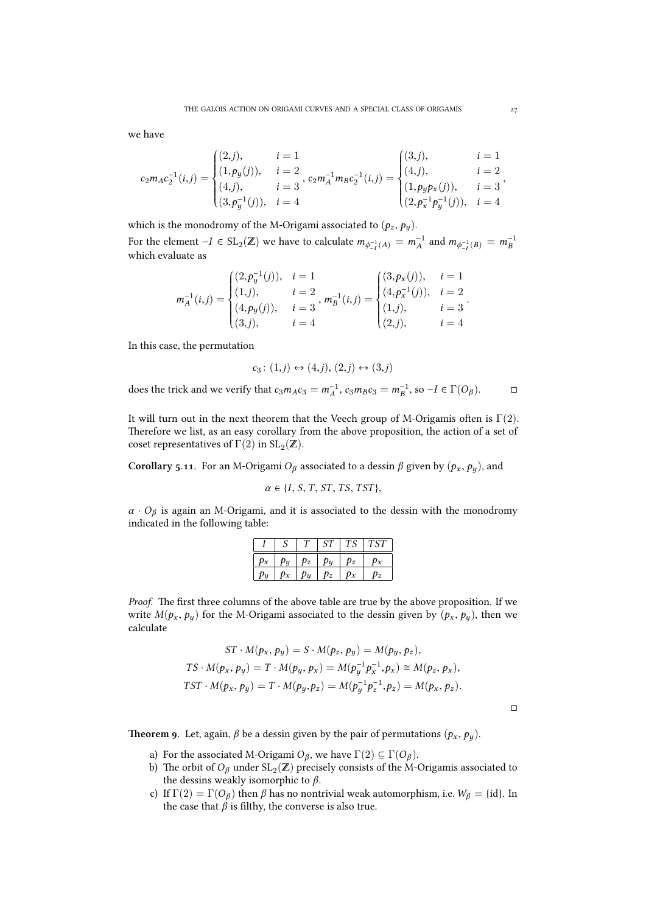we have

$$c_2 m_A c_2^{-1}(i,j) = \begin{cases} (2,j), & i=1 \\ (1,p_y(j)), & i=2 \\ (4,j), & i=3 \\ (3,p_y^{-1}(j)), & i=4 \end{cases}, \; c_2 m_A^{-1} m_B c_2^{-1}(i,j) = \begin{cases} (3,j), & i=1 \\ (4,j), & i=2 \\ (1,p_y p_x(j)), & i=3 \\ (2,p_x^{-1}p_y^{-1}(j)), & i=4 \end{cases},$$

which is the monodromy of the M-Origami associated to $(p_z, p_y)$.
For the element $-I \in \mathrm{SL}_2(\mathbb{Z})$ we have to calculate $m_{\phi_{-I}^{-1}(A)} = m_A^{-1}$ and $m_{\phi_{-I}^{-1}(B)} = m_B^{-1}$ which evaluate as

$$m_A^{-1}(i,j) = \begin{cases} (2,p_y^{-1}(j)), & i=1 \\ (1,j), & i=2 \\ (4,p_y(j)), & i=3 \\ (3,j), & i=4 \end{cases}, \; m_B^{-1}(i,j) = \begin{cases} (3,p_x(j)), & i=1 \\ (4,p_x^{-1}(j)), & i=2 \\ (1,j), & i=3 \\ (2,j), & i=4 \end{cases}.$$

In this case, the permutation

$$c_3\colon (1,j) \leftrightarrow (4,j),\, (2,j) \leftrightarrow (3,j)$$

does the trick and we verify that $c_3 m_A c_3 = m_A^{-1}$, $c_3 m_B c_3 = m_B^{-1}$, so $-I \in \Gamma(O_\beta)$. $\square$

It will turn out in the next theorem that the Veech group of M-Origamis often is $\Gamma(2)$. Therefore we list, as an easy corollary from the above proposition, the action of a set of coset representatives of $\Gamma(2)$ in $\mathrm{SL}_2(\mathbb{Z})$.

**Corollary 5.11.** For an M-Origami $O_\beta$ associated to a dessin $\beta$ given by $(p_x, p_y)$, and

$$\alpha \in \{I, S, T, ST, TS, TST\},$$

$\alpha \cdot O_\beta$ is again an M-Origami, and it is associated to the dessin with the monodromy indicated in the following table:

| $I$ | $S$ | $T$ | $ST$ | $TS$ | $TST$ |
|---|---|---|---|---|---|
| $p_x$ | $p_y$ | $p_z$ | $p_y$ | $p_z$ | $p_x$ |
| $p_y$ | $p_x$ | $p_y$ | $p_z$ | $p_x$ | $p_z$ |

*Proof.* The first three columns of the above table are true by the above proposition. If we write $M(p_x, p_y)$ for the M-Origami associated to the dessin given by $(p_x, p_y)$, then we calculate

$$\begin{aligned} ST \cdot M(p_x, p_y) &= S \cdot M(p_z, p_y) = M(p_y, p_z), \\ TS \cdot M(p_x, p_y) &= T \cdot M(p_y, p_x) = M(p_y^{-1}p_x^{-1}, p_x) \cong M(p_z, p_x), \\ TST \cdot M(p_x, p_y) &= T \cdot M(p_y, p_z) = M(p_y^{-1}p_z^{-1}, p_z) = M(p_x, p_z). \end{aligned}$$

$\square$

**Theorem 9.** Let, again, $\beta$ be a dessin given by the pair of permutations $(p_x, p_y)$.

a) For the associated M-Origami $O_\beta$, we have $\Gamma(2) \subseteq \Gamma(O_\beta)$.
b) The orbit of $O_\beta$ under $\mathrm{SL}_2(\mathbb{Z})$ precisely consists of the M-Origamis associated to the dessins weakly isomorphic to $\beta$.
c) If $\Gamma(2) = \Gamma(O_\beta)$ then $\beta$ has no nontrivial weak automorphism, i.e. $W_\beta = \{\mathrm{id}\}$. In the case that $\beta$ is filthy, the converse is also true.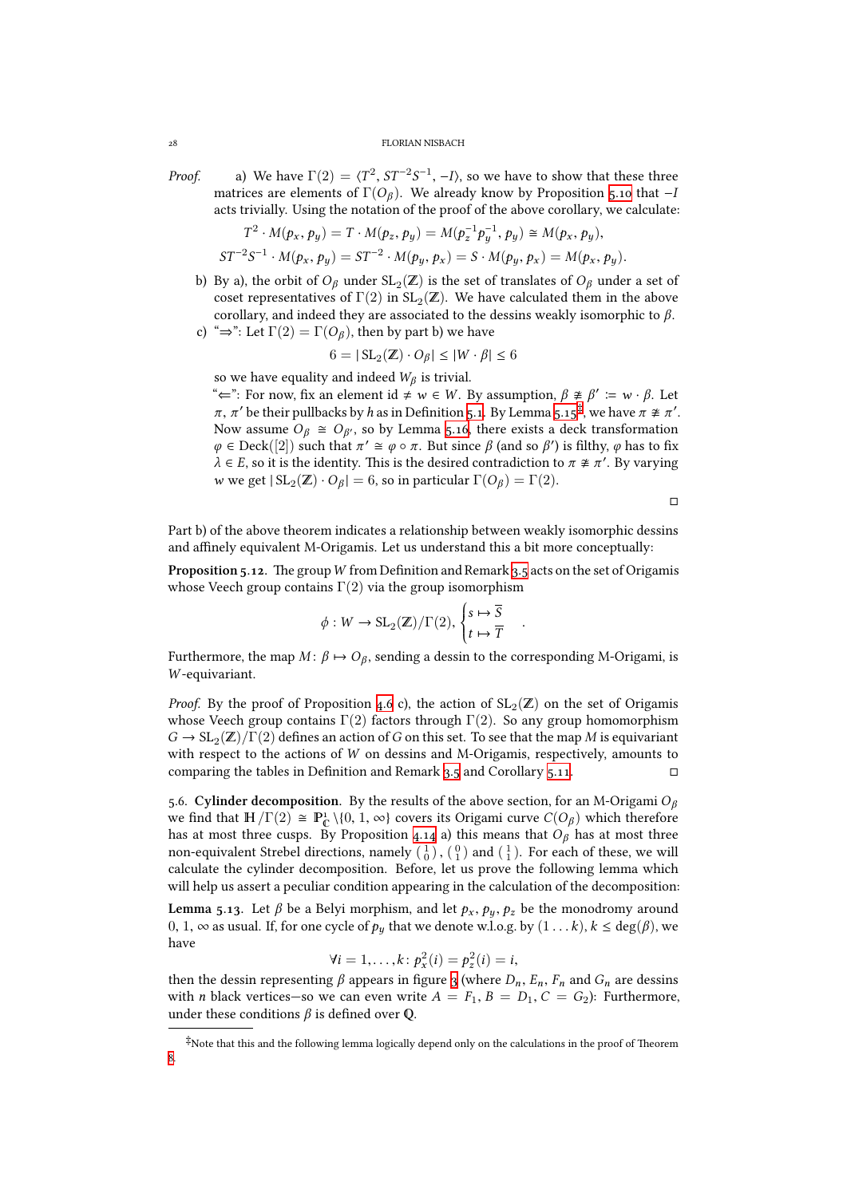*Proof.* a) We have $\Gamma(2) = \langle T^2, ST^{-2}S^{-1}, -I\rangle$, so we have to show that these three matrices are elements of $\Gamma(O_\beta)$. We already know by Proposition 5.10 that $-I$ acts trivially. Using the notation of the proof of the above corollary, we calculate:

$$T^2 \cdot M(p_x, p_y) = T \cdot M(p_z, p_y) = M(p_z^{-1}p_y^{-1}, p_y) \cong M(p_x, p_y),$$
$$ST^{-2}S^{-1} \cdot M(p_x, p_y) = ST^{-2} \cdot M(p_y, p_x) = S \cdot M(p_y, p_x) = M(p_x, p_y).$$

b) By a), the orbit of $O_\beta$ under $\mathrm{SL}_2(\mathbb{Z})$ is the set of translates of $O_\beta$ under a set of coset representatives of $\Gamma(2)$ in $\mathrm{SL}_2(\mathbb{Z})$. We have calculated them in the above corollary, and indeed they are associated to the dessins weakly isomorphic to $\beta$.

c) "$\Rightarrow$": Let $\Gamma(2) = \Gamma(O_\beta)$, then by part b) we have

$$6 = |\,\mathrm{SL}_2(\mathbb{Z}) \cdot O_\beta| \le |W \cdot \beta| \le 6$$

so we have equality and indeed $W_\beta$ is trivial.

"$\Leftarrow$": For now, fix an element $\mathrm{id} \ne w \in W$. By assumption, $\beta \ncong \beta' := w \cdot \beta$. Let $\pi, \pi'$ be their pullbacks by $h$ as in Definition 5.1. By Lemma 5.15[‡], we have $\pi \ncong \pi'$. Now assume $O_\beta \cong O_{\beta'}$, so by Lemma 5.16, there exists a deck transformation $\varphi \in \mathrm{Deck}([2])$ such that $\pi' \cong \varphi \circ \pi$. But since $\beta$ (and so $\beta'$) is filthy, $\varphi$ has to fix $\lambda \in E$, so it is the identity. This is the desired contradiction to $\pi \ncong \pi'$. By varying $w$ we get $|\,\mathrm{SL}_2(\mathbb{Z}) \cdot O_\beta| = 6$, so in particular $\Gamma(O_\beta) = \Gamma(2)$.

□

Part b) of the above theorem indicates a relationship between weakly isomorphic dessins and affinely equivalent M-Origamis. Let us understand this a bit more conceptually:

**Proposition 5.12.** The group $W$ from Definition and Remark 3.5 acts on the set of Origamis whose Veech group contains $\Gamma(2)$ via the group isomorphism

$$\phi : W \to \mathrm{SL}_2(\mathbb{Z})/\Gamma(2), \begin{cases} s \mapsto \overline{S} \\ t \mapsto \overline{T} \end{cases}.$$

Furthermore, the map $M\colon \beta \mapsto O_\beta$, sending a dessin to the corresponding M-Origami, is $W$-equivariant.

*Proof.* By the proof of Proposition 4.6 c), the action of $\mathrm{SL}_2(\mathbb{Z})$ on the set of Origamis whose Veech group contains $\Gamma(2)$ factors through $\Gamma(2)$. So any group homomorphism $G \to \mathrm{SL}_2(\mathbb{Z})/\Gamma(2)$ defines an action of $G$ on this set. To see that the map $M$ is equivariant with respect to the actions of $W$ on dessins and M-Origamis, respectively, amounts to comparing the tables in Definition and Remark 3.5 and Corollary 5.11. □

5.6. **Cylinder decomposition**. By the results of the above section, for an M-Origami $O_\beta$ we find that $\mathbb{H}/\Gamma(2) \cong \mathbb{P}^1_{\mathbb{C}}\backslash\{0, 1, \infty\}$ covers its Origami curve $C(O_\beta)$ which therefore has at most three cusps. By Proposition 4.14 a) this means that $O_\beta$ has at most three non-equivalent Strebel directions, namely $\binom{1}{0}$, $\binom{0}{1}$ and $\binom{1}{1}$. For each of these, we will calculate the cylinder decomposition. Before, let us prove the following lemma which will help us assert a peculiar condition appearing in the calculation of the decomposition:

**Lemma 5.13.** Let $\beta$ be a Belyi morphism, and let $p_x, p_y, p_z$ be the monodromy around $0, 1, \infty$ as usual. If, for one cycle of $p_y$ that we denote w.l.o.g. by $(1 \ldots k)$, $k \le \deg(\beta)$, we have

$$\forall i = 1, \ldots, k\colon p_x^2(i) = p_z^2(i) = i,$$

then the dessin representing $\beta$ appears in figure 3 (where $D_n$, $E_n$, $F_n$ and $G_n$ are dessins with $n$ black vertices—so we can even write $A = F_1$, $B = D_1$, $C = G_2$): Furthermore, under these conditions $\beta$ is defined over $\mathbb{Q}$.

[‡]Note that this and the following lemma logically depend only on the calculations in the proof of Theorem 8.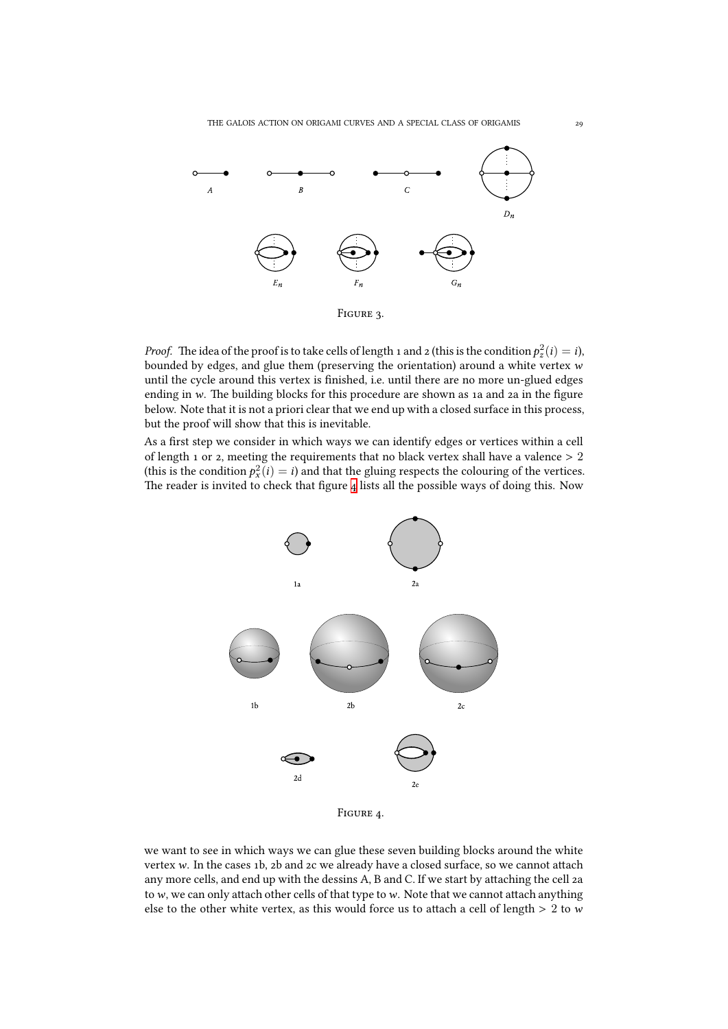FIGURE 3.

*Proof.* The idea of the proof is to take cells of length 1 and 2 (this is the condition $p_z^2(i) = i$), bounded by edges, and glue them (preserving the orientation) around a white vertex $w$ until the cycle around this vertex is finished, i.e. until there are no more un-glued edges ending in $w$. The building blocks for this procedure are shown as 1a and 2a in the figure below. Note that it is not a priori clear that we end up with a closed surface in this process, but the proof will show that this is inevitable.

As a first step we consider in which ways we can identify edges or vertices within a cell of length 1 or 2, meeting the requirements that no black vertex shall have a valence $> 2$ (this is the condition $p_x^2(i) = i$) and that the gluing respects the colouring of the vertices. The reader is invited to check that figure 4 lists all the possible ways of doing this. Now

FIGURE 4.

we want to see in which ways we can glue these seven building blocks around the white vertex $w$. In the cases 1b, 2b and 2c we already have a closed surface, so we cannot attach any more cells, and end up with the dessins A, B and C. If we start by attaching the cell 2a to $w$, we can only attach other cells of that type to $w$. Note that we cannot attach anything else to the other white vertex, as this would force us to attach a cell of length $> 2$ to $w$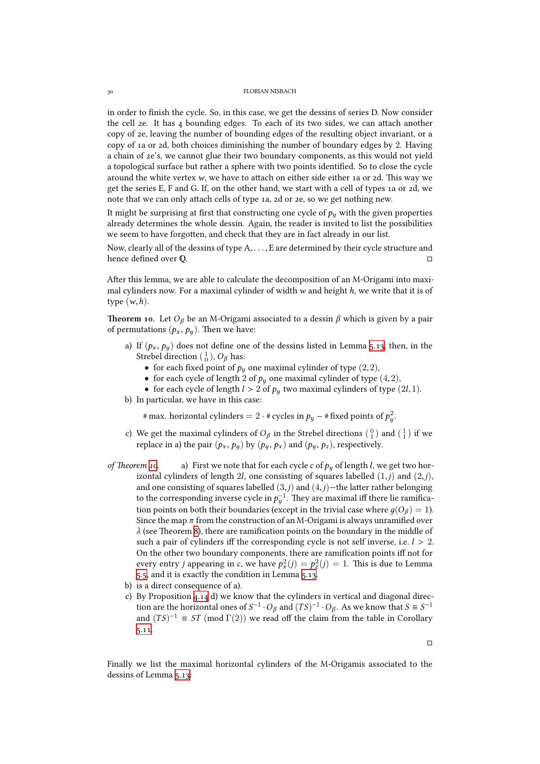in order to finish the cycle. So, in this case, we get the dessins of series D. Now consider the cell 2e. It has 4 bounding edges. To each of its two sides, we can attach another copy of 2e, leaving the number of bounding edges of the resulting object invariant, or a copy of 1a or 2d, both choices diminishing the number of boundary edges by 2. Having a chain of 2e's, we cannot glue their two boundary components, as this would not yield a topological surface but rather a sphere with two points identified. So to close the cycle around the white vertex $w$, we have to attach on either side either 1a or 2d. This way we get the series E, F and G. If, on the other hand, we start with a cell of types 1a or 2d, we note that we can only attach cells of type 1a, 2d or 2e, so we get nothing new.

It might be surprising at first that constructing one cycle of $p_y$ with the given properties already determines the whole dessin. Again, the reader is invited to list the possibilities we seem to have forgotten, and check that they are in fact already in our list.

Now, clearly all of the dessins of type A, . . . , E are determined by their cycle structure and hence defined over $\mathbb{Q}$. □

After this lemma, we are able to calculate the decomposition of an M-Origami into maximal cylinders now. For a maximal cylinder of width $w$ and height $h$, we write that it is of type $(w, h)$.

**Theorem 10.** Let $O_\beta$ be an M-Origami associated to a dessin $\beta$ which is given by a pair of permutations $(p_x, p_y)$. Then we have:

a) If $(p_x, p_y)$ does not define one of the dessins listed in Lemma 5.13, then, in the Strebel direction $\left(\begin{smallmatrix}1\\0\end{smallmatrix}\right)$, $O_\beta$ has:
   - for each fixed point of $p_y$ one maximal cylinder of type $(2, 2)$,
   - for each cycle of length 2 of $p_y$ one maximal cylinder of type $(4, 2)$,
   - for each cycle of length $l > 2$ of $p_y$ two maximal cylinders of type $(2l, 1)$.

b) In particular, we have in this case:

$$\#\,\text{max. horizontal cylinders} = 2 \cdot \#\,\text{cycles in } p_y - \#\,\text{fixed points of } p_y^2.$$

c) We get the maximal cylinders of $O_\beta$ in the Strebel directions $\left(\begin{smallmatrix}0\\1\end{smallmatrix}\right)$ and $\left(\begin{smallmatrix}1\\1\end{smallmatrix}\right)$ if we replace in a) the pair $(p_x, p_y)$ by $(p_y, p_x)$ and $(p_y, p_z)$, respectively.

*of Theorem 10.* a) First we note that for each cycle $c$ of $p_y$ of length $l$, we get two horizontal cylinders of length $2l$, one consisting of squares labelled $(1, j)$ and $(2, j)$, and one consisting of squares labelled $(3, j)$ and $(4, j)$—the latter rather belonging to the corresponding inverse cycle in $p_y^{-1}$. They are maximal iff there lie ramification points on both their boundaries (except in the trivial case where $g(O_\beta) = 1$). Since the map $\pi$ from the construction of an M-Origami is always unramified over $\lambda$ (see Theorem 8), there are ramification points on the boundary in the middle of such a pair of cylinders iff the corresponding cycle is not self inverse, i.e. $l > 2$. On the other two boundary components, there are ramification points iff not for every entry $j$ appearing in $c$, we have $p_x^2(j) = p_z^2(j) = 1$. This is due to Lemma 5.5, and it is exactly the condition in Lemma 5.13.

b) is a direct consequence of a).

c) By Proposition 4.14 d) we know that the cylinders in vertical and diagonal direction are the horizontal ones of $S^{-1} \cdot O_\beta$ and $(TS)^{-1} \cdot O_\beta$. As we know that $S \equiv S^{-1}$ and $(TS)^{-1} \equiv ST \pmod{\Gamma(2)}$ we read off the claim from the table in Corollary 5.11.

□

Finally we list the maximal horizontal cylinders of the M-Origamis associated to the dessins of Lemma 5.13: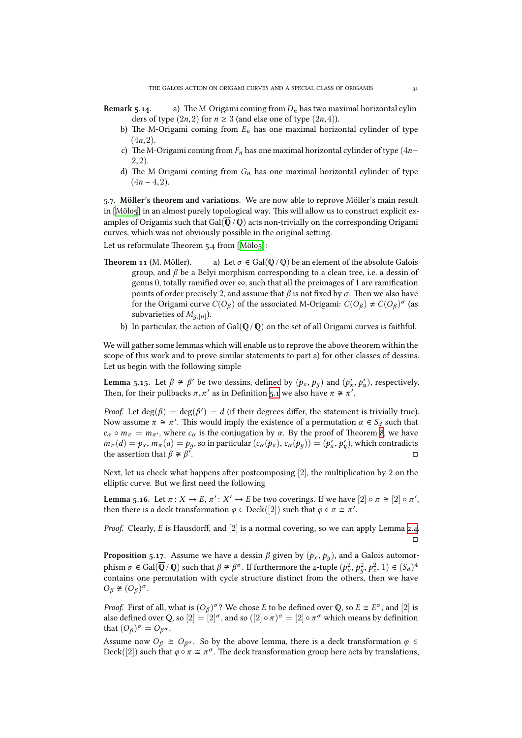**Remark 5.14.**
a) The M-Origami coming from $D_n$ has two maximal horizontal cylinders of type $(2n, 2)$ for $n \geq 3$ (and else one of type $(2n, 4)$).
b) The M-Origami coming from $E_n$ has one maximal horizontal cylinder of type $(4n, 2)$.
c) The M-Origami coming from $F_n$ has one maximal horizontal cylinder of type $(4n-2, 2)$.
d) The M-Origami coming from $G_n$ has one maximal horizontal cylinder of type $(4n-4, 2)$.

5.7. **Möller's theorem and variations**. We are now able to reprove Möller's main result in [Möl05] in an almost purely topological way. This will allow us to construct explicit examples of Origamis such that $\mathrm{Gal}(\overline{\mathbb{Q}}/\mathbb{Q})$ acts non-trivially on the corresponding Origami curves, which was not obviously possible in the original setting.

Let us reformulate Theorem 5.4 from [Möl05]:

**Theorem 11** (M. Möller).
a) Let $\sigma \in \mathrm{Gal}(\overline{\mathbb{Q}}/\mathbb{Q})$ be an element of the absolute Galois group, and $\beta$ be a Belyi morphism corresponding to a clean tree, i.e. a dessin of genus 0, totally ramified over $\infty$, such that all the preimages of 1 are ramification points of order precisely 2, and assume that $\beta$ is not fixed by $\sigma$. Then we also have for the Origami curve $C(O_\beta)$ of the associated M-Origami: $C(O_\beta) \neq C(O_\beta)^\sigma$ (as subvarieties of $M_{g,[n]}$).
b) In particular, the action of $\mathrm{Gal}(\overline{\mathbb{Q}}/\mathbb{Q})$ on the set of all Origami curves is faithful.

We will gather some lemmas which will enable us to reprove the above theorem within the scope of this work and to prove similar statements to part a) for other classes of dessins. Let us begin with the following simple

**Lemma 5.15.** Let $\beta \not\cong \beta'$ be two dessins, defined by $(p_x, p_y)$ and $(p'_x, p'_y)$, respectively. Then, for their pullbacks $\pi, \pi'$ as in Definition 5.1 we also have $\pi \not\cong \pi'$.

*Proof.* Let $\deg(\beta) = \deg(\beta') = d$ (if their degrees differ, the statement is trivially true). Now assume $\pi \cong \pi'$. This would imply the existence of a permutation $\alpha \in S_d$ such that $c_\alpha \circ m_\pi = m_{\pi'}$, where $c_\alpha$ is the conjugation by $\alpha$. By the proof of Theorem 8, we have $m_\pi(d) = p_x$, $m_\pi(a) = p_y$, so in particular $(c_\alpha(p_x), c_\alpha(p_y)) = (p'_x, p'_y)$, which contradicts the assertion that $\beta \not\cong \beta'$. □

Next, let us check what happens after postcomposing $[2]$, the multiplication by 2 on the elliptic curve. But we first need the following

**Lemma 5.16.** Let $\pi\colon X \to E$, $\pi'\colon X' \to E$ be two coverings. If we have $[2] \circ \pi \cong [2] \circ \pi'$, then there is a deck transformation $\varphi \in \mathrm{Deck}([2])$ such that $\varphi \circ \pi \cong \pi'$.

*Proof.* Clearly, $E$ is Hausdorff, and $[2]$ is a normal covering, so we can apply Lemma 2.4. □

**Proposition 5.17.** Assume we have a dessin $\beta$ given by $(p_x, p_y)$, and a Galois automorphism $\sigma \in \mathrm{Gal}(\overline{\mathbb{Q}}/\mathbb{Q})$ such that $\beta \not\cong \beta^\sigma$. If furthermore the 4-tuple $(p_x^2, p_y^2, p_z^2, 1) \in (S_d)^4$ contains one permutation with cycle structure distinct from the others, then we have $O_\beta \not\cong (O_\beta)^\sigma$.

*Proof.* First of all, what is $(O_\beta)^\sigma$? We chose $E$ to be defined over $\mathbb{Q}$, so $E \cong E^\sigma$, and $[2]$ is also defined over $\mathbb{Q}$, so $[2] = [2]^\sigma$, and so $([2] \circ \pi)^\sigma = [2] \circ \pi^\sigma$ which means by definition that $(O_\beta)^\sigma = O_{\beta^\sigma}$.

Assume now $O_\beta \cong O_{\beta^\sigma}$. So by the above lemma, there is a deck transformation $\varphi \in \mathrm{Deck}([2])$ such that $\varphi \circ \pi \cong \pi^\sigma$. The deck transformation group here acts by translations,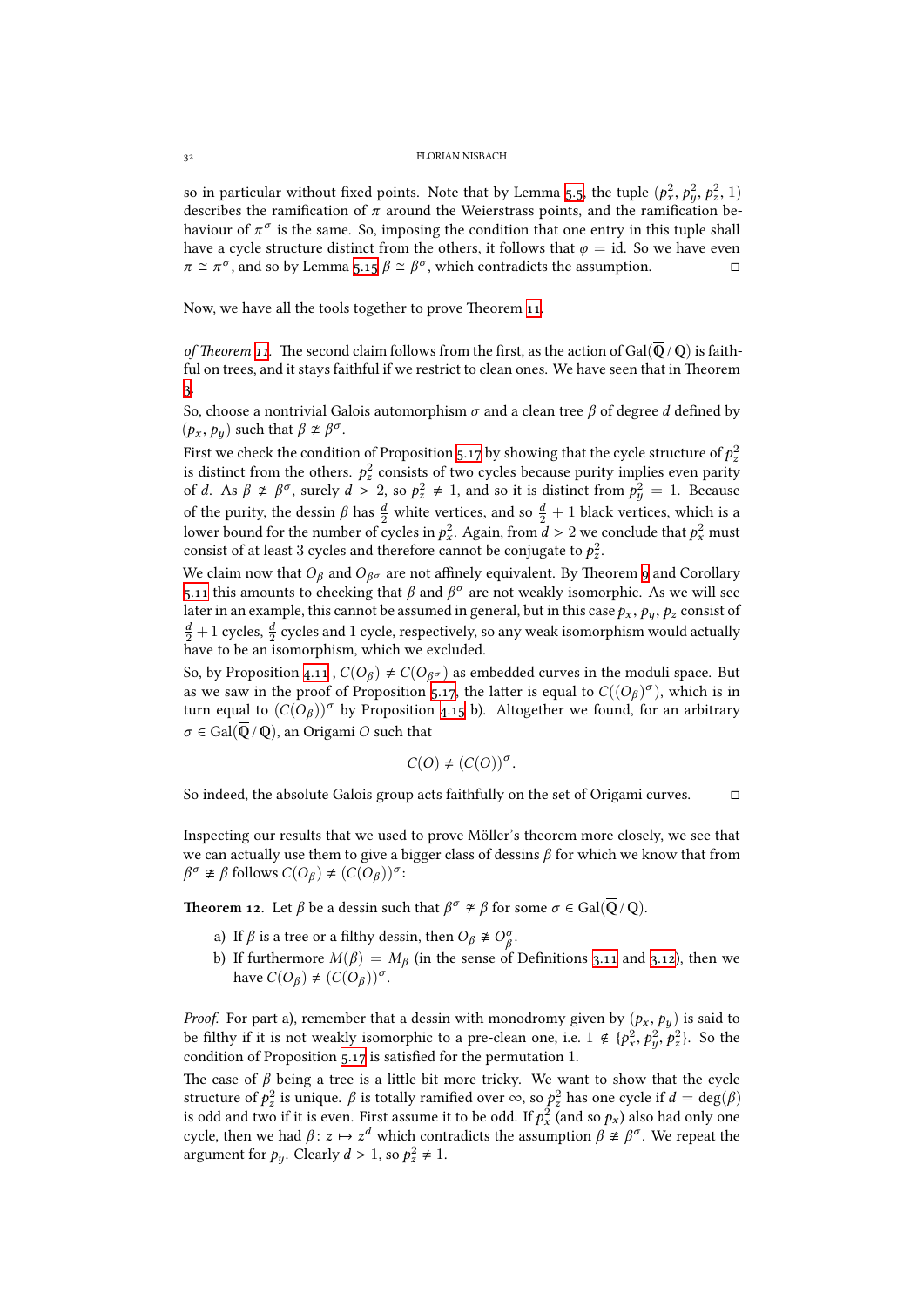so in particular without fixed points. Note that by Lemma 5.5, the tuple $(p_x^2, p_y^2, p_z^2, 1)$ describes the ramification of $\pi$ around the Weierstrass points, and the ramification behaviour of $\pi^\sigma$ is the same. So, imposing the condition that one entry in this tuple shall have a cycle structure distinct from the others, it follows that $\varphi = \mathrm{id}$. So we have even $\pi \cong \pi^\sigma$, and so by Lemma 5.15 $\beta \cong \beta^\sigma$, which contradicts the assumption. □

Now, we have all the tools together to prove Theorem 11.

*of Theorem 11.* The second claim follows from the first, as the action of $\mathrm{Gal}(\overline{\mathbb{Q}}/\mathbb{Q})$ is faithful on trees, and it stays faithful if we restrict to clean ones. We have seen that in Theorem 3.

So, choose a nontrivial Galois automorphism $\sigma$ and a clean tree $\beta$ of degree $d$ defined by $(p_x, p_y)$ such that $\beta \not\cong \beta^\sigma$.

First we check the condition of Proposition 5.17 by showing that the cycle structure of $p_z^2$ is distinct from the others. $p_z^2$ consists of two cycles because purity implies even parity of $d$. As $\beta \not\cong \beta^\sigma$, surely $d > 2$, so $p_z^2 \neq 1$, and so it is distinct from $p_y^2 = 1$. Because of the purity, the dessin $\beta$ has $\frac{d}{2}$ white vertices, and so $\frac{d}{2}+1$ black vertices, which is a lower bound for the number of cycles in $p_x^2$. Again, from $d > 2$ we conclude that $p_x^2$ must consist of at least 3 cycles and therefore cannot be conjugate to $p_z^2$.

We claim now that $O_\beta$ and $O_{\beta^\sigma}$ are not affinely equivalent. By Theorem 9 and Corollary 5.11 this amounts to checking that $\beta$ and $\beta^\sigma$ are not weakly isomorphic. As we will see later in an example, this cannot be assumed in general, but in this case $p_x, p_y, p_z$ consist of $\frac{d}{2}+1$ cycles, $\frac{d}{2}$ cycles and 1 cycle, respectively, so any weak isomorphism would actually have to be an isomorphism, which we excluded.

So, by Proposition 4.11, $C(O_\beta) \neq C(O_{\beta^\sigma})$ as embedded curves in the moduli space. But as we saw in the proof of Proposition 5.17, the latter is equal to $C((O_\beta)^\sigma)$, which is in turn equal to $(C(O_\beta))^\sigma$ by Proposition 4.15 b). Altogether we found, for an arbitrary $\sigma \in \mathrm{Gal}(\overline{\mathbb{Q}}/\mathbb{Q})$, an Origami $O$ such that

$$C(O) \neq (C(O))^\sigma.$$

So indeed, the absolute Galois group acts faithfully on the set of Origami curves. □

Inspecting our results that we used to prove Möller's theorem more closely, we see that we can actually use them to give a bigger class of dessins $\beta$ for which we know that from $\beta^\sigma \not\cong \beta$ follows $C(O_\beta) \neq (C(O_\beta))^\sigma$:

**Theorem 12.** Let $\beta$ be a dessin such that $\beta^\sigma \not\cong \beta$ for some $\sigma \in \mathrm{Gal}(\overline{\mathbb{Q}}/\mathbb{Q})$.

a) If $\beta$ is a tree or a filthy dessin, then $O_\beta \not\cong O_\beta^\sigma$.

b) If furthermore $M(\beta) = M_\beta$ (in the sense of Definitions 3.11 and 3.12), then we have $C(O_\beta) \neq (C(O_\beta))^\sigma$.

*Proof.* For part a), remember that a dessin with monodromy given by $(p_x, p_y)$ is said to be filthy if it is not weakly isomorphic to a pre-clean one, i.e. $1 \notin \{p_x^2, p_y^2, p_z^2\}$. So the condition of Proposition 5.17 is satisfied for the permutation 1.

The case of $\beta$ being a tree is a little bit more tricky. We want to show that the cycle structure of $p_z^2$ is unique. $\beta$ is totally ramified over $\infty$, so $p_z^2$ has one cycle if $d = \deg(\beta)$ is odd and two if it is even. First assume it to be odd. If $p_x^2$ (and so $p_x$) also had only one cycle, then we had $\beta\colon z \mapsto z^d$ which contradicts the assumption $\beta \not\cong \beta^\sigma$. We repeat the argument for $p_y$. Clearly $d > 1$, so $p_z^2 \neq 1$.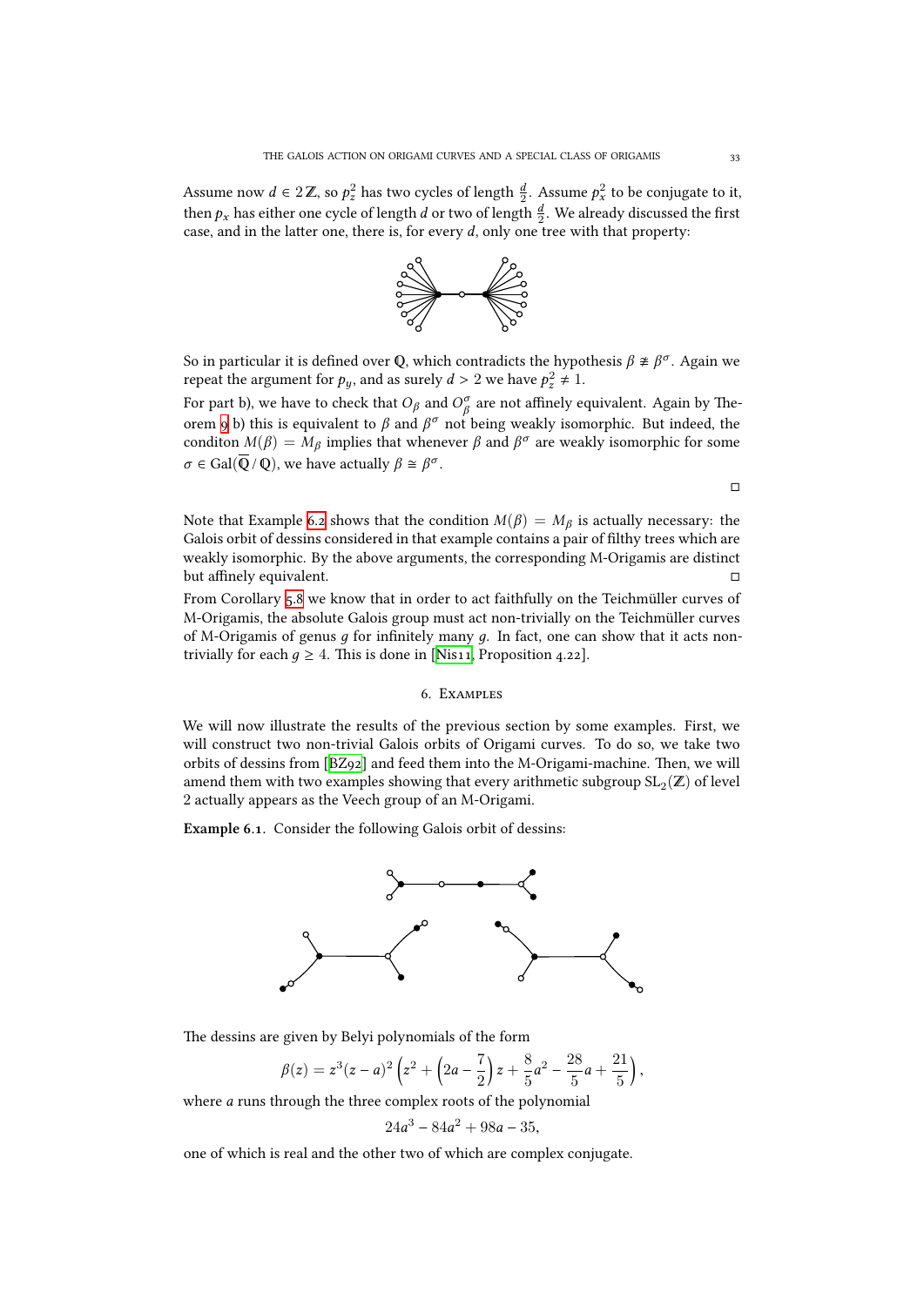Assume now $d \in 2\mathbb{Z}$, so $p_z^2$ has two cycles of length $\frac{d}{2}$. Assume $p_x^2$ to be conjugate to it, then $p_x$ has either one cycle of length $d$ or two of length $\frac{d}{2}$. We already discussed the first case, and in the latter one, there is, for every $d$, only one tree with that property:

So in particular it is defined over $\mathbb{Q}$, which contradicts the hypothesis $\beta \not\cong \beta^\sigma$. Again we repeat the argument for $p_y$, and as surely $d > 2$ we have $p_z^2 \neq 1$.

For part b), we have to check that $O_\beta$ and $O_\beta^\sigma$ are not affinely equivalent. Again by Theorem 9 b) this is equivalent to $\beta$ and $\beta^\sigma$ not being weakly isomorphic. But indeed, the conditon $M(\beta) = M_\beta$ implies that whenever $\beta$ and $\beta^\sigma$ are weakly isomorphic for some $\sigma \in \mathrm{Gal}(\overline{\mathbb{Q}}/\mathbb{Q})$, we have actually $\beta \cong \beta^\sigma$.

□

Note that Example 6.2 shows that the condition $M(\beta) = M_\beta$ is actually necessary: the Galois orbit of dessins considered in that example contains a pair of filthy trees which are weakly isomorphic. By the above arguments, the corresponding M-Origamis are distinct but affinely equivalent. □

From Corollary 5.8 we know that in order to act faithfully on the Teichmüller curves of M-Origamis, the absolute Galois group must act non-trivially on the Teichmüller curves of M-Origamis of genus $g$ for infinitely many $g$. In fact, one can show that it acts non-trivially for each $g \geq 4$. This is done in [Nis11, Proposition 4.22].

## 6. Examples

We will now illustrate the results of the previous section by some examples. First, we will construct two non-trivial Galois orbits of Origami curves. To do so, we take two orbits of dessins from [BZ92] and feed them into the M-Origami-machine. Then, we will amend them with two examples showing that every arithmetic subgroup $\mathrm{SL}_2(\mathbb{Z})$ of level 2 actually appears as the Veech group of an M-Origami.

**Example 6.1.** Consider the following Galois orbit of dessins:

The dessins are given by Belyi polynomials of the form

$$\beta(z) = z^3(z-a)^2\left(z^2 + \left(2a - \frac{7}{2}\right)z + \frac{8}{5}a^2 - \frac{28}{5}a + \frac{21}{5}\right),$$

where $a$ runs through the three complex roots of the polynomial

$$24a^3 - 84a^2 + 98a - 35,$$

one of which is real and the other two of which are complex conjugate.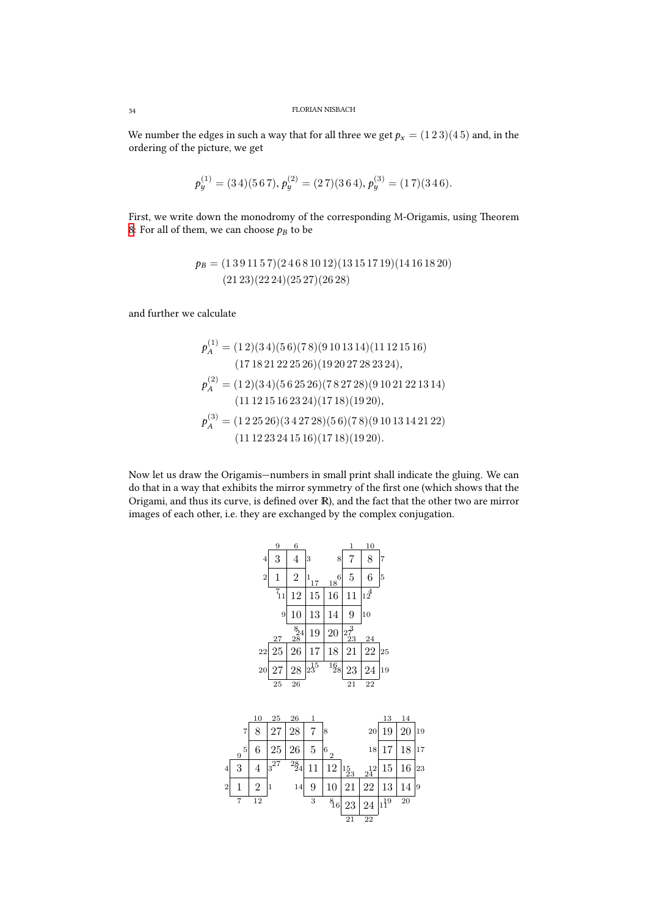We number the edges in such a way that for all three we get $p_x = (1\,2\,3)(4\,5)$ and, in the ordering of the picture, we get

$$p_y^{(1)} = (3\,4)(5\,6\,7),\ p_y^{(2)} = (2\,7)(3\,6\,4),\ p_y^{(3)} = (1\,7)(3\,4\,6).$$

First, we write down the monodromy of the corresponding M-Origamis, using Theorem 8: For all of them, we can choose $p_B$ to be

$$\begin{aligned} p_B = {} & (1\,3\,9\,11\,5\,7)(2\,4\,6\,8\,10\,12)(13\,15\,17\,19)(14\,16\,18\,20) \\ & (21\,23)(22\,24)(25\,27)(26\,28) \end{aligned}$$

and further we calculate

$$\begin{aligned} p_A^{(1)} = {} & (1\,2)(3\,4)(5\,6)(7\,8)(9\,10\,13\,14)(11\,12\,15\,16) \\ & (17\,18\,21\,22\,25\,26)(19\,20\,27\,28\,23\,24), \\ p_A^{(2)} = {} & (1\,2)(3\,4)(5\,6\,25\,26)(7\,8\,27\,28)(9\,10\,21\,22\,13\,14) \\ & (11\,12\,15\,16\,23\,24)(17\,18)(19\,20), \\ p_A^{(3)} = {} & (1\,2\,25\,26)(3\,4\,27\,28)(5\,6)(7\,8)(9\,10\,13\,14\,21\,22) \\ & (11\,12\,23\,24\,15\,16)(17\,18)(19\,20). \end{aligned}$$

Now let us draw the Origamis—numbers in small print shall indicate the gluing. We can do that in a way that exhibits the mirror symmetry of the first one (which shows that the Origami, and thus its curve, is defined over $\mathbb{R}$), and the fact that the other two are mirror images of each other, i.e. they are exchanged by the complex conjugation.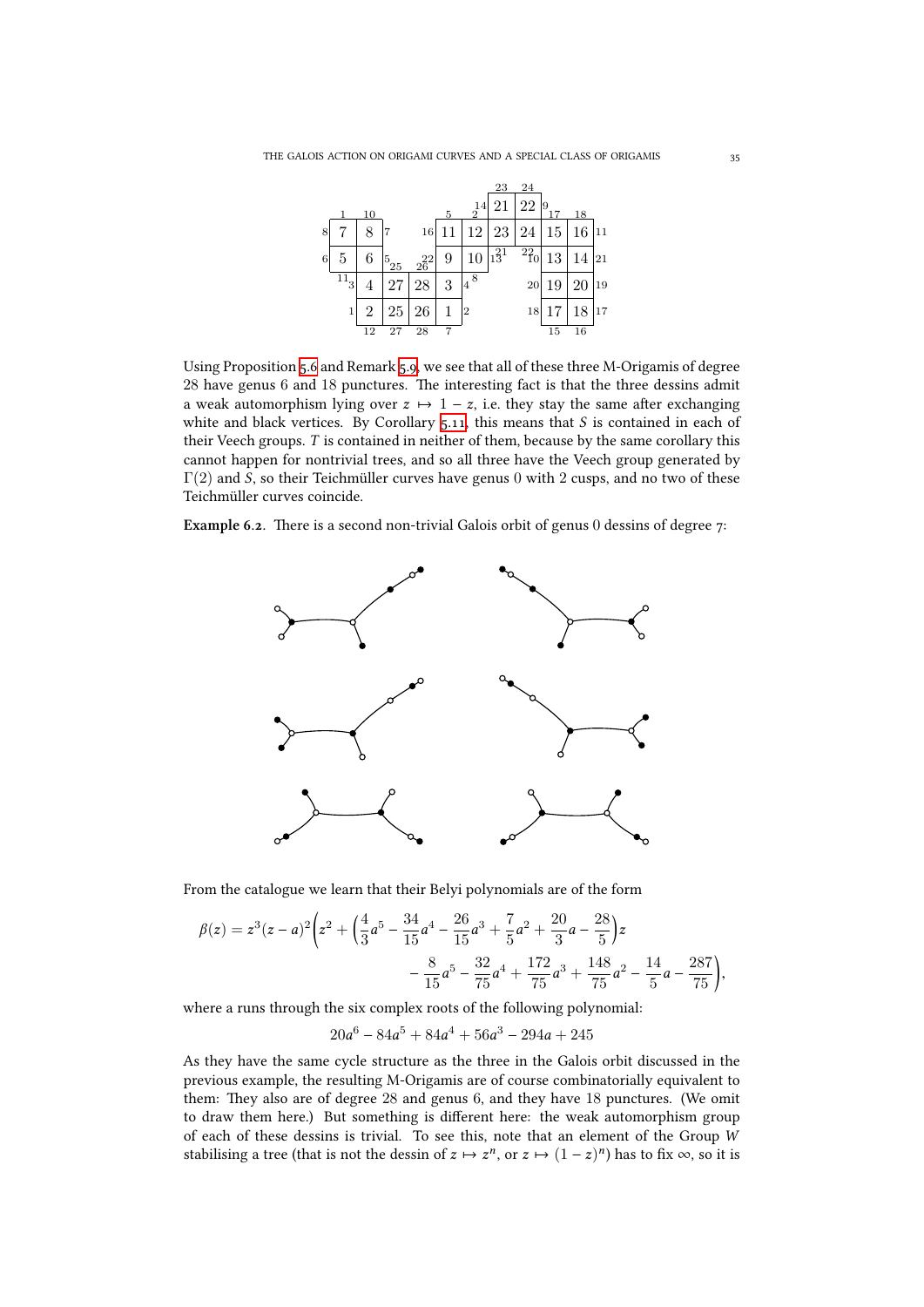Using Proposition 5.6 and Remark 5.9, we see that all of these three M-Origamis of degree 28 have genus 6 and 18 punctures. The interesting fact is that the three dessins admit a weak automorphism lying over $z \mapsto 1 - z$, i.e. they stay the same after exchanging white and black vertices. By Corollary 5.11, this means that $S$ is contained in each of their Veech groups. $T$ is contained in neither of them, because by the same corollary this cannot happen for nontrivial trees, and so all three have the Veech group generated by $\Gamma(2)$ and $S$, so their Teichmüller curves have genus 0 with 2 cusps, and no two of these Teichmüller curves coincide.

**Example 6.2.** There is a second non-trivial Galois orbit of genus 0 dessins of degree 7:

From the catalogue we learn that their Belyi polynomials are of the form

$$\beta(z) = z^3(z-a)^2\biggl(z^2 + \Bigl(\frac{4}{3}a^5 - \frac{34}{15}a^4 - \frac{26}{15}a^3 + \frac{7}{5}a^2 + \frac{20}{3}a - \frac{28}{5}\Bigr)z - \frac{8}{15}a^5 - \frac{32}{75}a^4 + \frac{172}{75}a^3 + \frac{148}{75}a^2 - \frac{14}{5}a - \frac{287}{75}\biggr),$$

where $a$ runs through the six complex roots of the following polynomial:

$$20a^6 - 84a^5 + 84a^4 + 56a^3 - 294a + 245$$

As they have the same cycle structure as the three in the Galois orbit discussed in the previous example, the resulting M-Origamis are of course combinatorially equivalent to them: They also are of degree 28 and genus 6, and they have 18 punctures. (We omit to draw them here.) But something is different here: the weak automorphism group of each of these dessins is trivial. To see this, note that an element of the Group $W$ stabilising a tree (that is not the dessin of $z \mapsto z^n$, or $z \mapsto (1-z)^n$) has to fix $\infty$, so it is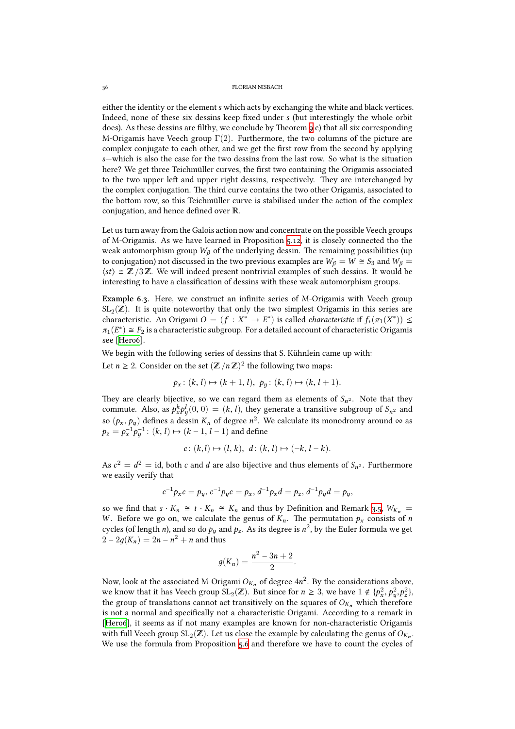either the identity or the element $s$ which acts by exchanging the white and black vertices. Indeed, none of these six dessins keep fixed under $s$ (but interestingly the whole orbit does). As these dessins are filthy, we conclude by Theorem 9 c) that all six corresponding M-Origamis have Veech group $\Gamma(2)$. Furthermore, the two columns of the picture are complex conjugate to each other, and we get the first row from the second by applying $s$—which is also the case for the two dessins from the last row. So what is the situation here? We get three Teichmüller curves, the first two containing the Origamis associated to the two upper left and upper right dessins, respectively. They are interchanged by the complex conjugation. The third curve contains the two other Origamis, associated to the bottom row, so this Teichmüller curve is stabilised under the action of the complex conjugation, and hence defined over $\mathbb{R}$.

Let us turn away from the Galois action now and concentrate on the possible Veech groups of M-Origamis. As we have learned in Proposition 5.12, it is closely connected tho the weak automorphism group $W_\beta$ of the underlying dessin. The remaining possibilities (up to conjugation) not discussed in the two previous examples are $W_\beta = W \cong S_3$ and $W_\beta = \langle st \rangle \cong \mathbb{Z}/3\mathbb{Z}$. We will indeed present nontrivial examples of such dessins. It would be interesting to have a classification of dessins with these weak automorphism groups.

**Example 6.3.** Here, we construct an infinite series of M-Origamis with Veech group $\mathrm{SL}_2(\mathbb{Z})$. It is quite noteworthy that only the two simplest Origamis in this series are characteristic. An Origami $O = (f : X^* \to E^*)$ is called *characteristic* if $f_*(\pi_1(X^*)) \leq \pi_1(E^*) \cong F_2$ is a characteristic subgroup. For a detailed account of characteristic Origamis see [Her06].

We begin with the following series of dessins that S. Kühnlein came up with:

Let $n \geq 2$. Consider on the set $(\mathbb{Z}/n\mathbb{Z})^2$ the following two maps:

$$p_x\colon (k, l) \mapsto (k+1, l),\ \ p_y\colon (k, l) \mapsto (k, l+1).$$

They are clearly bijective, so we can regard them as elements of $S_{n^2}$. Note that they commute. Also, as $p_x^k p_y^l(0, 0) = (k, l)$, they generate a transitive subgroup of $S_{n^2}$ and so $(p_x, p_y)$ defines a dessin $K_n$ of degree $n^2$. We calculate its monodromy around $\infty$ as $p_z = p_x^{-1}p_y^{-1}\colon (k, l) \mapsto (k-1, l-1)$ and define

$$c\colon (k,l) \mapsto (l, k),\ \ d\colon (k, l) \mapsto (-k, l-k).$$

As $c^2 = d^2 = \mathrm{id}$, both $c$ and $d$ are also bijective and thus elements of $S_{n^2}$. Furthermore we easily verify that

$$c^{-1}p_x c = p_y,\ c^{-1}p_y c = p_x,\ d^{-1}p_x d = p_z,\ d^{-1}p_y d = p_y,$$

so we find that $s \cdot K_n \cong t \cdot K_n \cong K_n$ and thus by Definition and Remark 3.5, $W_{K_n} = W$. Before we go on, we calculate the genus of $K_n$. The permutation $p_x$ consists of $n$ cycles (of length $n$), and so do $p_y$ and $p_z$. As its degree is $n^2$, by the Euler formula we get $2 - 2g(K_n) = 2n - n^2 + n$ and thus

$$g(K_n) = \frac{n^2 - 3n + 2}{2}.$$

Now, look at the associated M-Origami $O_{K_n}$ of degree $4n^2$. By the considerations above, we know that it has Veech group $\mathrm{SL}_2(\mathbb{Z})$. But since for $n \geq 3$, we have $1 \notin \{p_x^2, p_y^2, p_z^2\}$, the group of translations cannot act transitively on the squares of $O_{K_n}$ which therefore is not a normal and specifically not a characteristic Origami. According to a remark in [Her06], it seems as if not many examples are known for non-characteristic Origamis with full Veech group $\mathrm{SL}_2(\mathbb{Z})$. Let us close the example by calculating the genus of $O_{K_n}$. We use the formula from Proposition 5.6 and therefore we have to count the cycles of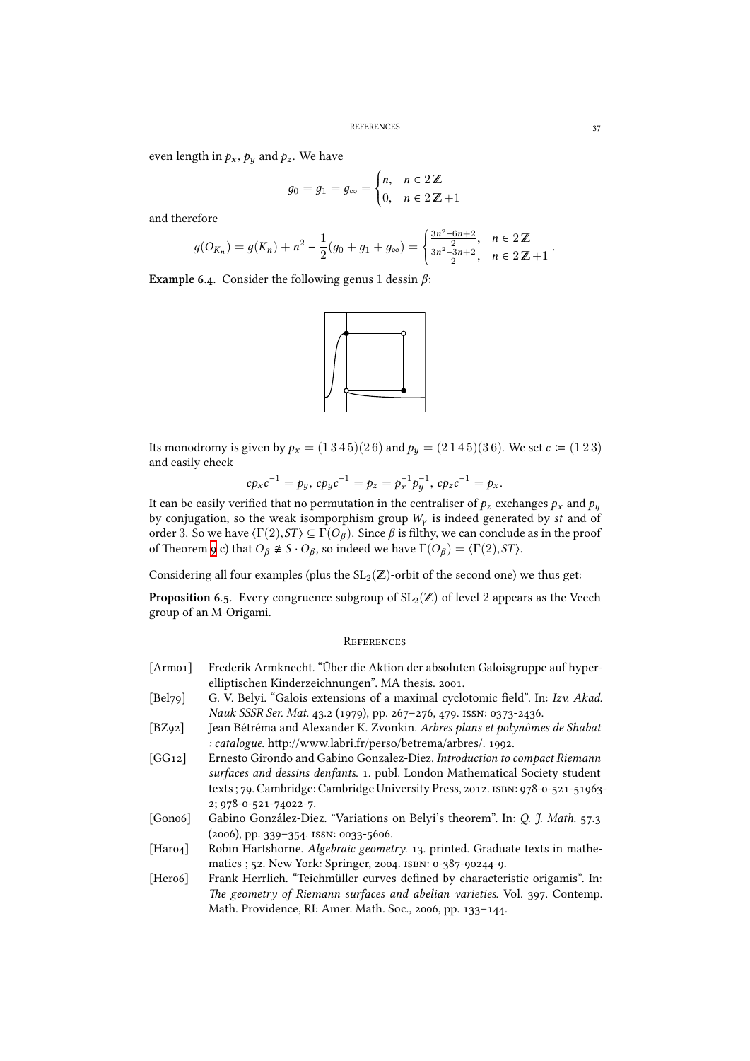even length in $p_x$, $p_y$ and $p_z$. We have

$$g_0 = g_1 = g_\infty = \begin{cases} n, & n \in 2\mathbb{Z} \\ 0, & n \in 2\mathbb{Z}+1 \end{cases}$$

and therefore

$$g(O_{K_n}) = g(K_n) + n^2 - \frac{1}{2}(g_0 + g_1 + g_\infty) = \begin{cases} \frac{3n^2-6n+2}{2}, & n \in 2\mathbb{Z} \\ \frac{3n^2-3n+2}{2}, & n \in 2\mathbb{Z}+1 \end{cases}.$$

**Example 6.4.** Consider the following genus 1 dessin $\beta$:

Its monodromy is given by $p_x = (1\,3\,4\,5)(2\,6)$ and $p_y = (2\,1\,4\,5)(3\,6)$. We set $c := (1\,2\,3)$ and easily check

$$cp_xc^{-1} = p_y,\ cp_yc^{-1} = p_z = p_x^{-1}p_y^{-1},\ cp_zc^{-1} = p_x.$$

It can be easily verified that no permutation in the centraliser of $p_z$ exchanges $p_x$ and $p_y$ by conjugation, so the weak isomporphism group $W_\gamma$ is indeed generated by $st$ and of order 3. So we have $\langle \Gamma(2), ST\rangle \subseteq \Gamma(O_\beta)$. Since $\beta$ is filthy, we can conclude as in the proof of Theorem 9 c) that $O_\beta \not\cong S \cdot O_\beta$, so indeed we have $\Gamma(O_\beta) = \langle \Gamma(2), ST\rangle$.

Considering all four examples (plus the $\mathrm{SL}_2(\mathbb{Z})$-orbit of the second one) we thus get:

**Proposition 6.5.** Every congruence subgroup of $\mathrm{SL}_2(\mathbb{Z})$ of level 2 appears as the Veech group of an M-Origami.

## References

- [Arm01] Frederik Armknecht. "Über die Aktion der absoluten Galoisgruppe auf hyperelliptischen Kinderzeichnungen". MA thesis. 2001.
- [Bel79] G. V. Belyi. "Galois extensions of a maximal cyclotomic field". In: *Izv. Akad. Nauk SSSR Ser. Mat.* 43.2 (1979), pp. 267–276, 479. ISSN: 0373-2436.
- [BZ92] Jean Bétréma and Alexander K. Zvonkin. *Arbres plans et polynômes de Shabat : catalogue.* http://www.labri.fr/perso/betrema/arbres/. 1992.
- [GG12] Ernesto Girondo and Gabino Gonzalez-Diez. *Introduction to compact Riemann surfaces and dessins denfants.* 1. publ. London Mathematical Society student texts ; 79. Cambridge: Cambridge University Press, 2012. ISBN: 978-0-521-51963-2; 978-0-521-74022-7.
- [Gon06] Gabino González-Diez. "Variations on Belyi's theorem". In: *Q. J. Math.* 57.3 (2006), pp. 339–354. ISSN: 0033-5606.
- [Har04] Robin Hartshorne. *Algebraic geometry.* 13. printed. Graduate texts in mathematics ; 52. New York: Springer, 2004. ISBN: 0-387-90244-9.
- [Her06] Frank Herrlich. "Teichmüller curves defined by characteristic origamis". In: *The geometry of Riemann surfaces and abelian varieties.* Vol. 397. Contemp. Math. Providence, RI: Amer. Math. Soc., 2006, pp. 133–144.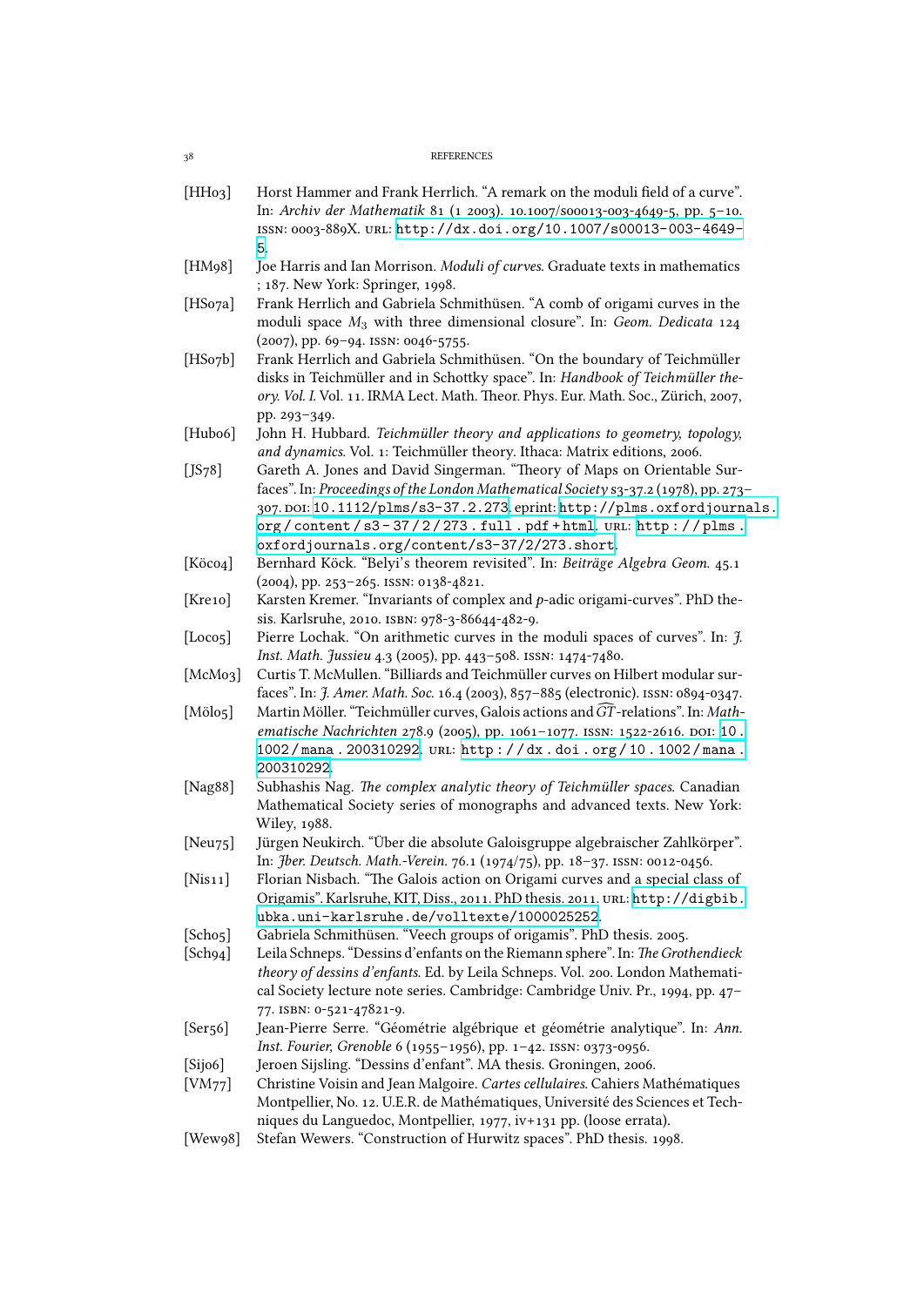[HH03] Horst Hammer and Frank Herrlich. "A remark on the moduli field of a curve". In: *Archiv der Mathematik* 81 (1 2003). 10.1007/s00013-003-4649-5, pp. 5–10. ISSN: 0003-889X. URL: http://dx.doi.org/10.1007/s00013-003-4649-5.

[HM98] Joe Harris and Ian Morrison. *Moduli of curves*. Graduate texts in mathematics ; 187. New York: Springer, 1998.

[HS07a] Frank Herrlich and Gabriela Schmithüsen. "A comb of origami curves in the moduli space $M_3$ with three dimensional closure". In: *Geom. Dedicata* 124 (2007), pp. 69–94. ISSN: 0046-5755.

[HS07b] Frank Herrlich and Gabriela Schmithüsen. "On the boundary of Teichmüller disks in Teichmüller and in Schottky space". In: *Handbook of Teichmüller theory. Vol. I*. Vol. 11. IRMA Lect. Math. Theor. Phys. Eur. Math. Soc., Zürich, 2007, pp. 293–349.

[Hub06] John H. Hubbard. *Teichmüller theory and applications to geometry, topology, and dynamics*. Vol. 1: Teichmüller theory. Ithaca: Matrix editions, 2006.

[JS78] Gareth A. Jones and David Singerman. "Theory of Maps on Orientable Surfaces". In: *Proceedings of the London Mathematical Society* s3-37.2 (1978), pp. 273–307. DOI: 10.1112/plms/s3-37.2.273. eprint: http://plms.oxfordjournals.org/content/s3-37/2/273.full.pdf+html. URL: http://plms.oxfordjournals.org/content/s3-37/2/273.short.

[Köc04] Bernhard Köck. "Belyi's theorem revisited". In: *Beiträge Algebra Geom.* 45.1 (2004), pp. 253–265. ISSN: 0138-4821.

[Kre10] Karsten Kremer. "Invariants of complex and $p$-adic origami-curves". PhD thesis. Karlsruhe, 2010. ISBN: 978-3-86644-482-9.

[Loc05] Pierre Lochak. "On arithmetic curves in the moduli spaces of curves". In: *J. Inst. Math. Jussieu* 4.3 (2005), pp. 443–508. ISSN: 1474-7480.

[McM03] Curtis T. McMullen. "Billiards and Teichmüller curves on Hilbert modular surfaces". In: *J. Amer. Math. Soc.* 16.4 (2003), 857–885 (electronic). ISSN: 0894-0347.

[Möl05] Martin Möller. "Teichmüller curves, Galois actions and $\widehat{GT}$-relations". In: *Mathematische Nachrichten* 278.9 (2005), pp. 1061–1077. ISSN: 1522-2616. DOI: 10.1002/mana.200310292. URL: http://dx.doi.org/10.1002/mana.200310292.

[Nag88] Subhashis Nag. *The complex analytic theory of Teichmüller spaces*. Canadian Mathematical Society series of monographs and advanced texts. New York: Wiley, 1988.

[Neu75] Jürgen Neukirch. "Über die absolute Galoisgruppe algebraischer Zahlkörper". In: *Jber. Deutsch. Math.-Verein.* 76.1 (1974/75), pp. 18–37. ISSN: 0012-0456.

[Nis11] Florian Nisbach. "The Galois action on Origami curves and a special class of Origamis". Karlsruhe, KIT, Diss., 2011. PhD thesis. 2011. URL: http://digbib.ubka.uni-karlsruhe.de/volltexte/1000025252.

[Sch05] Gabriela Schmithüsen. "Veech groups of origamis". PhD thesis. 2005.

[Sch94] Leila Schneps. "Dessins d'enfants on the Riemann sphere". In: *The Grothendieck theory of dessins d'enfants*. Ed. by Leila Schneps. Vol. 200. London Mathematical Society lecture note series. Cambridge: Cambridge Univ. Pr., 1994, pp. 47–77. ISBN: 0-521-47821-9.

[Ser56] Jean-Pierre Serre. "Géométrie algébrique et géométrie analytique". In: *Ann. Inst. Fourier, Grenoble* 6 (1955–1956), pp. 1–42. ISSN: 0373-0956.

[Sij06] Jeroen Sijsling. "Dessins d'enfant". MA thesis. Groningen, 2006.

[VM77] Christine Voisin and Jean Malgoire. *Cartes cellulaires*. Cahiers Mathématiques Montpellier, No. 12. U.E.R. de Mathématiques, Université des Sciences et Techniques du Languedoc, Montpellier, 1977, iv+131 pp. (loose errata).

[Wew98] Stefan Wewers. "Construction of Hurwitz spaces". PhD thesis. 1998.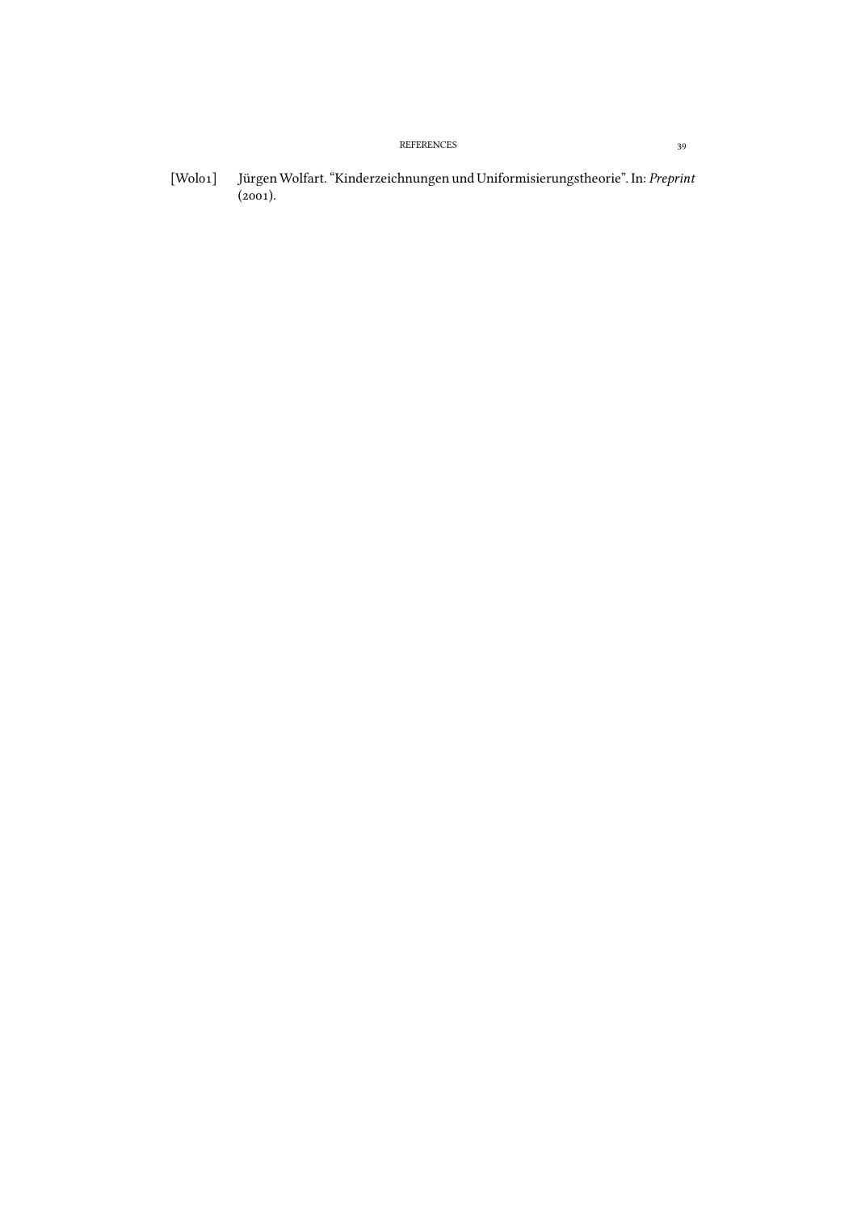[Wol01] Jürgen Wolfart. “Kinderzeichnungen und Uniformisierungstheorie”. In: *Preprint* (2001).